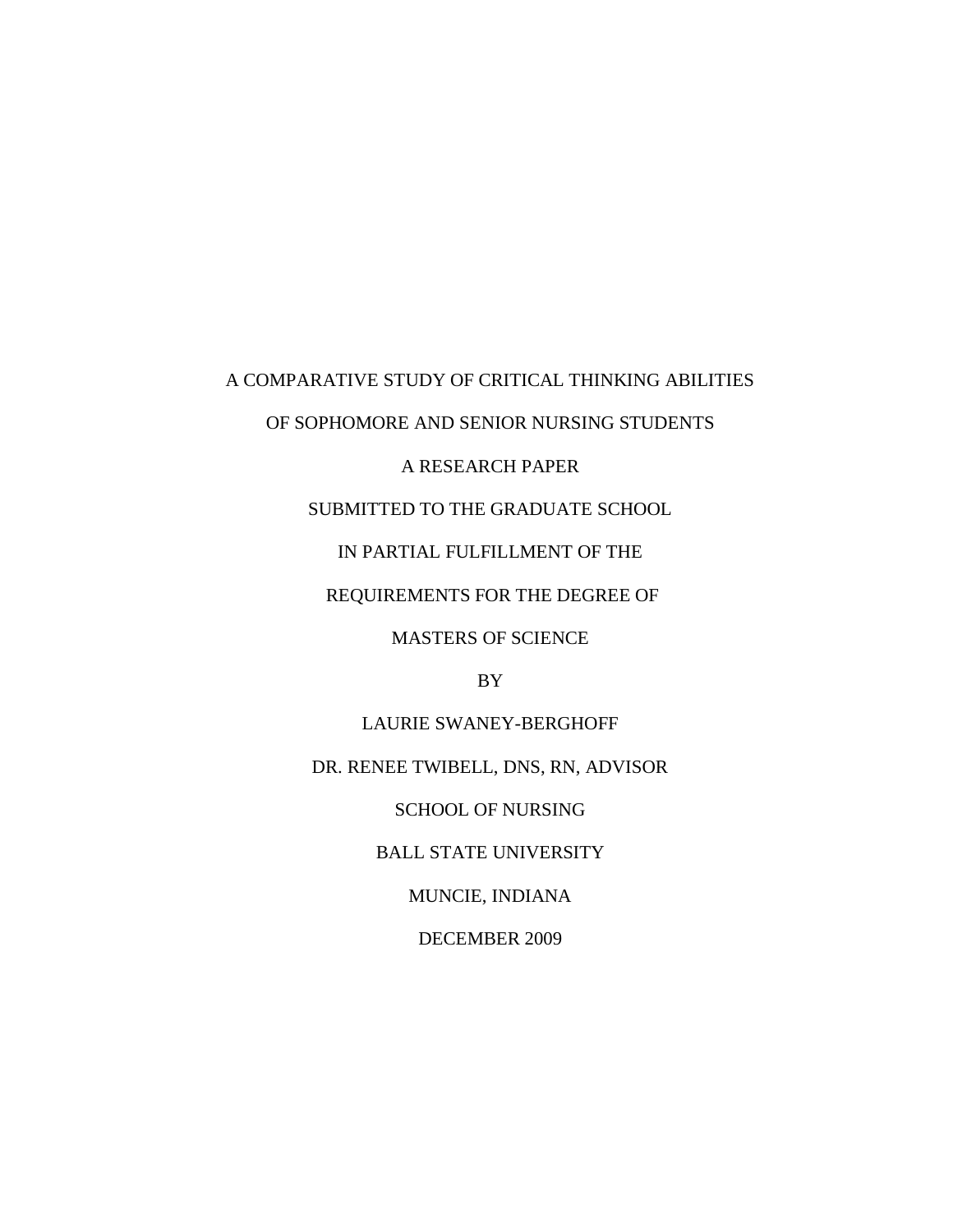A COMPARATIVE STUDY OF CRITICAL THINKING ABILITIES

OF SOPHOMORE AND SENIOR NURSING STUDENTS

A RESEARCH PAPER

SUBMITTED TO THE GRADUATE SCHOOL

IN PARTIAL FULFILLMENT OF THE

REQUIREMENTS FOR THE DEGREE OF

MASTERS OF SCIENCE

BY

LAURIE SWANEY-BERGHOFF

DR. RENEE TWIBELL, DNS, RN, ADVISOR

SCHOOL OF NURSING

BALL STATE UNIVERSITY

MUNCIE, INDIANA

DECEMBER 2009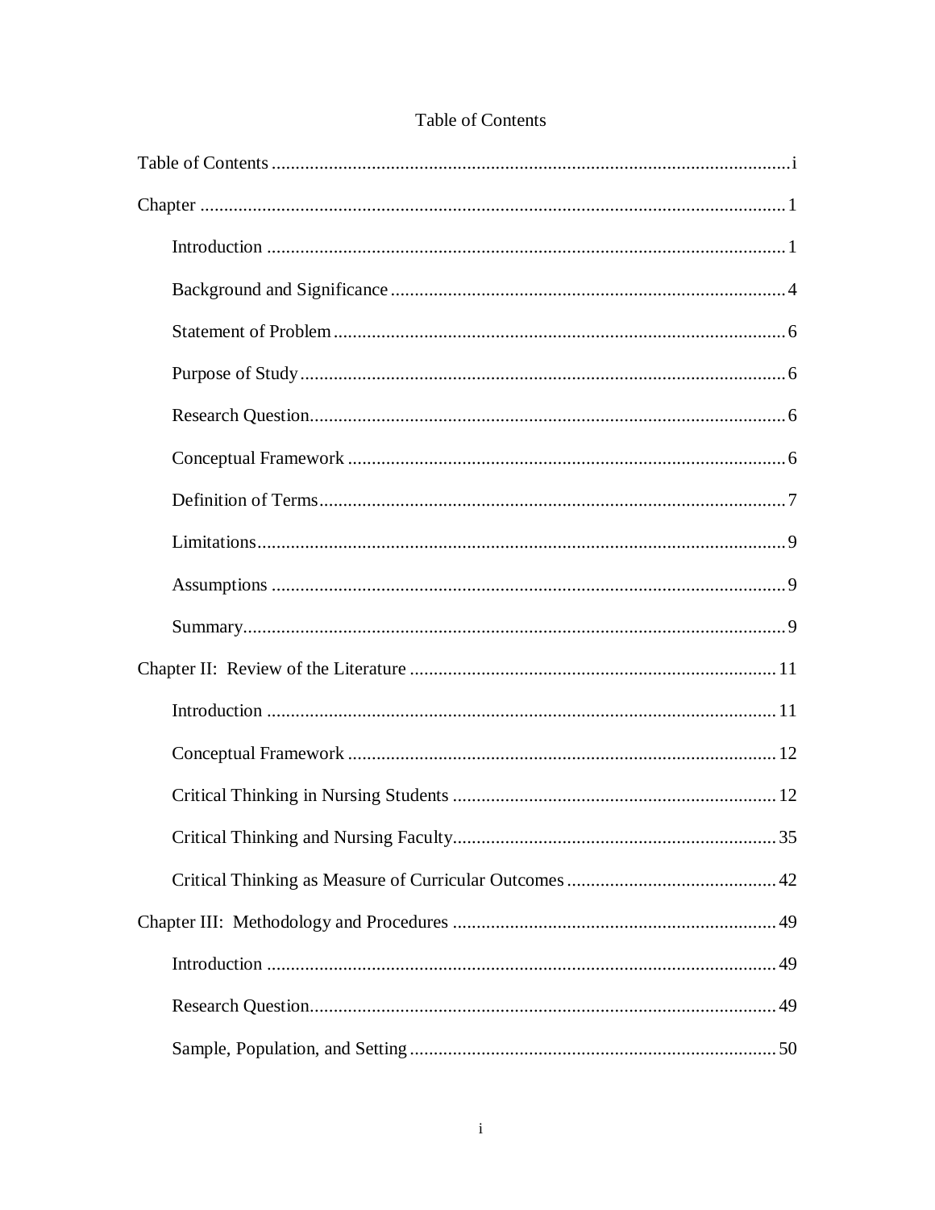# Table of Contents

Table of Contents ..... i

Chapter ..... 1

- Introduction ..... 1
- Background and Significance ..... 4
- Statement of Problem ..... 6
- Purpose of Study ..... 6
- Research Question ..... 6
- Conceptual Framework ..... 6
- Definition of Terms ..... 7
- Limitations ..... 9
- Assumptions ..... 9
- Summary ..... 9

Chapter II: Review of the Literature ..... 11

- Introduction ..... 11
- Conceptual Framework ..... 12
- Critical Thinking in Nursing Students ..... 12
- Critical Thinking and Nursing Faculty ..... 35
- Critical Thinking as Measure of Curricular Outcomes ..... 42

Chapter III: Methodology and Procedures ..... 49

- Introduction ..... 49
- Research Question ..... 49
- Sample, Population, and Setting ..... 50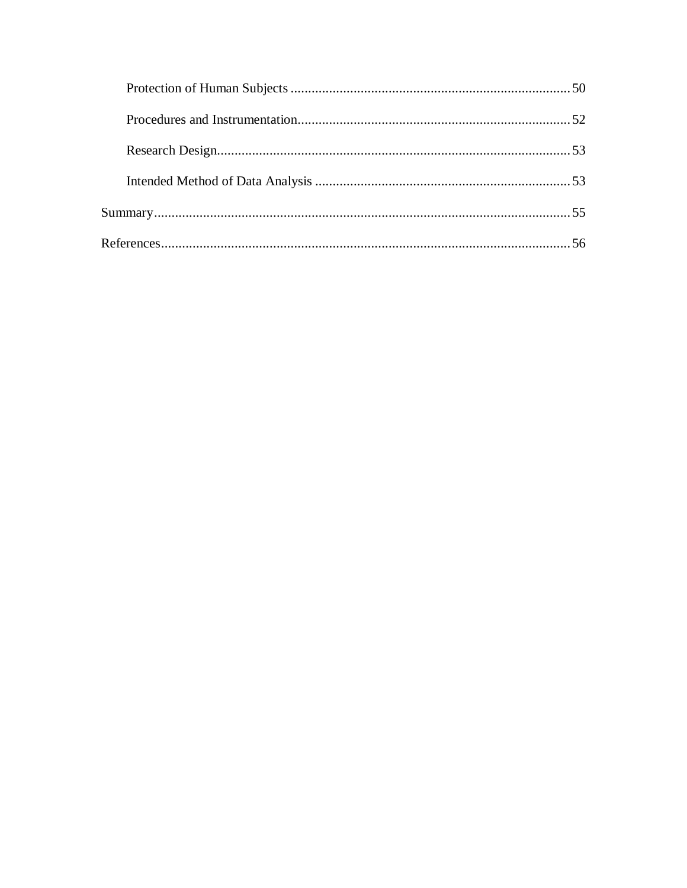Protection of Human Subjects ........................................................................ 50

Procedures and Instrumentation...................................................................... 52

Research Design............................................................................................. 53

Intended Method of Data Analysis ................................................................. 53

Summary............................................................................................................... 55

References............................................................................................................. 56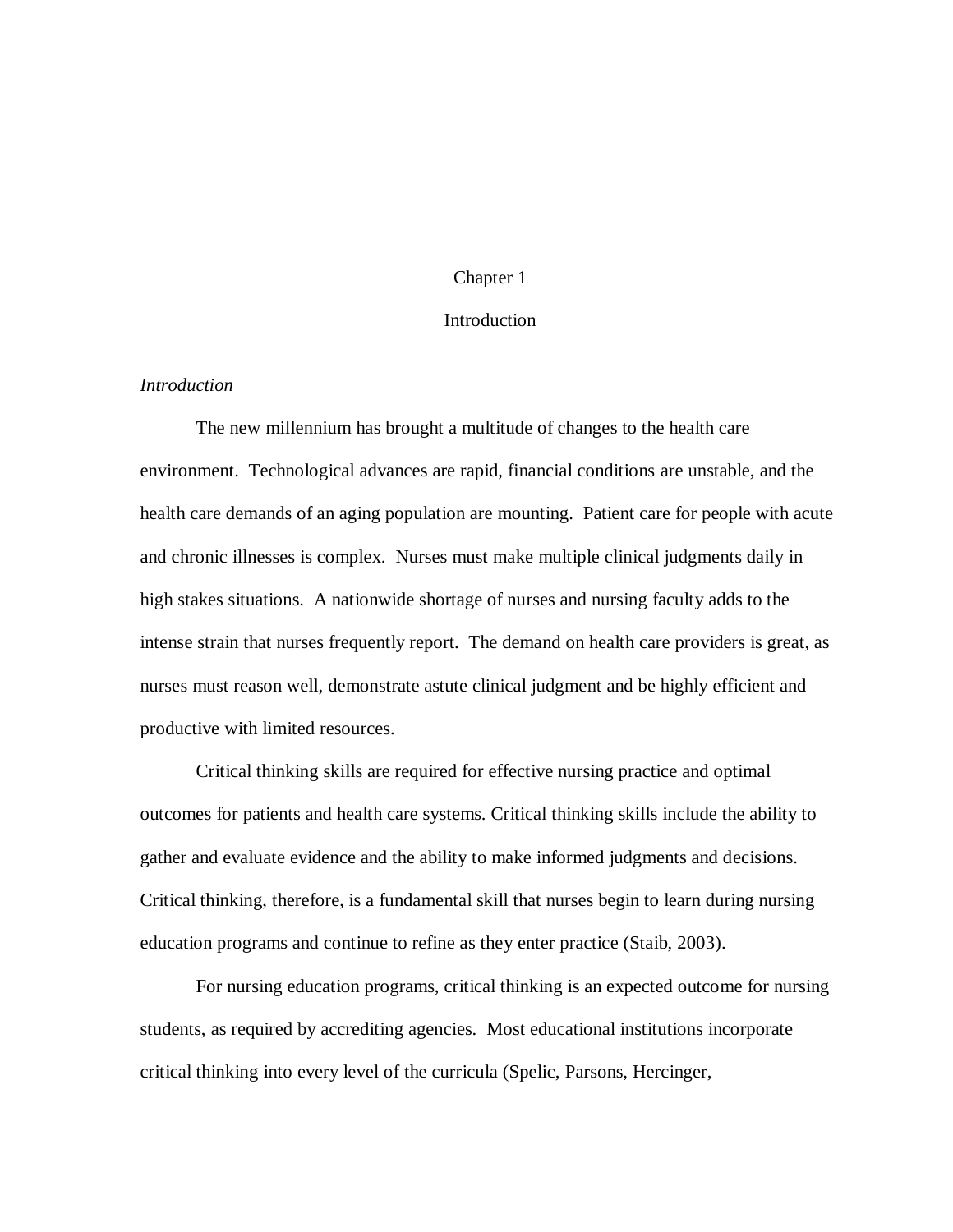# Chapter 1

# Introduction

*Introduction*

The new millennium has brought a multitude of changes to the health care environment. Technological advances are rapid, financial conditions are unstable, and the health care demands of an aging population are mounting. Patient care for people with acute and chronic illnesses is complex. Nurses must make multiple clinical judgments daily in high stakes situations. A nationwide shortage of nurses and nursing faculty adds to the intense strain that nurses frequently report. The demand on health care providers is great, as nurses must reason well, demonstrate astute clinical judgment and be highly efficient and productive with limited resources.

Critical thinking skills are required for effective nursing practice and optimal outcomes for patients and health care systems. Critical thinking skills include the ability to gather and evaluate evidence and the ability to make informed judgments and decisions. Critical thinking, therefore, is a fundamental skill that nurses begin to learn during nursing education programs and continue to refine as they enter practice (Staib, 2003).

For nursing education programs, critical thinking is an expected outcome for nursing students, as required by accrediting agencies. Most educational institutions incorporate critical thinking into every level of the curricula (Spelic, Parsons, Hercinger,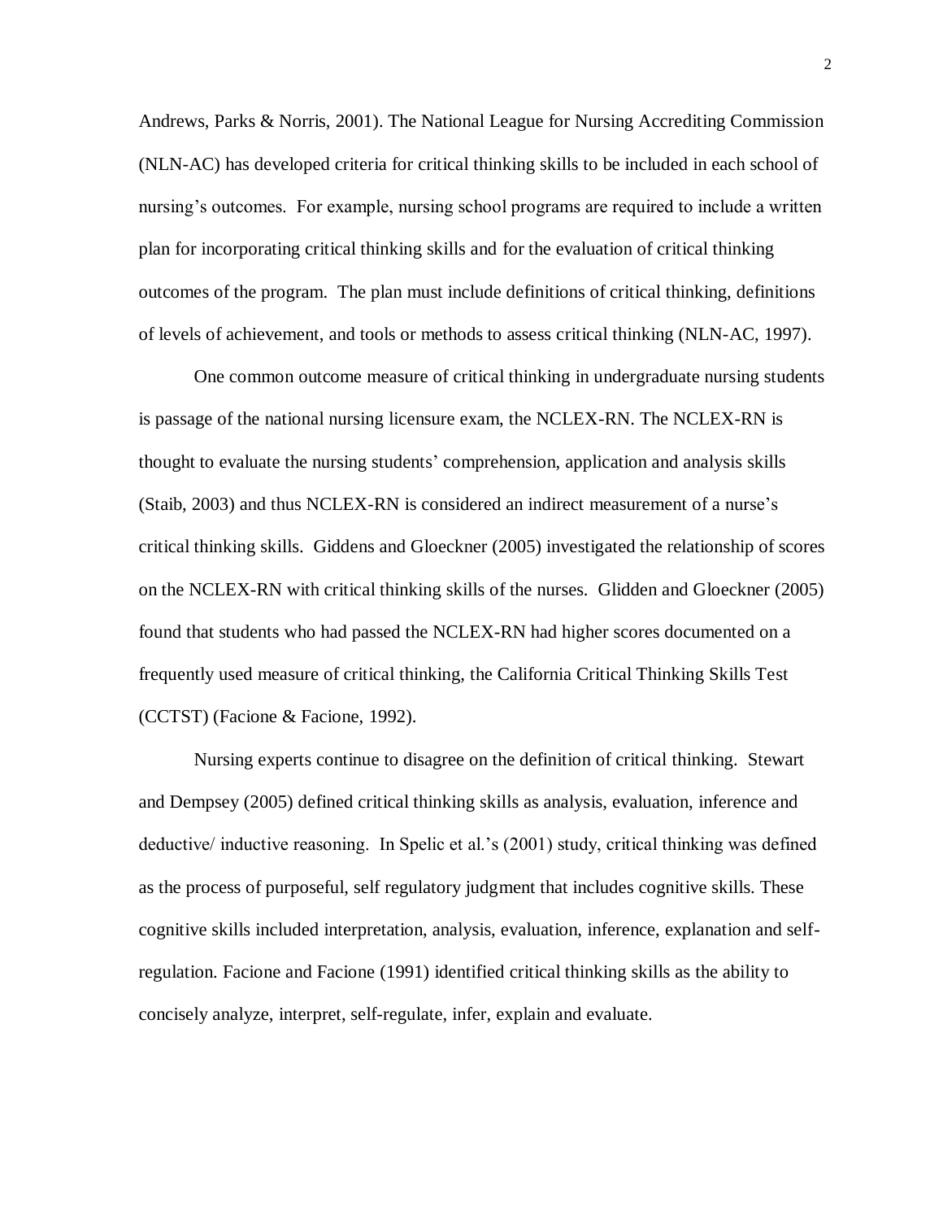Andrews, Parks & Norris, 2001). The National League for Nursing Accrediting Commission (NLN-AC) has developed criteria for critical thinking skills to be included in each school of nursing's outcomes. For example, nursing school programs are required to include a written plan for incorporating critical thinking skills and for the evaluation of critical thinking outcomes of the program. The plan must include definitions of critical thinking, definitions of levels of achievement, and tools or methods to assess critical thinking (NLN-AC, 1997).

One common outcome measure of critical thinking in undergraduate nursing students is passage of the national nursing licensure exam, the NCLEX-RN. The NCLEX-RN is thought to evaluate the nursing students' comprehension, application and analysis skills (Staib, 2003) and thus NCLEX-RN is considered an indirect measurement of a nurse's critical thinking skills. Giddens and Gloeckner (2005) investigated the relationship of scores on the NCLEX-RN with critical thinking skills of the nurses. Glidden and Gloeckner (2005) found that students who had passed the NCLEX-RN had higher scores documented on a frequently used measure of critical thinking, the California Critical Thinking Skills Test (CCTST) (Facione & Facione, 1992).

Nursing experts continue to disagree on the definition of critical thinking. Stewart and Dempsey (2005) defined critical thinking skills as analysis, evaluation, inference and deductive/ inductive reasoning. In Spelic et al.'s (2001) study, critical thinking was defined as the process of purposeful, self regulatory judgment that includes cognitive skills. These cognitive skills included interpretation, analysis, evaluation, inference, explanation and self-regulation. Facione and Facione (1991) identified critical thinking skills as the ability to concisely analyze, interpret, self-regulate, infer, explain and evaluate.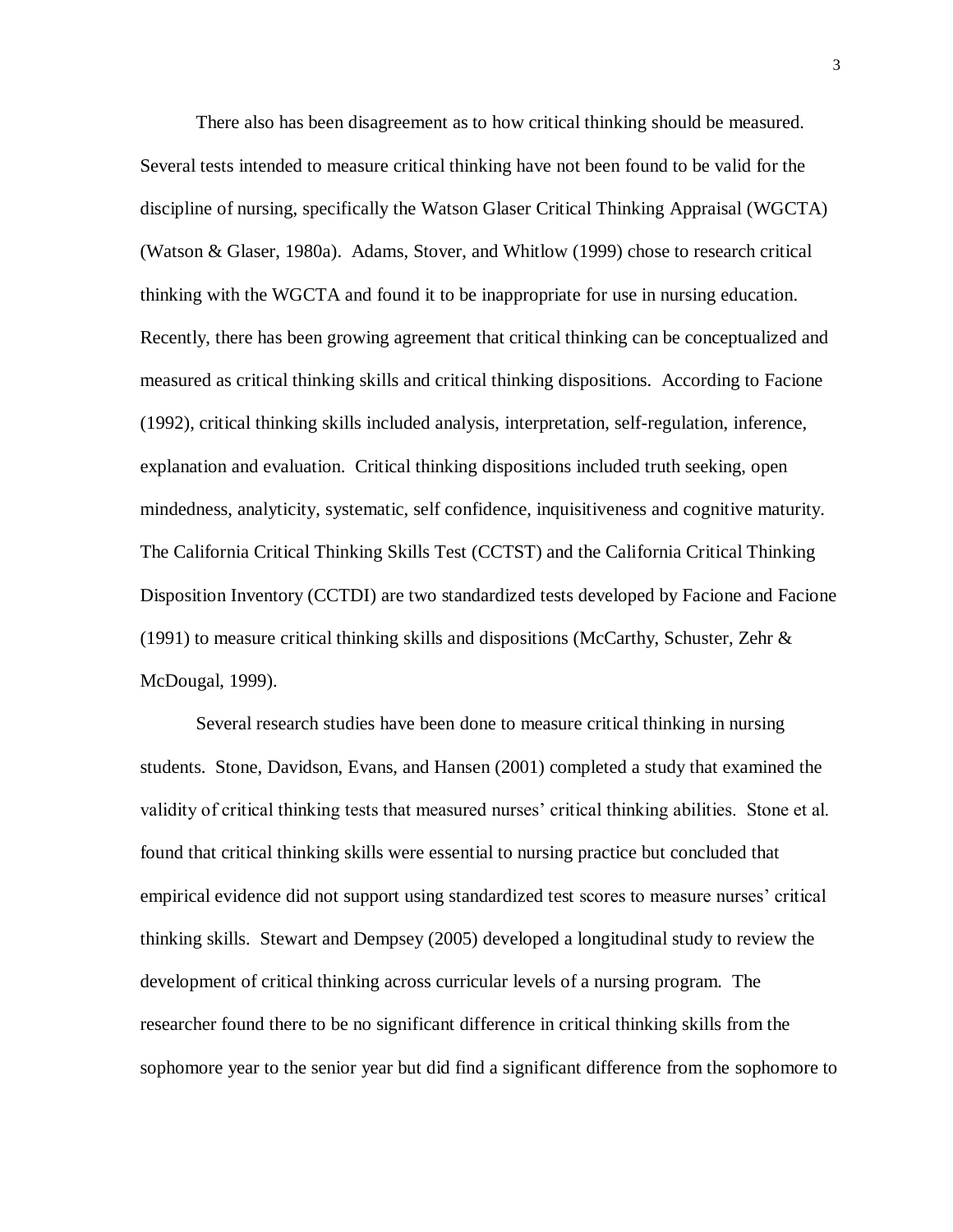There also has been disagreement as to how critical thinking should be measured. Several tests intended to measure critical thinking have not been found to be valid for the discipline of nursing, specifically the Watson Glaser Critical Thinking Appraisal (WGCTA) (Watson & Glaser, 1980a). Adams, Stover, and Whitlow (1999) chose to research critical thinking with the WGCTA and found it to be inappropriate for use in nursing education. Recently, there has been growing agreement that critical thinking can be conceptualized and measured as critical thinking skills and critical thinking dispositions. According to Facione (1992), critical thinking skills included analysis, interpretation, self-regulation, inference, explanation and evaluation. Critical thinking dispositions included truth seeking, open mindedness, analyticity, systematic, self confidence, inquisitiveness and cognitive maturity. The California Critical Thinking Skills Test (CCTST) and the California Critical Thinking Disposition Inventory (CCTDI) are two standardized tests developed by Facione and Facione (1991) to measure critical thinking skills and dispositions (McCarthy, Schuster, Zehr & McDougal, 1999).

Several research studies have been done to measure critical thinking in nursing students. Stone, Davidson, Evans, and Hansen (2001) completed a study that examined the validity of critical thinking tests that measured nurses' critical thinking abilities. Stone et al. found that critical thinking skills were essential to nursing practice but concluded that empirical evidence did not support using standardized test scores to measure nurses' critical thinking skills. Stewart and Dempsey (2005) developed a longitudinal study to review the development of critical thinking across curricular levels of a nursing program. The researcher found there to be no significant difference in critical thinking skills from the sophomore year to the senior year but did find a significant difference from the sophomore to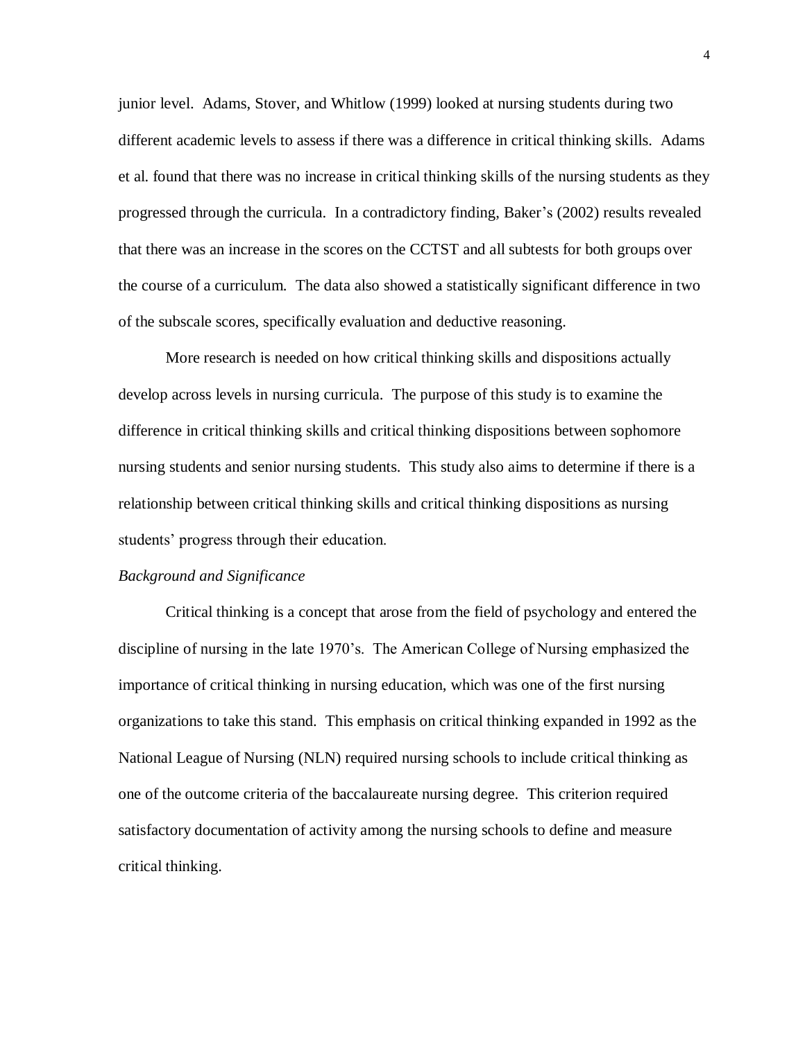junior level. Adams, Stover, and Whitlow (1999) looked at nursing students during two different academic levels to assess if there was a difference in critical thinking skills. Adams et al. found that there was no increase in critical thinking skills of the nursing students as they progressed through the curricula. In a contradictory finding, Baker's (2002) results revealed that there was an increase in the scores on the CCTST and all subtests for both groups over the course of a curriculum. The data also showed a statistically significant difference in two of the subscale scores, specifically evaluation and deductive reasoning.

More research is needed on how critical thinking skills and dispositions actually develop across levels in nursing curricula. The purpose of this study is to examine the difference in critical thinking skills and critical thinking dispositions between sophomore nursing students and senior nursing students. This study also aims to determine if there is a relationship between critical thinking skills and critical thinking dispositions as nursing students' progress through their education.

*Background and Significance*

Critical thinking is a concept that arose from the field of psychology and entered the discipline of nursing in the late 1970's. The American College of Nursing emphasized the importance of critical thinking in nursing education, which was one of the first nursing organizations to take this stand. This emphasis on critical thinking expanded in 1992 as the National League of Nursing (NLN) required nursing schools to include critical thinking as one of the outcome criteria of the baccalaureate nursing degree. This criterion required satisfactory documentation of activity among the nursing schools to define and measure critical thinking.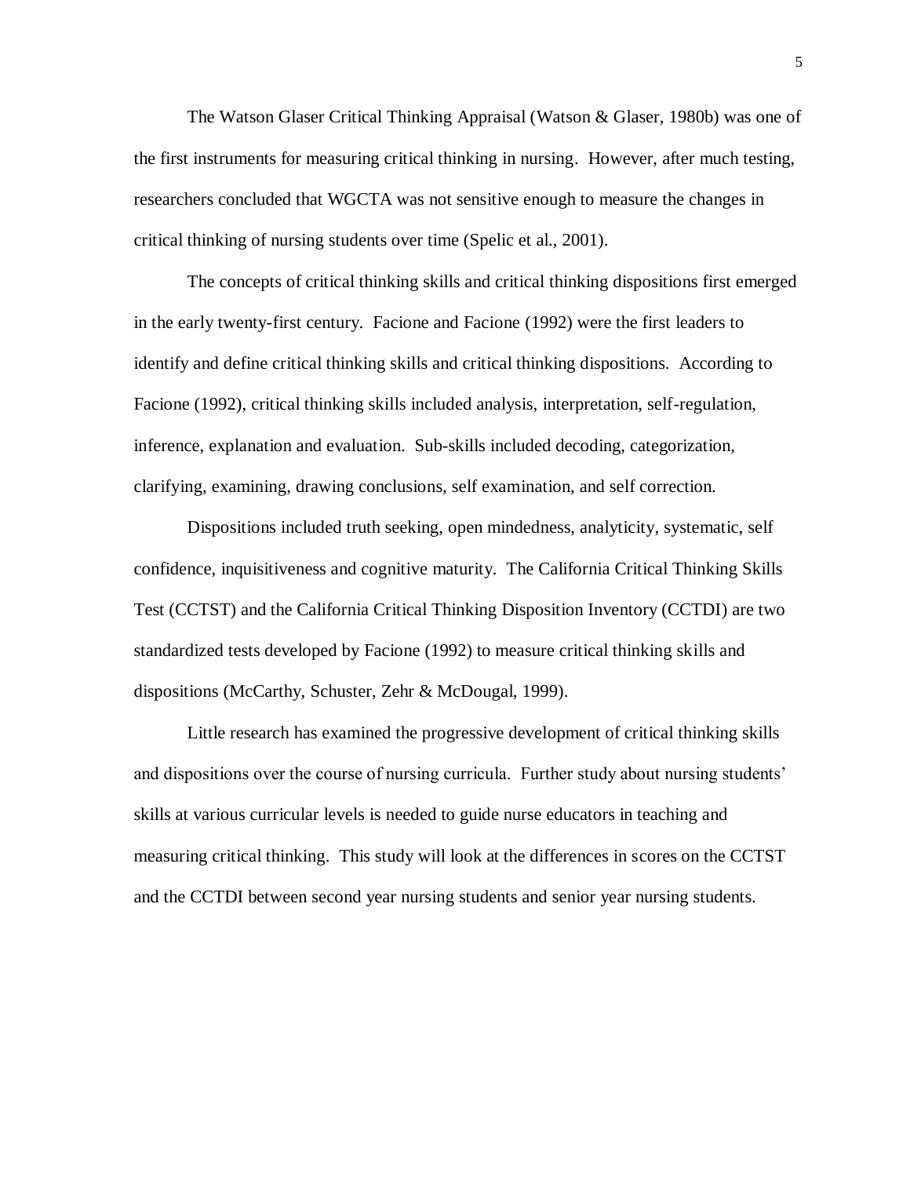The Watson Glaser Critical Thinking Appraisal (Watson & Glaser, 1980b) was one of the first instruments for measuring critical thinking in nursing. However, after much testing, researchers concluded that WGCTA was not sensitive enough to measure the changes in critical thinking of nursing students over time (Spelic et al., 2001).

The concepts of critical thinking skills and critical thinking dispositions first emerged in the early twenty-first century. Facione and Facione (1992) were the first leaders to identify and define critical thinking skills and critical thinking dispositions. According to Facione (1992), critical thinking skills included analysis, interpretation, self-regulation, inference, explanation and evaluation. Sub-skills included decoding, categorization, clarifying, examining, drawing conclusions, self examination, and self correction.

Dispositions included truth seeking, open mindedness, analyticity, systematic, self confidence, inquisitiveness and cognitive maturity. The California Critical Thinking Skills Test (CCTST) and the California Critical Thinking Disposition Inventory (CCTDI) are two standardized tests developed by Facione (1992) to measure critical thinking skills and dispositions (McCarthy, Schuster, Zehr & McDougal, 1999).

Little research has examined the progressive development of critical thinking skills and dispositions over the course of nursing curricula. Further study about nursing students' skills at various curricular levels is needed to guide nurse educators in teaching and measuring critical thinking. This study will look at the differences in scores on the CCTST and the CCTDI between second year nursing students and senior year nursing students.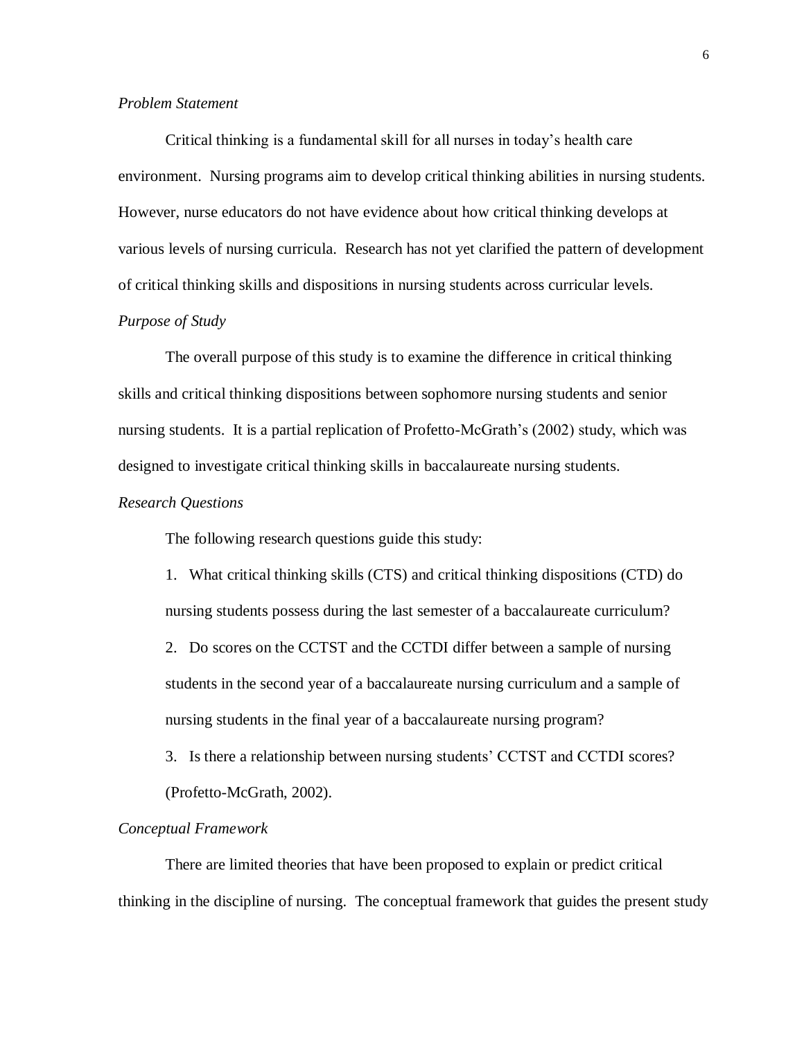### *Problem Statement*

Critical thinking is a fundamental skill for all nurses in today's health care environment. Nursing programs aim to develop critical thinking abilities in nursing students. However, nurse educators do not have evidence about how critical thinking develops at various levels of nursing curricula. Research has not yet clarified the pattern of development of critical thinking skills and dispositions in nursing students across curricular levels.

### *Purpose of Study*

The overall purpose of this study is to examine the difference in critical thinking skills and critical thinking dispositions between sophomore nursing students and senior nursing students. It is a partial replication of Profetto-McGrath's (2002) study, which was designed to investigate critical thinking skills in baccalaureate nursing students.

### *Research Questions*

The following research questions guide this study:

1. What critical thinking skills (CTS) and critical thinking dispositions (CTD) do nursing students possess during the last semester of a baccalaureate curriculum?
2. Do scores on the CCTST and the CCTDI differ between a sample of nursing students in the second year of a baccalaureate nursing curriculum and a sample of nursing students in the final year of a baccalaureate nursing program?
3. Is there a relationship between nursing students' CCTST and CCTDI scores? (Profetto-McGrath, 2002).

### *Conceptual Framework*

There are limited theories that have been proposed to explain or predict critical thinking in the discipline of nursing. The conceptual framework that guides the present study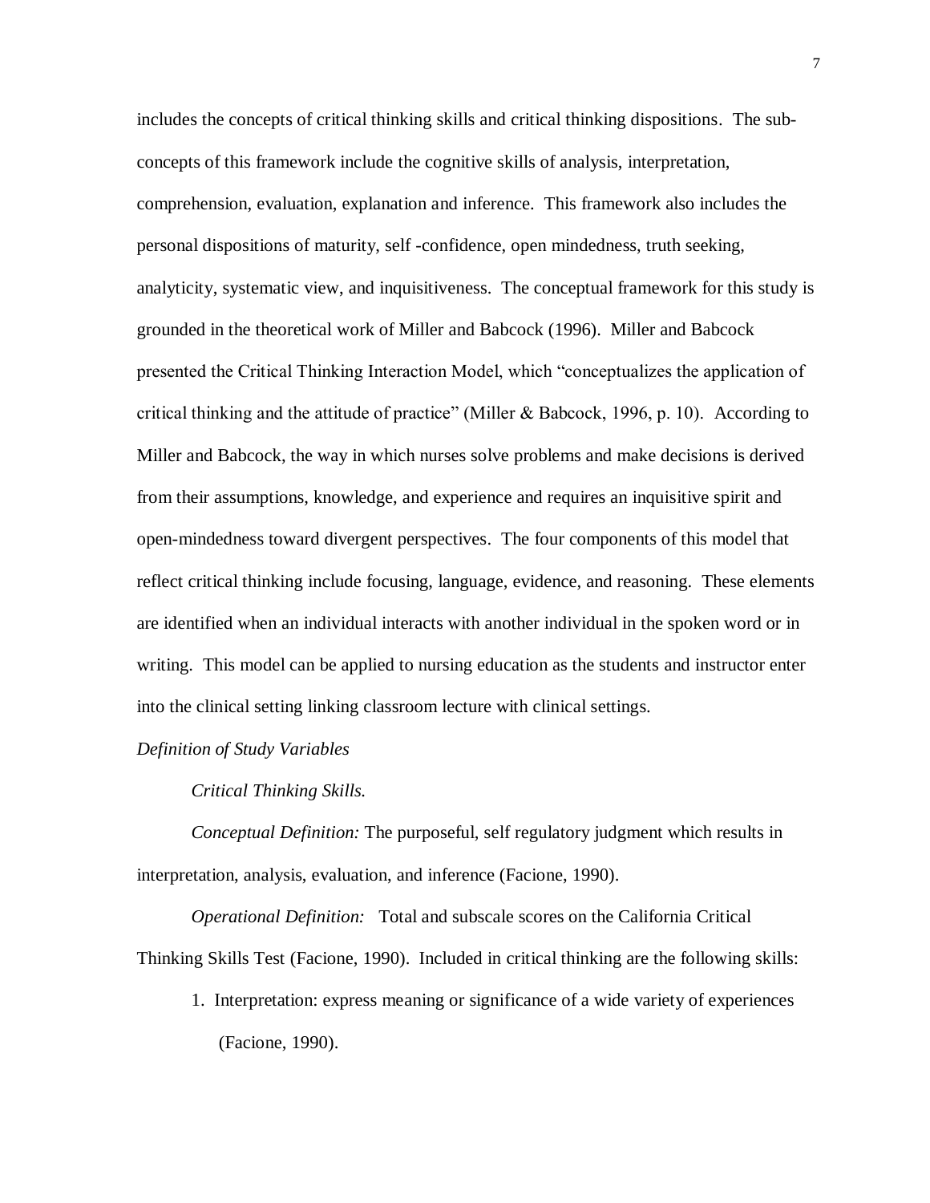includes the concepts of critical thinking skills and critical thinking dispositions. The sub-concepts of this framework include the cognitive skills of analysis, interpretation, comprehension, evaluation, explanation and inference. This framework also includes the personal dispositions of maturity, self -confidence, open mindedness, truth seeking, analyticity, systematic view, and inquisitiveness. The conceptual framework for this study is grounded in the theoretical work of Miller and Babcock (1996). Miller and Babcock presented the Critical Thinking Interaction Model, which "conceptualizes the application of critical thinking and the attitude of practice" (Miller & Babcock, 1996, p. 10). According to Miller and Babcock, the way in which nurses solve problems and make decisions is derived from their assumptions, knowledge, and experience and requires an inquisitive spirit and open-mindedness toward divergent perspectives. The four components of this model that reflect critical thinking include focusing, language, evidence, and reasoning. These elements are identified when an individual interacts with another individual in the spoken word or in writing. This model can be applied to nursing education as the students and instructor enter into the clinical setting linking classroom lecture with clinical settings.

*Definition of Study Variables*

*Critical Thinking Skills.*

*Conceptual Definition:* The purposeful, self regulatory judgment which results in interpretation, analysis, evaluation, and inference (Facione, 1990).

*Operational Definition:* Total and subscale scores on the California Critical Thinking Skills Test (Facione, 1990). Included in critical thinking are the following skills:

1. Interpretation: express meaning or significance of a wide variety of experiences (Facione, 1990).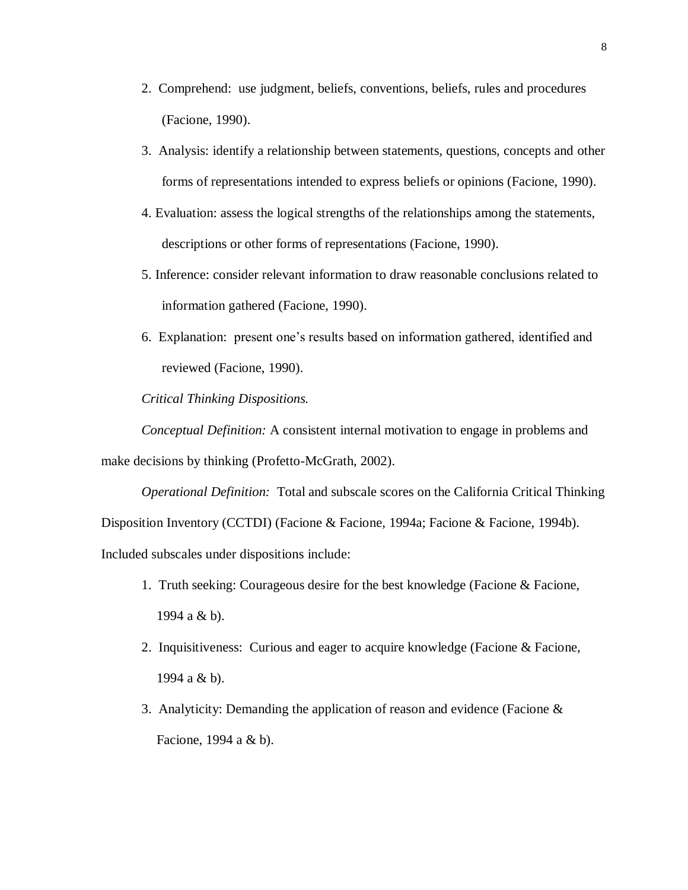2. Comprehend: use judgment, beliefs, conventions, beliefs, rules and procedures (Facione, 1990).
3. Analysis: identify a relationship between statements, questions, concepts and other forms of representations intended to express beliefs or opinions (Facione, 1990).
4. Evaluation: assess the logical strengths of the relationships among the statements, descriptions or other forms of representations (Facione, 1990).
5. Inference: consider relevant information to draw reasonable conclusions related to information gathered (Facione, 1990).
6. Explanation: present one's results based on information gathered, identified and reviewed (Facione, 1990).

*Critical Thinking Dispositions.*

*Conceptual Definition:* A consistent internal motivation to engage in problems and make decisions by thinking (Profetto-McGrath, 2002).

*Operational Definition:* Total and subscale scores on the California Critical Thinking Disposition Inventory (CCTDI) (Facione & Facione, 1994a; Facione & Facione, 1994b). Included subscales under dispositions include:

1. Truth seeking: Courageous desire for the best knowledge (Facione & Facione, 1994 a & b).
2. Inquisitiveness: Curious and eager to acquire knowledge (Facione & Facione, 1994 a & b).
3. Analyticity: Demanding the application of reason and evidence (Facione & Facione, 1994 a & b).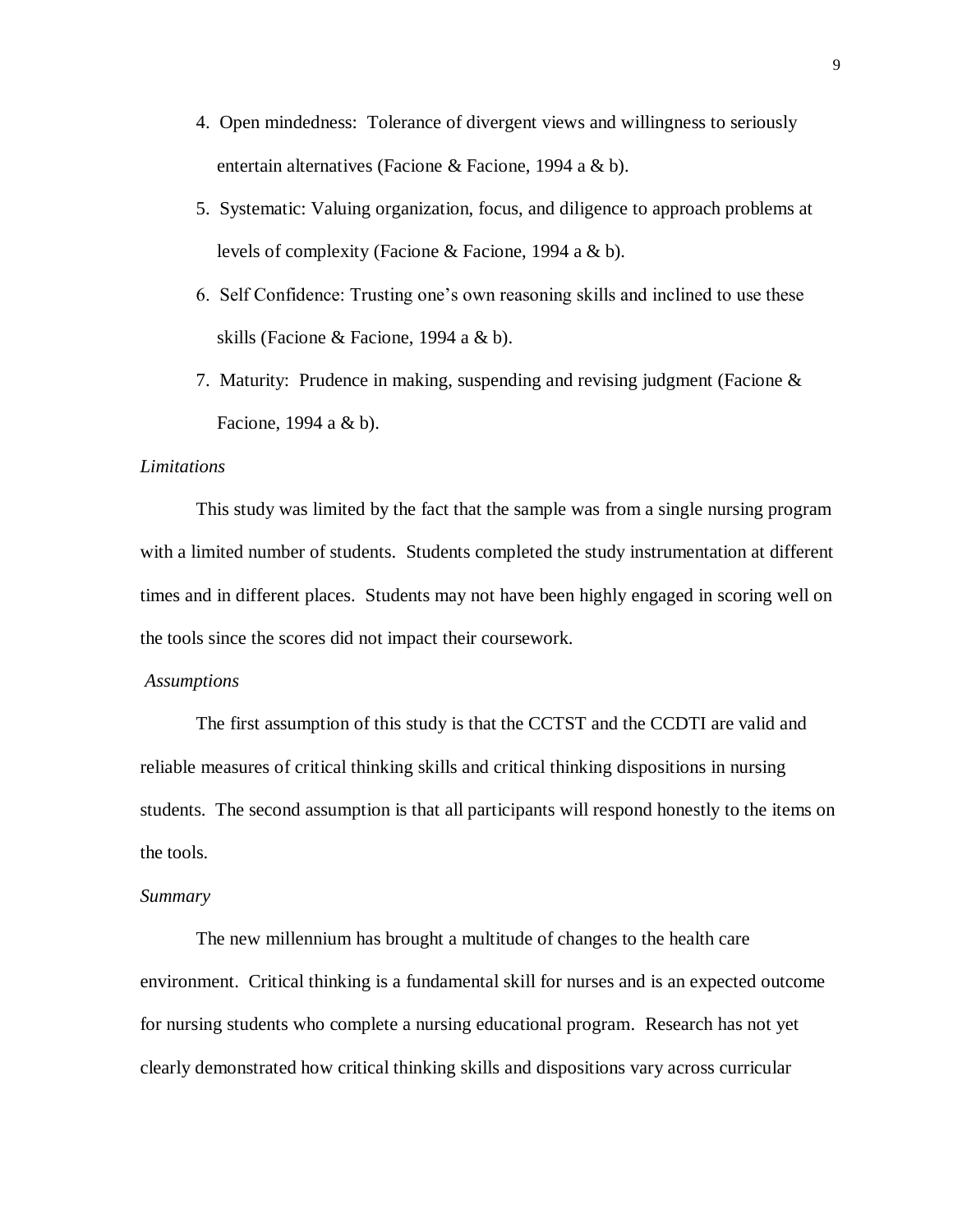4. Open mindedness: Tolerance of divergent views and willingness to seriously entertain alternatives (Facione & Facione, 1994 a & b).
5. Systematic: Valuing organization, focus, and diligence to approach problems at levels of complexity (Facione & Facione, 1994 a & b).
6. Self Confidence: Trusting one's own reasoning skills and inclined to use these skills (Facione & Facione, 1994 a & b).
7. Maturity: Prudence in making, suspending and revising judgment (Facione & Facione, 1994 a & b).

*Limitations*

This study was limited by the fact that the sample was from a single nursing program with a limited number of students. Students completed the study instrumentation at different times and in different places. Students may not have been highly engaged in scoring well on the tools since the scores did not impact their coursework.

*Assumptions*

The first assumption of this study is that the CCTST and the CCDTI are valid and reliable measures of critical thinking skills and critical thinking dispositions in nursing students. The second assumption is that all participants will respond honestly to the items on the tools.

*Summary*

The new millennium has brought a multitude of changes to the health care environment. Critical thinking is a fundamental skill for nurses and is an expected outcome for nursing students who complete a nursing educational program. Research has not yet clearly demonstrated how critical thinking skills and dispositions vary across curricular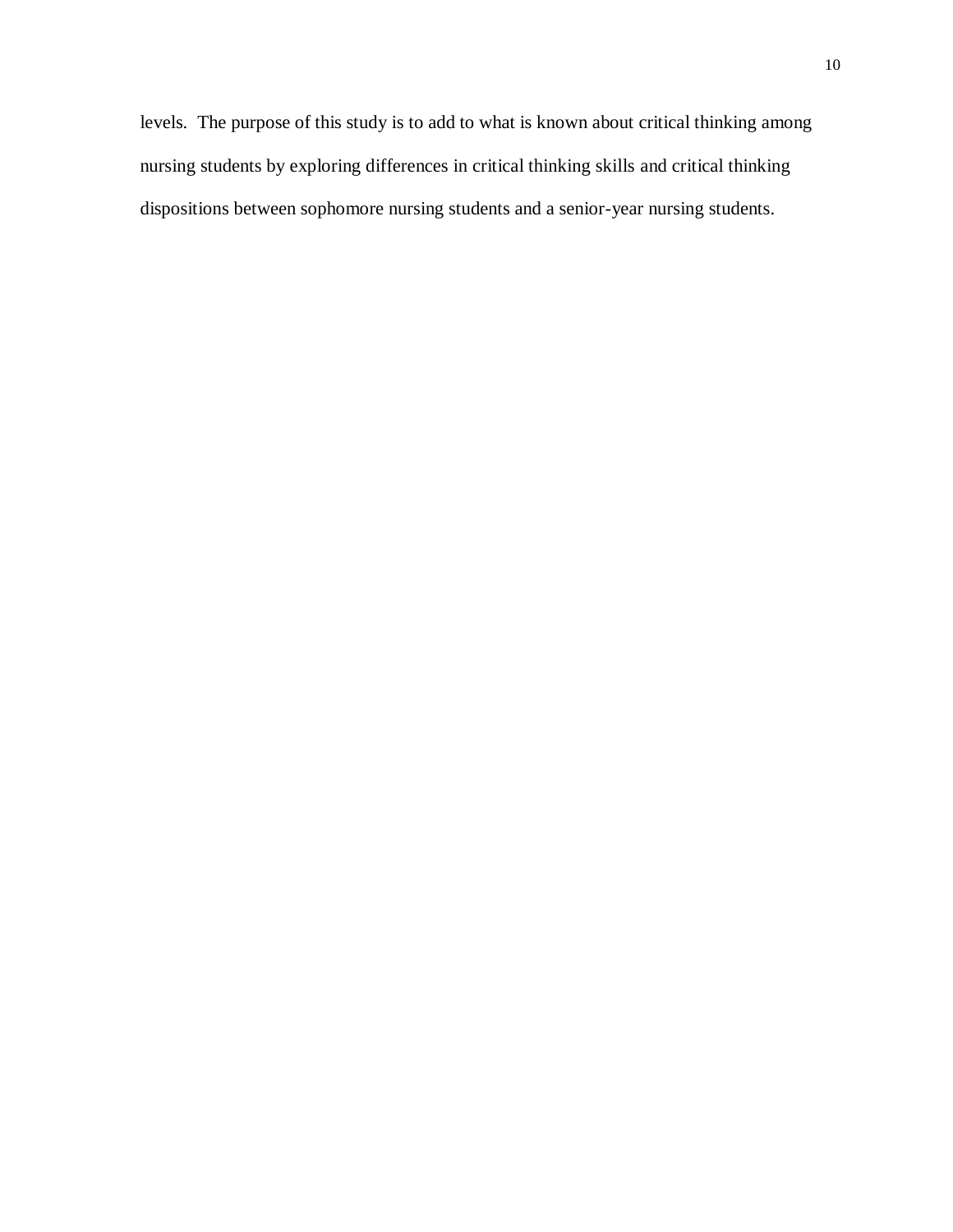levels. The purpose of this study is to add to what is known about critical thinking among nursing students by exploring differences in critical thinking skills and critical thinking dispositions between sophomore nursing students and a senior-year nursing students.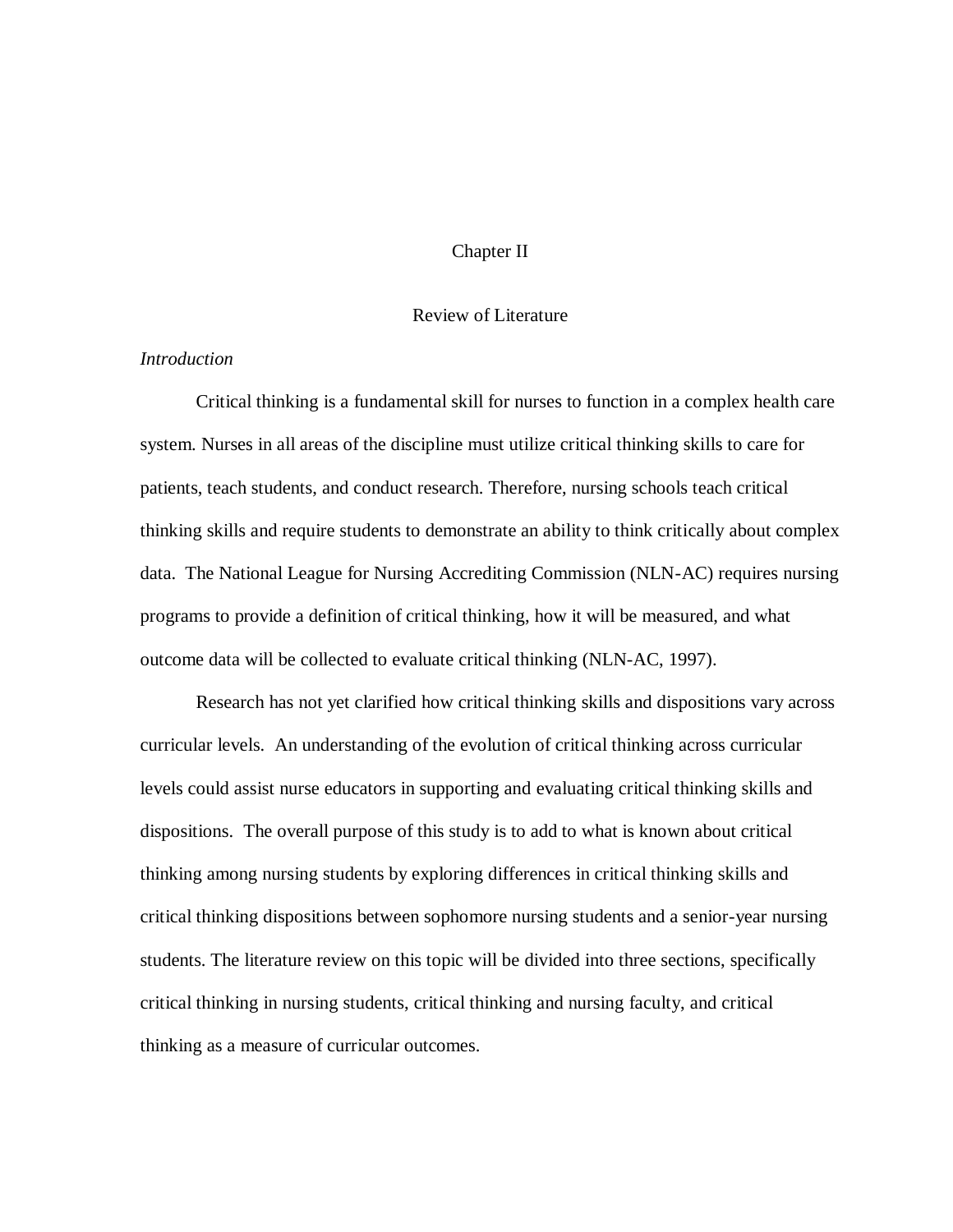# Chapter II

## Review of Literature

### *Introduction*

Critical thinking is a fundamental skill for nurses to function in a complex health care system. Nurses in all areas of the discipline must utilize critical thinking skills to care for patients, teach students, and conduct research. Therefore, nursing schools teach critical thinking skills and require students to demonstrate an ability to think critically about complex data. The National League for Nursing Accrediting Commission (NLN-AC) requires nursing programs to provide a definition of critical thinking, how it will be measured, and what outcome data will be collected to evaluate critical thinking (NLN-AC, 1997).

Research has not yet clarified how critical thinking skills and dispositions vary across curricular levels. An understanding of the evolution of critical thinking across curricular levels could assist nurse educators in supporting and evaluating critical thinking skills and dispositions. The overall purpose of this study is to add to what is known about critical thinking among nursing students by exploring differences in critical thinking skills and critical thinking dispositions between sophomore nursing students and a senior-year nursing students. The literature review on this topic will be divided into three sections, specifically critical thinking in nursing students, critical thinking and nursing faculty, and critical thinking as a measure of curricular outcomes.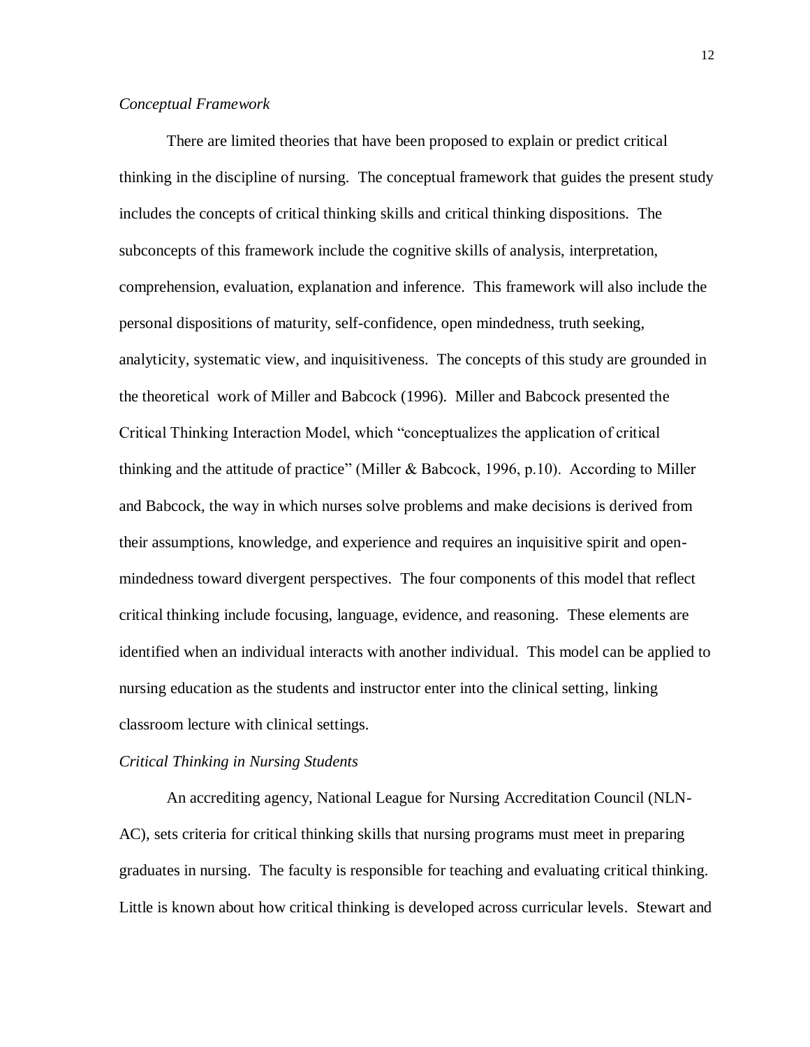*Conceptual Framework*

There are limited theories that have been proposed to explain or predict critical thinking in the discipline of nursing. The conceptual framework that guides the present study includes the concepts of critical thinking skills and critical thinking dispositions. The subconcepts of this framework include the cognitive skills of analysis, interpretation, comprehension, evaluation, explanation and inference. This framework will also include the personal dispositions of maturity, self-confidence, open mindedness, truth seeking, analyticity, systematic view, and inquisitiveness. The concepts of this study are grounded in the theoretical work of Miller and Babcock (1996). Miller and Babcock presented the Critical Thinking Interaction Model, which "conceptualizes the application of critical thinking and the attitude of practice" (Miller & Babcock, 1996, p.10). According to Miller and Babcock, the way in which nurses solve problems and make decisions is derived from their assumptions, knowledge, and experience and requires an inquisitive spirit and open-mindedness toward divergent perspectives. The four components of this model that reflect critical thinking include focusing, language, evidence, and reasoning. These elements are identified when an individual interacts with another individual. This model can be applied to nursing education as the students and instructor enter into the clinical setting, linking classroom lecture with clinical settings.

*Critical Thinking in Nursing Students*

An accrediting agency, National League for Nursing Accreditation Council (NLN-AC), sets criteria for critical thinking skills that nursing programs must meet in preparing graduates in nursing. The faculty is responsible for teaching and evaluating critical thinking. Little is known about how critical thinking is developed across curricular levels. Stewart and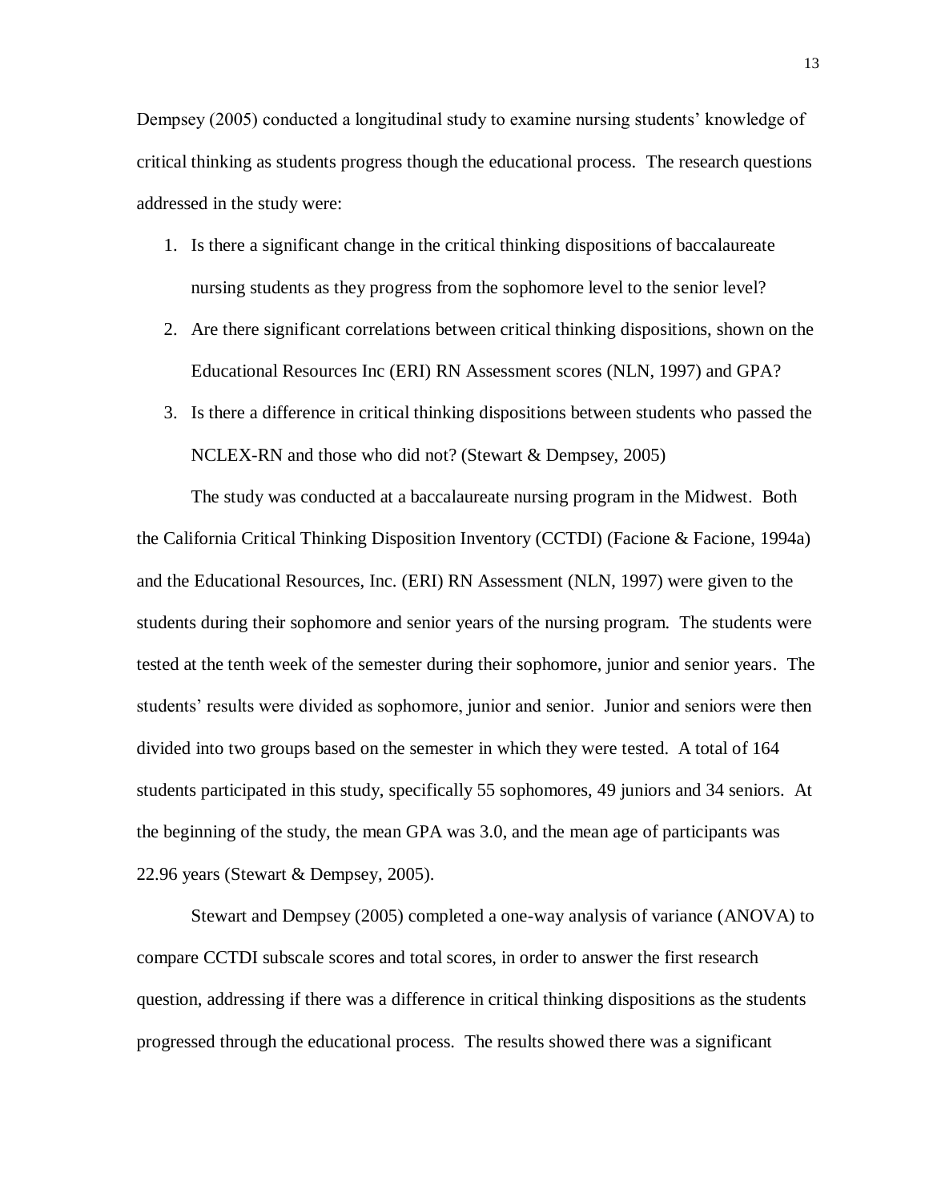Dempsey (2005) conducted a longitudinal study to examine nursing students' knowledge of critical thinking as students progress though the educational process. The research questions addressed in the study were:

1. Is there a significant change in the critical thinking dispositions of baccalaureate nursing students as they progress from the sophomore level to the senior level?
2. Are there significant correlations between critical thinking dispositions, shown on the Educational Resources Inc (ERI) RN Assessment scores (NLN, 1997) and GPA?
3. Is there a difference in critical thinking dispositions between students who passed the NCLEX-RN and those who did not? (Stewart & Dempsey, 2005)

The study was conducted at a baccalaureate nursing program in the Midwest. Both the California Critical Thinking Disposition Inventory (CCTDI) (Facione & Facione, 1994a) and the Educational Resources, Inc. (ERI) RN Assessment (NLN, 1997) were given to the students during their sophomore and senior years of the nursing program. The students were tested at the tenth week of the semester during their sophomore, junior and senior years. The students' results were divided as sophomore, junior and senior. Junior and seniors were then divided into two groups based on the semester in which they were tested. A total of 164 students participated in this study, specifically 55 sophomores, 49 juniors and 34 seniors. At the beginning of the study, the mean GPA was 3.0, and the mean age of participants was 22.96 years (Stewart & Dempsey, 2005).

Stewart and Dempsey (2005) completed a one-way analysis of variance (ANOVA) to compare CCTDI subscale scores and total scores, in order to answer the first research question, addressing if there was a difference in critical thinking dispositions as the students progressed through the educational process. The results showed there was a significant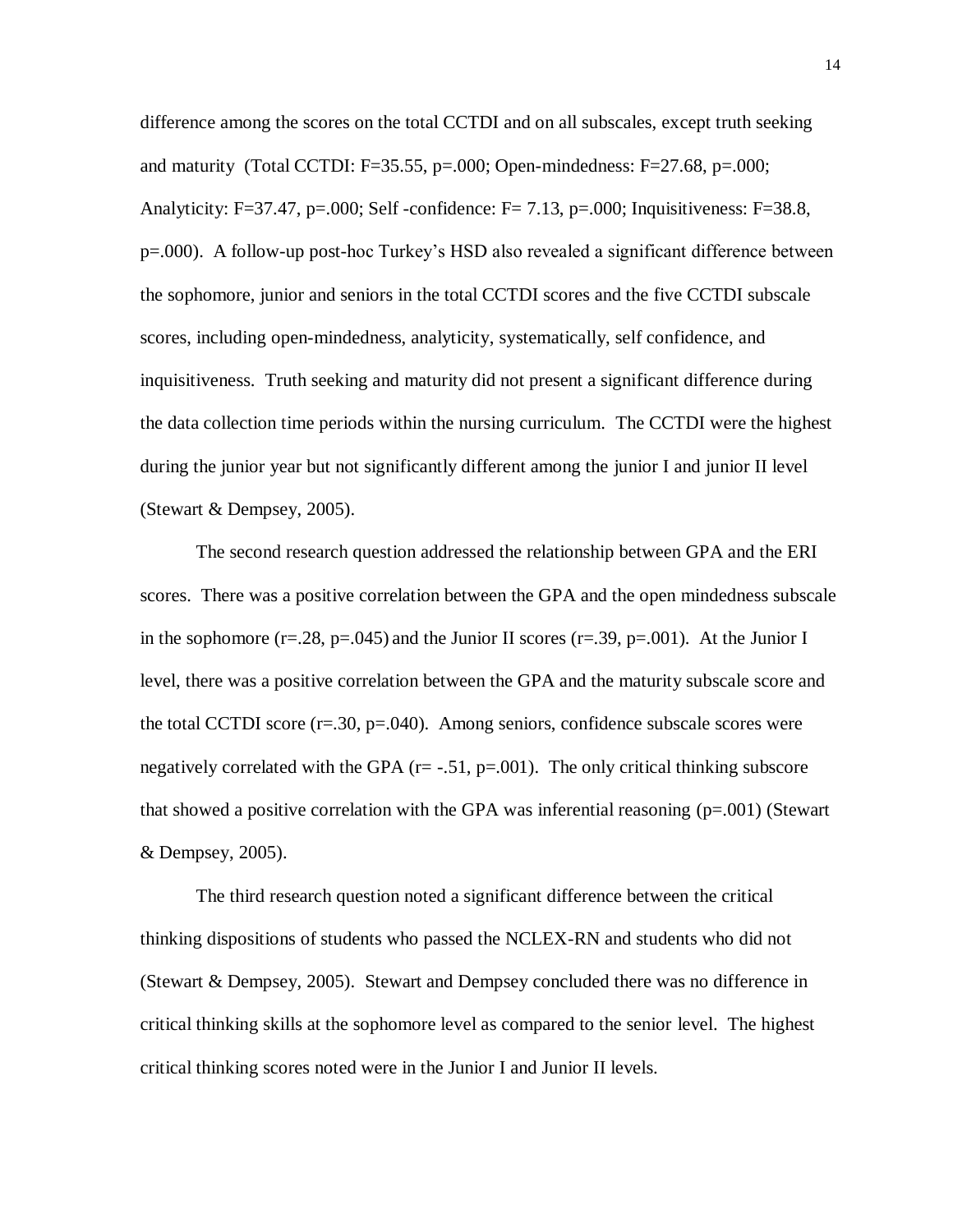difference among the scores on the total CCTDI and on all subscales, except truth seeking and maturity (Total CCTDI: $F=35.55$, $p=.000$; Open-mindedness: $F=27.68$, $p=.000$; Analyticity: $F=37.47$, $p=.000$; Self -confidence: $F= 7.13$, $p=.000$; Inquisitiveness: $F=38.8$, $p=.000$). A follow-up post-hoc Turkey's HSD also revealed a significant difference between the sophomore, junior and seniors in the total CCTDI scores and the five CCTDI subscale scores, including open-mindedness, analyticity, systematically, self confidence, and inquisitiveness. Truth seeking and maturity did not present a significant difference during the data collection time periods within the nursing curriculum. The CCTDI were the highest during the junior year but not significantly different among the junior I and junior II level (Stewart & Dempsey, 2005).

The second research question addressed the relationship between GPA and the ERI scores. There was a positive correlation between the GPA and the open mindedness subscale in the sophomore ($r=.28$, $p=.045$) and the Junior II scores ($r=.39$, $p=.001$). At the Junior I level, there was a positive correlation between the GPA and the maturity subscale score and the total CCTDI score ($r=.30$, $p=.040$). Among seniors, confidence subscale scores were negatively correlated with the GPA ($r= -.51$, $p=.001$). The only critical thinking subscore that showed a positive correlation with the GPA was inferential reasoning ($p=.001$) (Stewart & Dempsey, 2005).

The third research question noted a significant difference between the critical thinking dispositions of students who passed the NCLEX-RN and students who did not (Stewart & Dempsey, 2005). Stewart and Dempsey concluded there was no difference in critical thinking skills at the sophomore level as compared to the senior level. The highest critical thinking scores noted were in the Junior I and Junior II levels.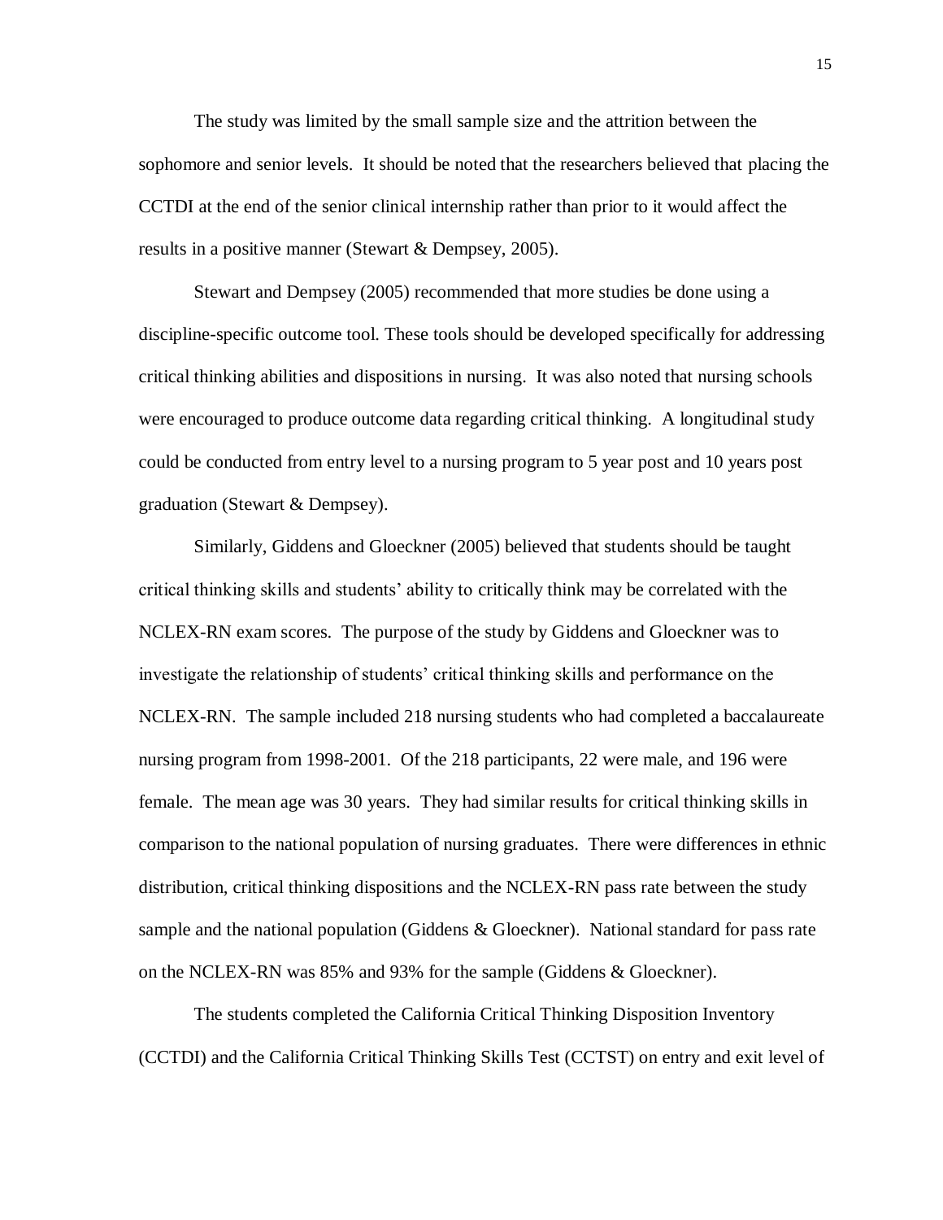The study was limited by the small sample size and the attrition between the sophomore and senior levels. It should be noted that the researchers believed that placing the CCTDI at the end of the senior clinical internship rather than prior to it would affect the results in a positive manner (Stewart & Dempsey, 2005).

Stewart and Dempsey (2005) recommended that more studies be done using a discipline-specific outcome tool. These tools should be developed specifically for addressing critical thinking abilities and dispositions in nursing. It was also noted that nursing schools were encouraged to produce outcome data regarding critical thinking. A longitudinal study could be conducted from entry level to a nursing program to 5 year post and 10 years post graduation (Stewart & Dempsey).

Similarly, Giddens and Gloeckner (2005) believed that students should be taught critical thinking skills and students' ability to critically think may be correlated with the NCLEX-RN exam scores. The purpose of the study by Giddens and Gloeckner was to investigate the relationship of students' critical thinking skills and performance on the NCLEX-RN. The sample included 218 nursing students who had completed a baccalaureate nursing program from 1998-2001. Of the 218 participants, 22 were male, and 196 were female. The mean age was 30 years. They had similar results for critical thinking skills in comparison to the national population of nursing graduates. There were differences in ethnic distribution, critical thinking dispositions and the NCLEX-RN pass rate between the study sample and the national population (Giddens & Gloeckner). National standard for pass rate on the NCLEX-RN was 85% and 93% for the sample (Giddens & Gloeckner).

The students completed the California Critical Thinking Disposition Inventory (CCTDI) and the California Critical Thinking Skills Test (CCTST) on entry and exit level of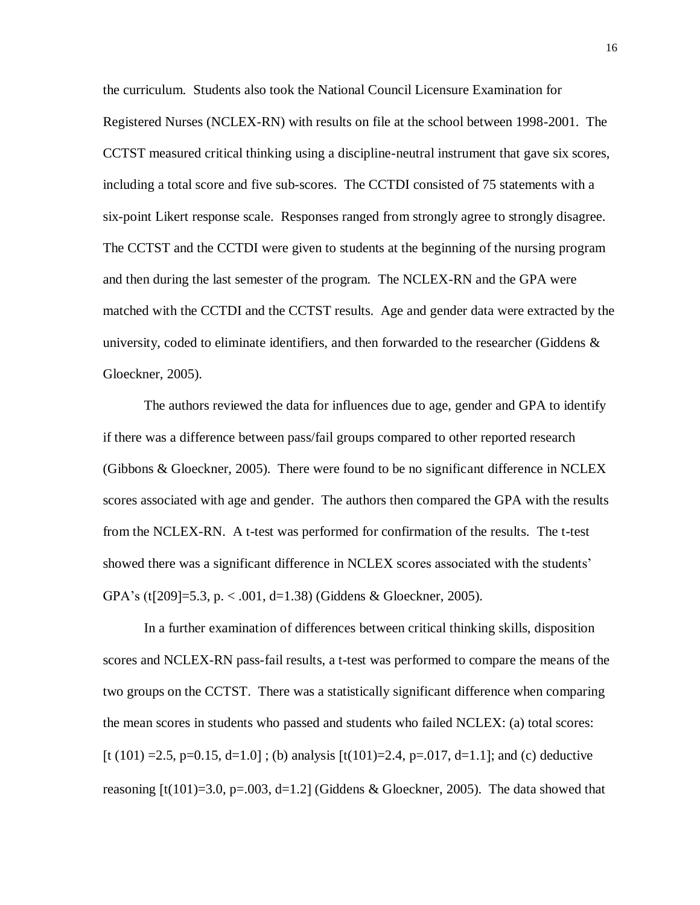the curriculum. Students also took the National Council Licensure Examination for Registered Nurses (NCLEX-RN) with results on file at the school between 1998-2001. The CCTST measured critical thinking using a discipline-neutral instrument that gave six scores, including a total score and five sub-scores. The CCTDI consisted of 75 statements with a six-point Likert response scale. Responses ranged from strongly agree to strongly disagree. The CCTST and the CCTDI were given to students at the beginning of the nursing program and then during the last semester of the program. The NCLEX-RN and the GPA were matched with the CCTDI and the CCTST results. Age and gender data were extracted by the university, coded to eliminate identifiers, and then forwarded to the researcher (Giddens & Gloeckner, 2005).

The authors reviewed the data for influences due to age, gender and GPA to identify if there was a difference between pass/fail groups compared to other reported research (Gibbons & Gloeckner, 2005). There were found to be no significant difference in NCLEX scores associated with age and gender. The authors then compared the GPA with the results from the NCLEX-RN. A t-test was performed for confirmation of the results. The t-test showed there was a significant difference in NCLEX scores associated with the students' GPA's ($t[209]=5.3$, $p < .001$, $d=1.38$) (Giddens & Gloeckner, 2005).

In a further examination of differences between critical thinking skills, disposition scores and NCLEX-RN pass-fail results, a t-test was performed to compare the means of the two groups on the CCTST. There was a statistically significant difference when comparing the mean scores in students who passed and students who failed NCLEX: (a) total scores: [$t(101)=2.5$, $p=0.15$, $d=1.0$] ; (b) analysis [$t(101)=2.4$, $p=.017$, $d=1.1$]; and (c) deductive reasoning [$t(101)=3.0$, $p=.003$, $d=1.2$] (Giddens & Gloeckner, 2005). The data showed that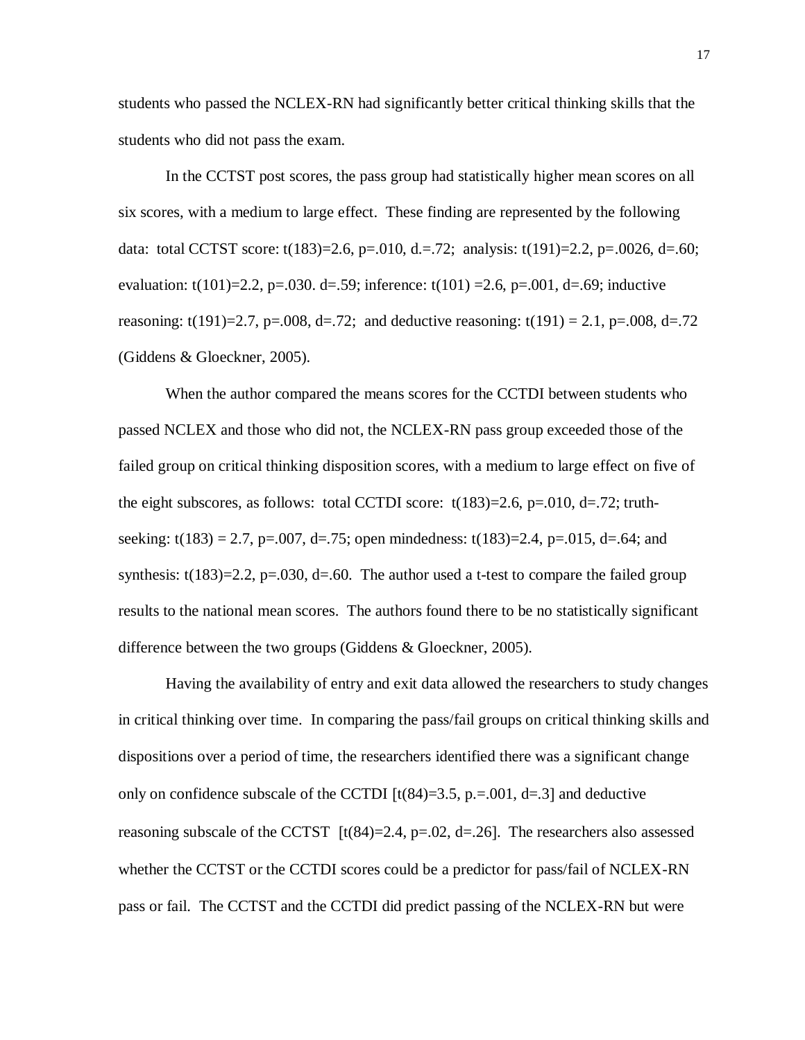students who passed the NCLEX-RN had significantly better critical thinking skills that the students who did not pass the exam.

In the CCTST post scores, the pass group had statistically higher mean scores on all six scores, with a medium to large effect. These finding are represented by the following data: total CCTST score: $t(183)=2.6$, $p=.010$, d.=.72; analysis: $t(191)=2.2$, $p=.0026$, $d=.60$; evaluation: $t(101)=2.2$, $p=.030$. $d=.59$; inference: $t(101) =2.6$, $p=.001$, $d=.69$; inductive reasoning: $t(191)=2.7$, $p=.008$, $d=.72$; and deductive reasoning: $t(191) = 2.1$, $p=.008$, $d=.72$ (Giddens & Gloeckner, 2005).

When the author compared the means scores for the CCTDI between students who passed NCLEX and those who did not, the NCLEX-RN pass group exceeded those of the failed group on critical thinking disposition scores, with a medium to large effect on five of the eight subscores, as follows: total CCTDI score: $t(183)=2.6$, $p=.010$, $d=.72$; truth-seeking: $t(183) = 2.7$, $p=.007$, $d=.75$; open mindedness: $t(183)=2.4$, $p=.015$, $d=.64$; and synthesis: $t(183)=2.2$, $p=.030$, $d=.60$. The author used a t-test to compare the failed group results to the national mean scores. The authors found there to be no statistically significant difference between the two groups (Giddens & Gloeckner, 2005).

Having the availability of entry and exit data allowed the researchers to study changes in critical thinking over time. In comparing the pass/fail groups on critical thinking skills and dispositions over a period of time, the researchers identified there was a significant change only on confidence subscale of the CCTDI [$t(84)=3.5$, p.=.001, $d=.3$] and deductive reasoning subscale of the CCTST [$t(84)=2.4$, $p=.02$, $d=.26$]. The researchers also assessed whether the CCTST or the CCTDI scores could be a predictor for pass/fail of NCLEX-RN pass or fail. The CCTST and the CCTDI did predict passing of the NCLEX-RN but were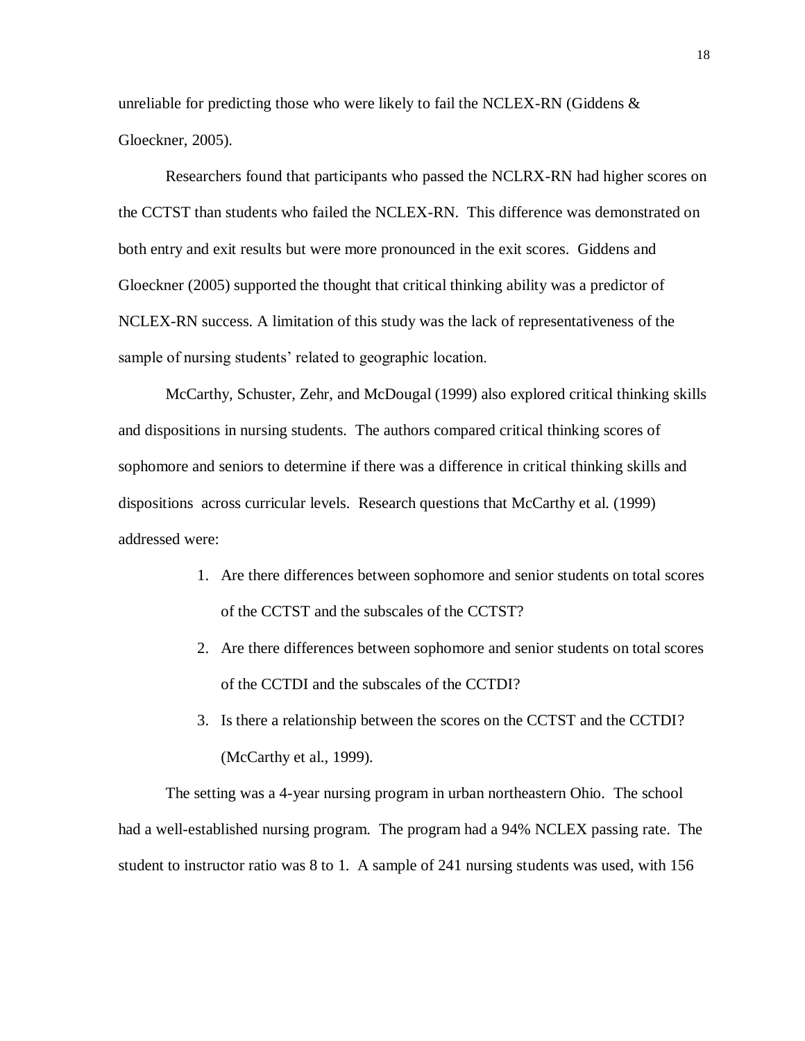unreliable for predicting those who were likely to fail the NCLEX-RN (Giddens & Gloeckner, 2005).

Researchers found that participants who passed the NCLRX-RN had higher scores on the CCTST than students who failed the NCLEX-RN. This difference was demonstrated on both entry and exit results but were more pronounced in the exit scores. Giddens and Gloeckner (2005) supported the thought that critical thinking ability was a predictor of NCLEX-RN success. A limitation of this study was the lack of representativeness of the sample of nursing students' related to geographic location.

McCarthy, Schuster, Zehr, and McDougal (1999) also explored critical thinking skills and dispositions in nursing students. The authors compared critical thinking scores of sophomore and seniors to determine if there was a difference in critical thinking skills and dispositions across curricular levels. Research questions that McCarthy et al. (1999) addressed were:

1. Are there differences between sophomore and senior students on total scores of the CCTST and the subscales of the CCTST?
2. Are there differences between sophomore and senior students on total scores of the CCTDI and the subscales of the CCTDI?
3. Is there a relationship between the scores on the CCTST and the CCTDI? (McCarthy et al., 1999).

The setting was a 4-year nursing program in urban northeastern Ohio. The school had a well-established nursing program. The program had a 94% NCLEX passing rate. The student to instructor ratio was 8 to 1. A sample of 241 nursing students was used, with 156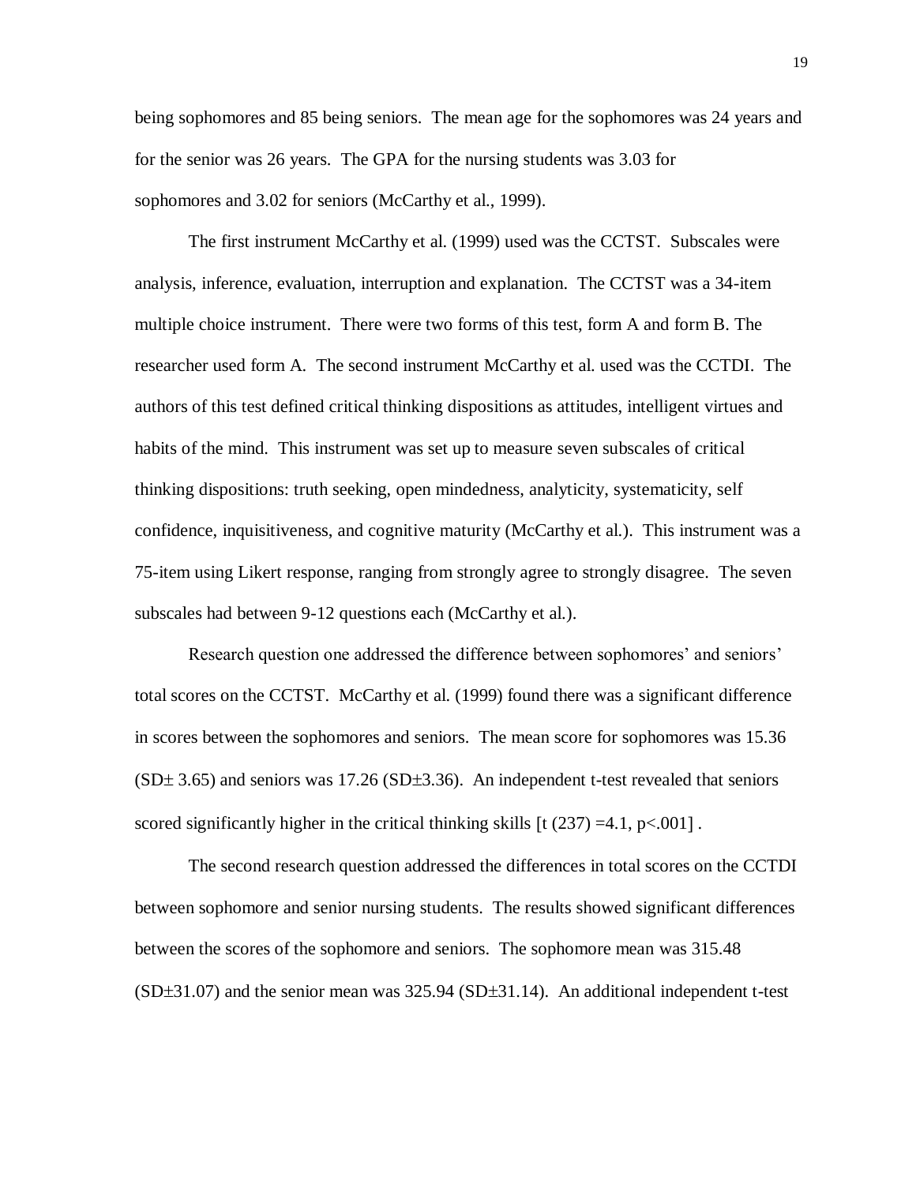being sophomores and 85 being seniors. The mean age for the sophomores was 24 years and for the senior was 26 years. The GPA for the nursing students was 3.03 for sophomores and 3.02 for seniors (McCarthy et al., 1999).

The first instrument McCarthy et al. (1999) used was the CCTST. Subscales were analysis, inference, evaluation, interruption and explanation. The CCTST was a 34-item multiple choice instrument. There were two forms of this test, form A and form B. The researcher used form A. The second instrument McCarthy et al. used was the CCTDI. The authors of this test defined critical thinking dispositions as attitudes, intelligent virtues and habits of the mind. This instrument was set up to measure seven subscales of critical thinking dispositions: truth seeking, open mindedness, analyticity, systematicity, self confidence, inquisitiveness, and cognitive maturity (McCarthy et al.). This instrument was a 75-item using Likert response, ranging from strongly agree to strongly disagree. The seven subscales had between 9-12 questions each (McCarthy et al.).

Research question one addressed the difference between sophomores' and seniors' total scores on the CCTST. McCarthy et al. (1999) found there was a significant difference in scores between the sophomores and seniors. The mean score for sophomores was 15.36 (SD± 3.65) and seniors was 17.26 (SD±3.36). An independent t-test revealed that seniors scored significantly higher in the critical thinking skills [$t\ (237) = 4.1$, $p < .001$] .

The second research question addressed the differences in total scores on the CCTDI between sophomore and senior nursing students. The results showed significant differences between the scores of the sophomore and seniors. The sophomore mean was 315.48 (SD±31.07) and the senior mean was 325.94 (SD±31.14). An additional independent t-test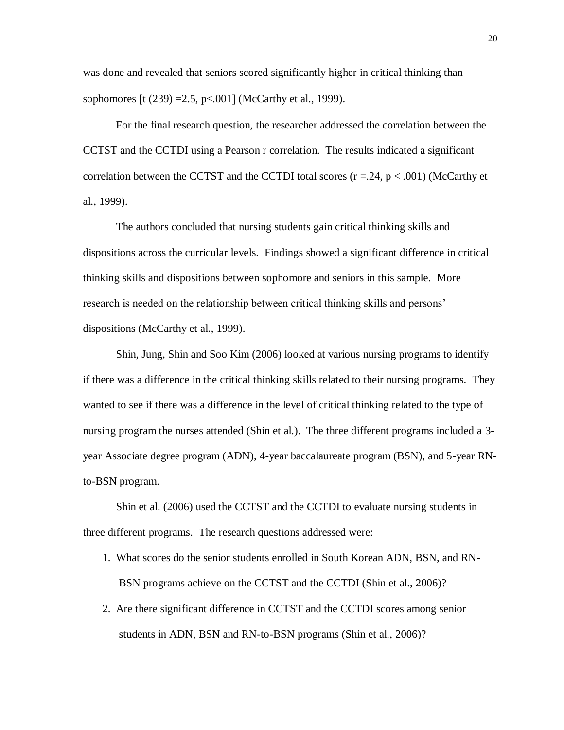was done and revealed that seniors scored significantly higher in critical thinking than sophomores [$t(239) = 2.5$, $p < .001$] (McCarthy et al., 1999).

For the final research question, the researcher addressed the correlation between the CCTST and the CCTDI using a Pearson r correlation. The results indicated a significant correlation between the CCTST and the CCTDI total scores ($r = .24$, $p < .001$) (McCarthy et al., 1999).

The authors concluded that nursing students gain critical thinking skills and dispositions across the curricular levels. Findings showed a significant difference in critical thinking skills and dispositions between sophomore and seniors in this sample. More research is needed on the relationship between critical thinking skills and persons' dispositions (McCarthy et al., 1999).

Shin, Jung, Shin and Soo Kim (2006) looked at various nursing programs to identify if there was a difference in the critical thinking skills related to their nursing programs. They wanted to see if there was a difference in the level of critical thinking related to the type of nursing program the nurses attended (Shin et al.). The three different programs included a 3-year Associate degree program (ADN), 4-year baccalaureate program (BSN), and 5-year RN-to-BSN program.

Shin et al. (2006) used the CCTST and the CCTDI to evaluate nursing students in three different programs. The research questions addressed were:

1. What scores do the senior students enrolled in South Korean ADN, BSN, and RN-BSN programs achieve on the CCTST and the CCTDI (Shin et al., 2006)?
2. Are there significant difference in CCTST and the CCTDI scores among senior students in ADN, BSN and RN-to-BSN programs (Shin et al., 2006)?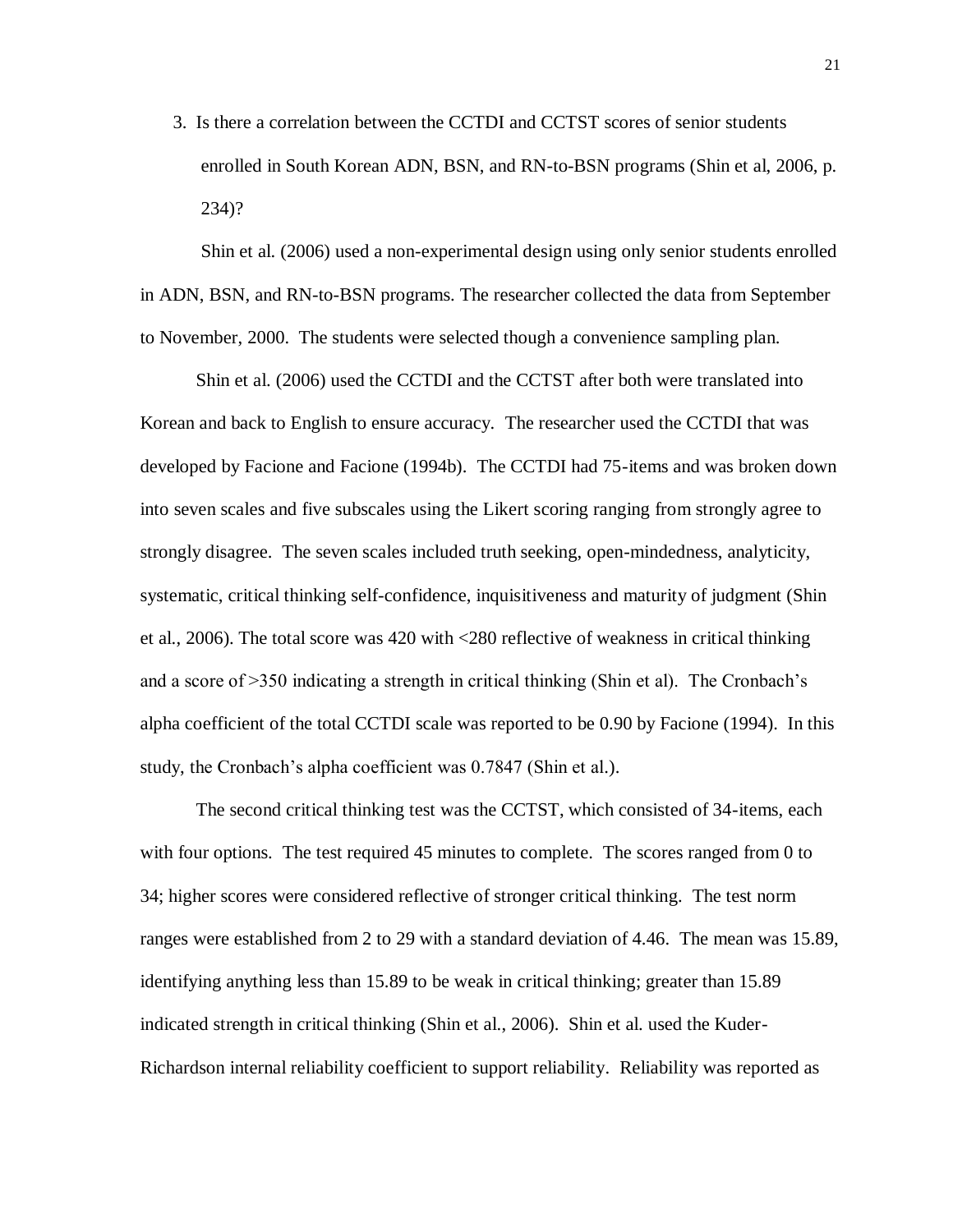3. Is there a correlation between the CCTDI and CCTST scores of senior students enrolled in South Korean ADN, BSN, and RN-to-BSN programs (Shin et al, 2006, p. 234)?

Shin et al. (2006) used a non-experimental design using only senior students enrolled in ADN, BSN, and RN-to-BSN programs. The researcher collected the data from September to November, 2000. The students were selected though a convenience sampling plan.

Shin et al. (2006) used the CCTDI and the CCTST after both were translated into Korean and back to English to ensure accuracy. The researcher used the CCTDI that was developed by Facione and Facione (1994b). The CCTDI had 75-items and was broken down into seven scales and five subscales using the Likert scoring ranging from strongly agree to strongly disagree. The seven scales included truth seeking, open-mindedness, analyticity, systematic, critical thinking self-confidence, inquisitiveness and maturity of judgment (Shin et al., 2006). The total score was 420 with <280 reflective of weakness in critical thinking and a score of >350 indicating a strength in critical thinking (Shin et al). The Cronbach's alpha coefficient of the total CCTDI scale was reported to be 0.90 by Facione (1994). In this study, the Cronbach's alpha coefficient was 0.7847 (Shin et al.).

The second critical thinking test was the CCTST, which consisted of 34-items, each with four options. The test required 45 minutes to complete. The scores ranged from 0 to 34; higher scores were considered reflective of stronger critical thinking. The test norm ranges were established from 2 to 29 with a standard deviation of 4.46. The mean was 15.89, identifying anything less than 15.89 to be weak in critical thinking; greater than 15.89 indicated strength in critical thinking (Shin et al., 2006). Shin et al. used the Kuder-Richardson internal reliability coefficient to support reliability. Reliability was reported as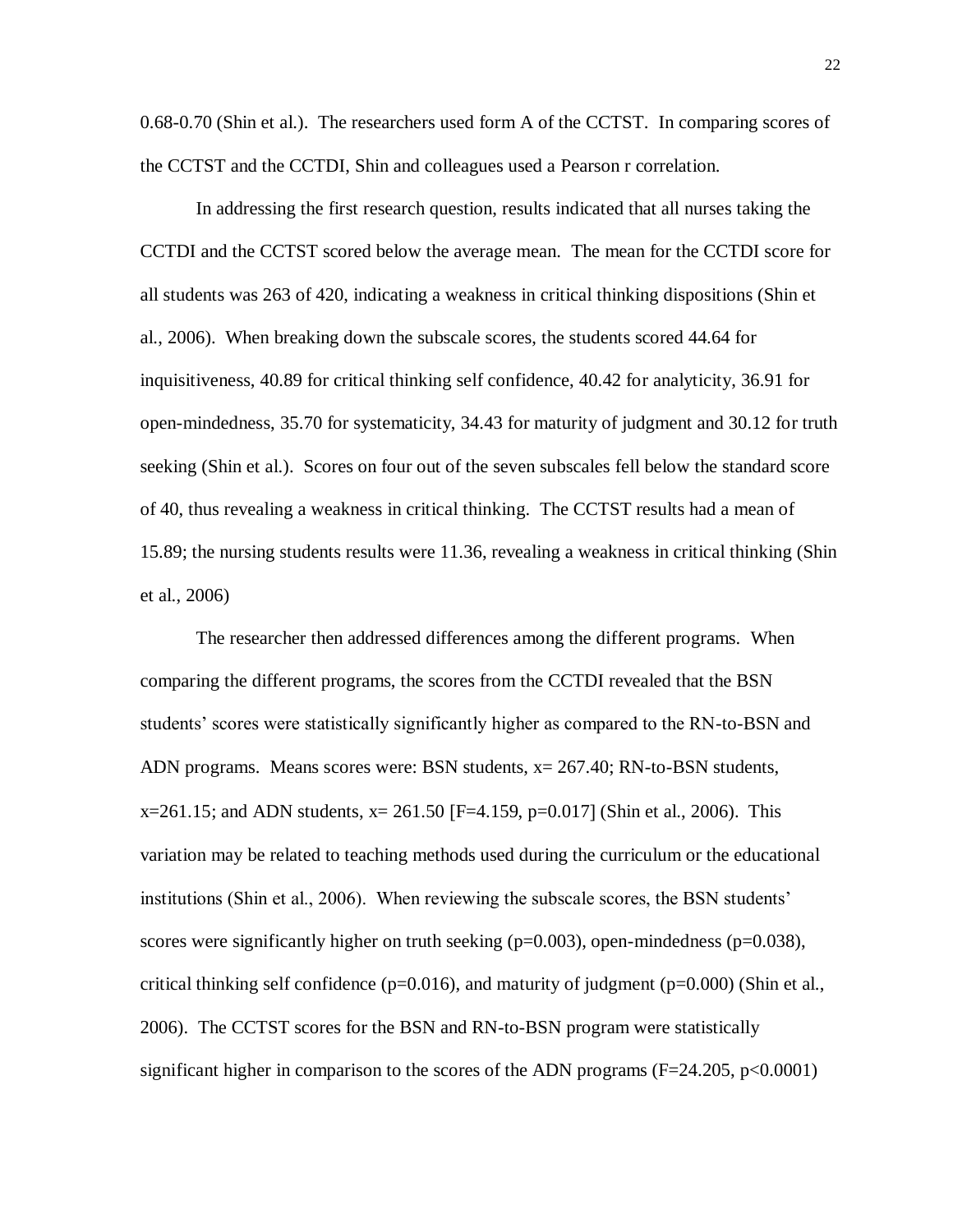0.68-0.70 (Shin et al.). The researchers used form A of the CCTST. In comparing scores of the CCTST and the CCTDI, Shin and colleagues used a Pearson r correlation.

In addressing the first research question, results indicated that all nurses taking the CCTDI and the CCTST scored below the average mean. The mean for the CCTDI score for all students was 263 of 420, indicating a weakness in critical thinking dispositions (Shin et al., 2006). When breaking down the subscale scores, the students scored 44.64 for inquisitiveness, 40.89 for critical thinking self confidence, 40.42 for analyticity, 36.91 for open-mindedness, 35.70 for systematicity, 34.43 for maturity of judgment and 30.12 for truth seeking (Shin et al.). Scores on four out of the seven subscales fell below the standard score of 40, thus revealing a weakness in critical thinking. The CCTST results had a mean of 15.89; the nursing students results were 11.36, revealing a weakness in critical thinking (Shin et al., 2006)

The researcher then addressed differences among the different programs. When comparing the different programs, the scores from the CCTDI revealed that the BSN students' scores were statistically significantly higher as compared to the RN-to-BSN and ADN programs. Means scores were: BSN students, $x= 267.40$; RN-to-BSN students, $x=261.15$; and ADN students, $x= 261.50$ [$F=4.159$, $p=0.017$] (Shin et al., 2006). This variation may be related to teaching methods used during the curriculum or the educational institutions (Shin et al., 2006). When reviewing the subscale scores, the BSN students' scores were significantly higher on truth seeking ($p=0.003$), open-mindedness ($p=0.038$), critical thinking self confidence ($p=0.016$), and maturity of judgment ($p=0.000$) (Shin et al., 2006). The CCTST scores for the BSN and RN-to-BSN program were statistically significant higher in comparison to the scores of the ADN programs ($F=24.205$, $p<0.0001$)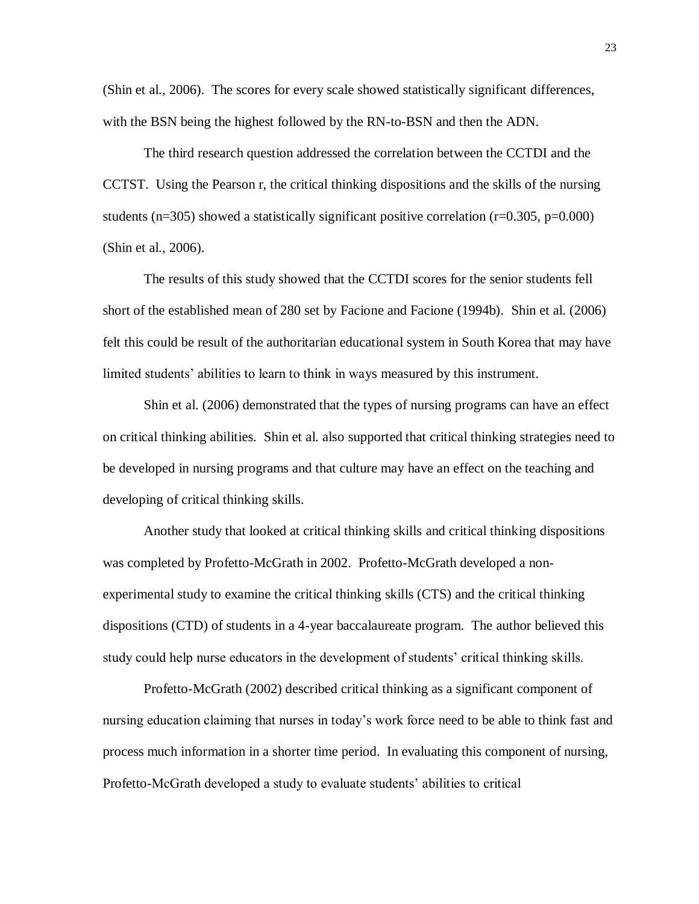(Shin et al., 2006). The scores for every scale showed statistically significant differences, with the BSN being the highest followed by the RN-to-BSN and then the ADN.

The third research question addressed the correlation between the CCTDI and the CCTST. Using the Pearson r, the critical thinking dispositions and the skills of the nursing students ($n=305$) showed a statistically significant positive correlation ($r=0.305$, $p=0.000$) (Shin et al., 2006).

The results of this study showed that the CCTDI scores for the senior students fell short of the established mean of 280 set by Facione and Facione (1994b). Shin et al. (2006) felt this could be result of the authoritarian educational system in South Korea that may have limited students' abilities to learn to think in ways measured by this instrument.

Shin et al. (2006) demonstrated that the types of nursing programs can have an effect on critical thinking abilities. Shin et al. also supported that critical thinking strategies need to be developed in nursing programs and that culture may have an effect on the teaching and developing of critical thinking skills.

Another study that looked at critical thinking skills and critical thinking dispositions was completed by Profetto-McGrath in 2002. Profetto-McGrath developed a non-experimental study to examine the critical thinking skills (CTS) and the critical thinking dispositions (CTD) of students in a 4-year baccalaureate program. The author believed this study could help nurse educators in the development of students' critical thinking skills.

Profetto-McGrath (2002) described critical thinking as a significant component of nursing education claiming that nurses in today's work force need to be able to think fast and process much information in a shorter time period. In evaluating this component of nursing, Profetto-McGrath developed a study to evaluate students' abilities to critical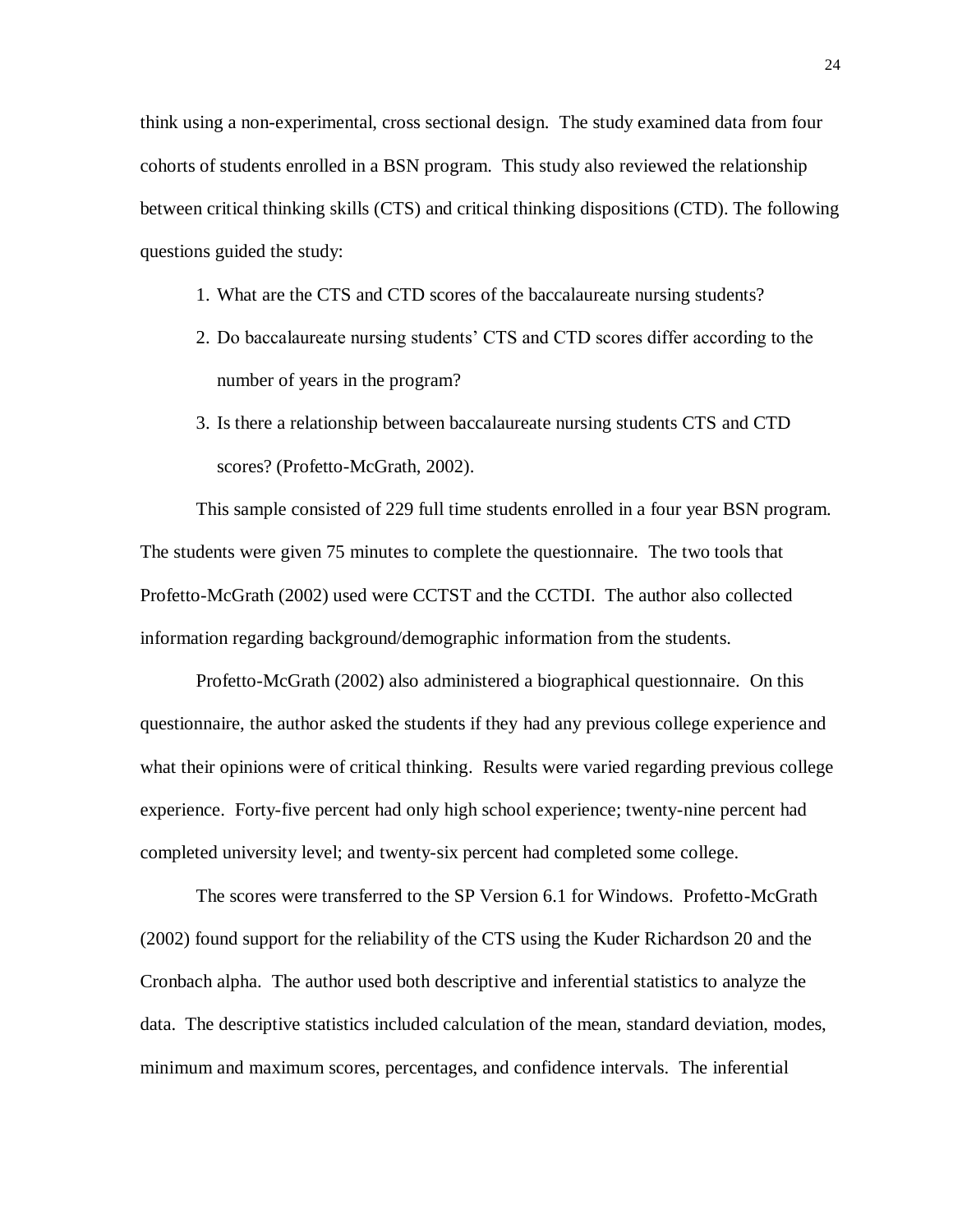think using a non-experimental, cross sectional design. The study examined data from four cohorts of students enrolled in a BSN program. This study also reviewed the relationship between critical thinking skills (CTS) and critical thinking dispositions (CTD). The following questions guided the study:

1. What are the CTS and CTD scores of the baccalaureate nursing students?
2. Do baccalaureate nursing students' CTS and CTD scores differ according to the number of years in the program?
3. Is there a relationship between baccalaureate nursing students CTS and CTD scores? (Profetto-McGrath, 2002).

This sample consisted of 229 full time students enrolled in a four year BSN program. The students were given 75 minutes to complete the questionnaire. The two tools that Profetto-McGrath (2002) used were CCTST and the CCTDI. The author also collected information regarding background/demographic information from the students.

Profetto-McGrath (2002) also administered a biographical questionnaire. On this questionnaire, the author asked the students if they had any previous college experience and what their opinions were of critical thinking. Results were varied regarding previous college experience. Forty-five percent had only high school experience; twenty-nine percent had completed university level; and twenty-six percent had completed some college.

The scores were transferred to the SP Version 6.1 for Windows. Profetto-McGrath (2002) found support for the reliability of the CTS using the Kuder Richardson 20 and the Cronbach alpha. The author used both descriptive and inferential statistics to analyze the data. The descriptive statistics included calculation of the mean, standard deviation, modes, minimum and maximum scores, percentages, and confidence intervals. The inferential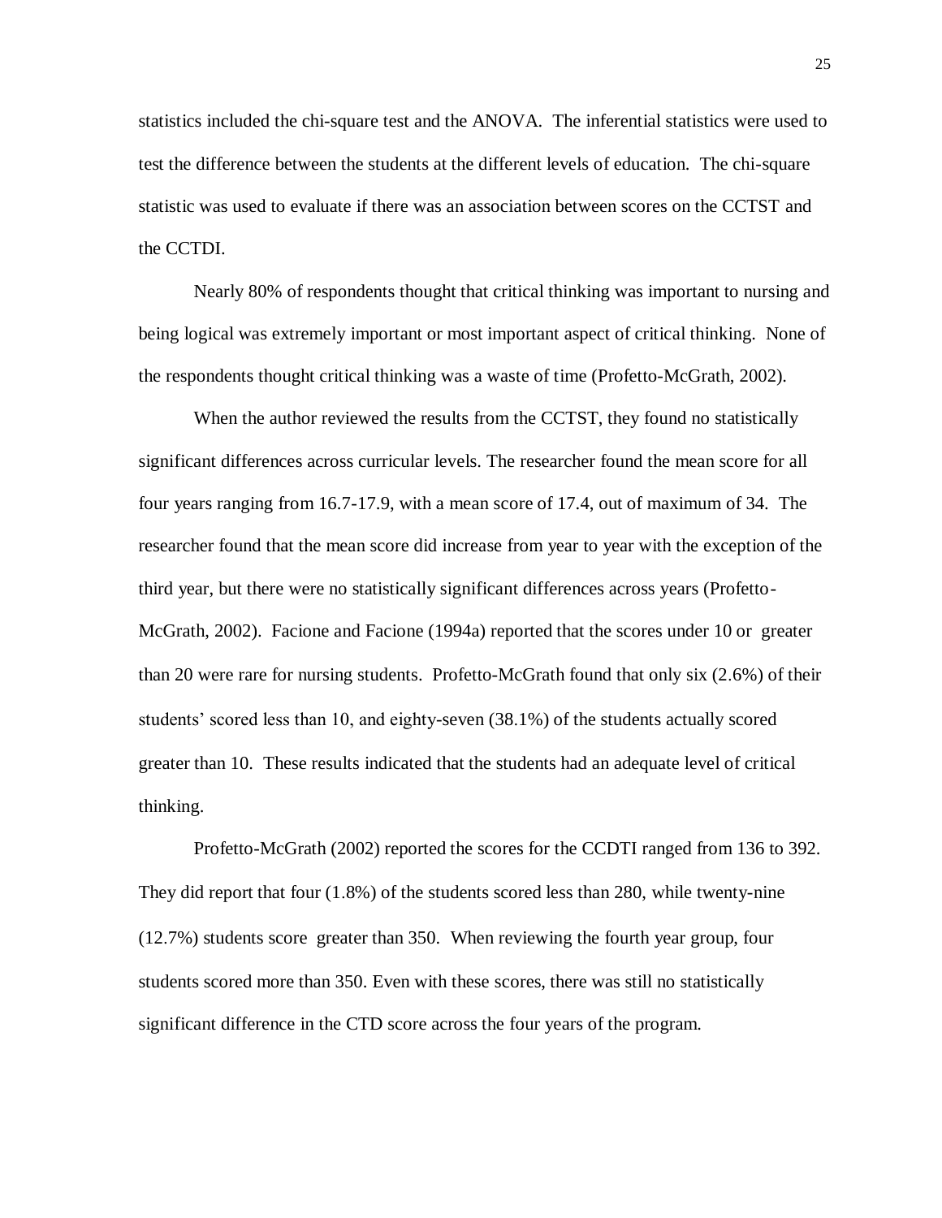statistics included the chi-square test and the ANOVA. The inferential statistics were used to test the difference between the students at the different levels of education. The chi-square statistic was used to evaluate if there was an association between scores on the CCTST and the CCTDI.

Nearly 80% of respondents thought that critical thinking was important to nursing and being logical was extremely important or most important aspect of critical thinking. None of the respondents thought critical thinking was a waste of time (Profetto-McGrath, 2002).

When the author reviewed the results from the CCTST, they found no statistically significant differences across curricular levels. The researcher found the mean score for all four years ranging from 16.7-17.9, with a mean score of 17.4, out of maximum of 34. The researcher found that the mean score did increase from year to year with the exception of the third year, but there were no statistically significant differences across years (Profetto-McGrath, 2002). Facione and Facione (1994a) reported that the scores under 10 or greater than 20 were rare for nursing students. Profetto-McGrath found that only six (2.6%) of their students' scored less than 10, and eighty-seven (38.1%) of the students actually scored greater than 10. These results indicated that the students had an adequate level of critical thinking.

Profetto-McGrath (2002) reported the scores for the CCDTI ranged from 136 to 392. They did report that four (1.8%) of the students scored less than 280, while twenty-nine (12.7%) students score greater than 350. When reviewing the fourth year group, four students scored more than 350. Even with these scores, there was still no statistically significant difference in the CTD score across the four years of the program.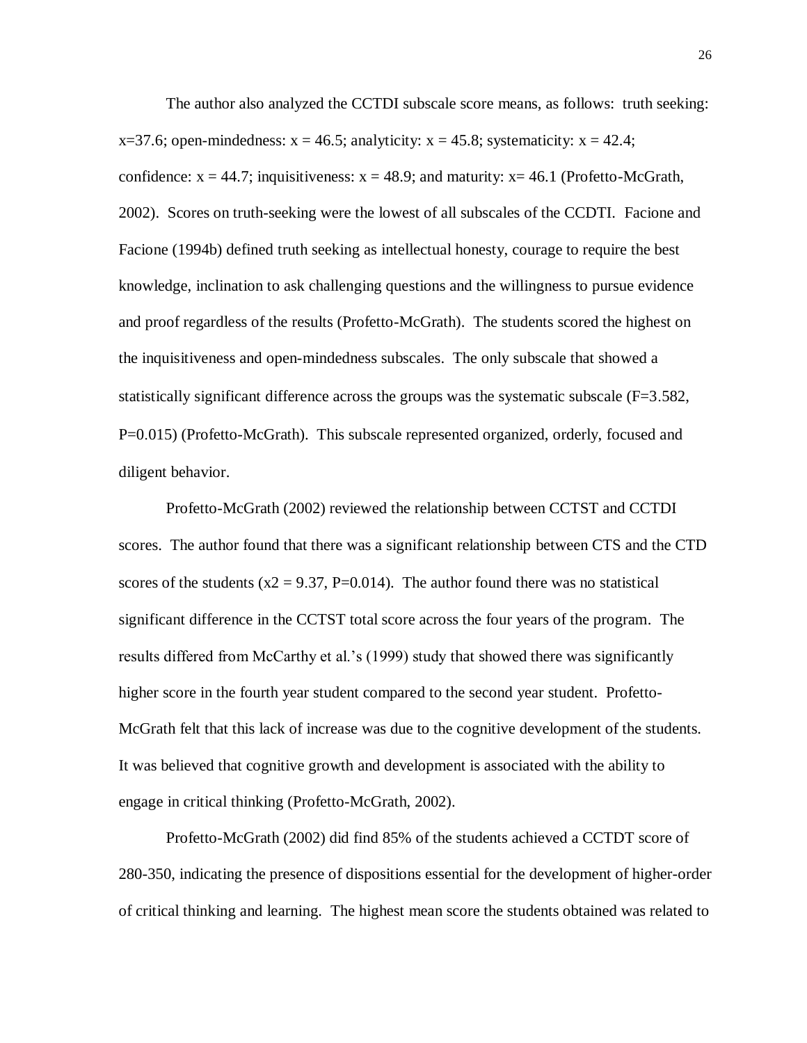The author also analyzed the CCTDI subscale score means, as follows: truth seeking: $x=37.6$; open-mindedness: $x = 46.5$; analyticity: $x = 45.8$; systematicity: $x = 42.4$; confidence: $x = 44.7$; inquisitiveness: $x = 48.9$; and maturity: $x= 46.1$ (Profetto-McGrath, 2002). Scores on truth-seeking were the lowest of all subscales of the CCDTI. Facione and Facione (1994b) defined truth seeking as intellectual honesty, courage to require the best knowledge, inclination to ask challenging questions and the willingness to pursue evidence and proof regardless of the results (Profetto-McGrath). The students scored the highest on the inquisitiveness and open-mindedness subscales. The only subscale that showed a statistically significant difference across the groups was the systematic subscale ($F=3.582$, $P=0.015$) (Profetto-McGrath). This subscale represented organized, orderly, focused and diligent behavior.

Profetto-McGrath (2002) reviewed the relationship between CCTST and CCTDI scores. The author found that there was a significant relationship between CTS and the CTD scores of the students ($x2 = 9.37$, $P=0.014$). The author found there was no statistical significant difference in the CCTST total score across the four years of the program. The results differed from McCarthy et al.'s (1999) study that showed there was significantly higher score in the fourth year student compared to the second year student. Profetto-McGrath felt that this lack of increase was due to the cognitive development of the students. It was believed that cognitive growth and development is associated with the ability to engage in critical thinking (Profetto-McGrath, 2002).

Profetto-McGrath (2002) did find 85% of the students achieved a CCTDT score of 280-350, indicating the presence of dispositions essential for the development of higher-order of critical thinking and learning. The highest mean score the students obtained was related to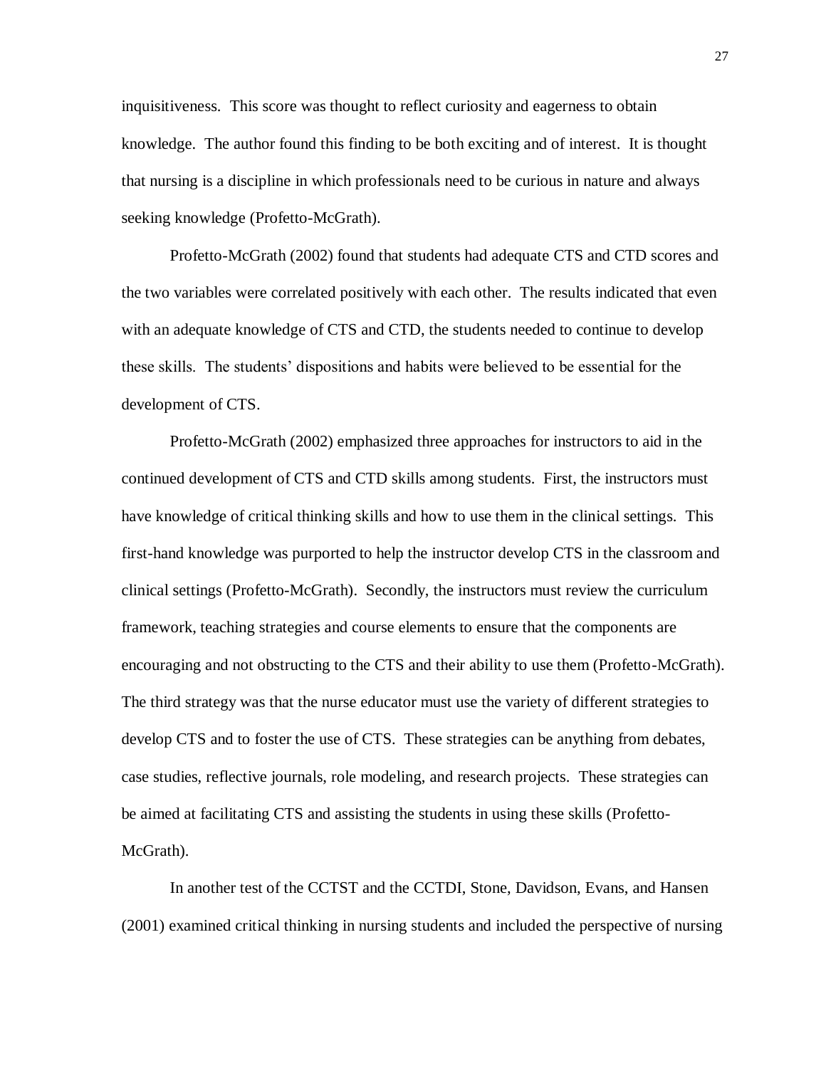inquisitiveness. This score was thought to reflect curiosity and eagerness to obtain knowledge. The author found this finding to be both exciting and of interest. It is thought that nursing is a discipline in which professionals need to be curious in nature and always seeking knowledge (Profetto-McGrath).

Profetto-McGrath (2002) found that students had adequate CTS and CTD scores and the two variables were correlated positively with each other. The results indicated that even with an adequate knowledge of CTS and CTD, the students needed to continue to develop these skills. The students' dispositions and habits were believed to be essential for the development of CTS.

Profetto-McGrath (2002) emphasized three approaches for instructors to aid in the continued development of CTS and CTD skills among students. First, the instructors must have knowledge of critical thinking skills and how to use them in the clinical settings. This first-hand knowledge was purported to help the instructor develop CTS in the classroom and clinical settings (Profetto-McGrath). Secondly, the instructors must review the curriculum framework, teaching strategies and course elements to ensure that the components are encouraging and not obstructing to the CTS and their ability to use them (Profetto-McGrath). The third strategy was that the nurse educator must use the variety of different strategies to develop CTS and to foster the use of CTS. These strategies can be anything from debates, case studies, reflective journals, role modeling, and research projects. These strategies can be aimed at facilitating CTS and assisting the students in using these skills (Profetto-McGrath).

In another test of the CCTST and the CCTDI, Stone, Davidson, Evans, and Hansen (2001) examined critical thinking in nursing students and included the perspective of nursing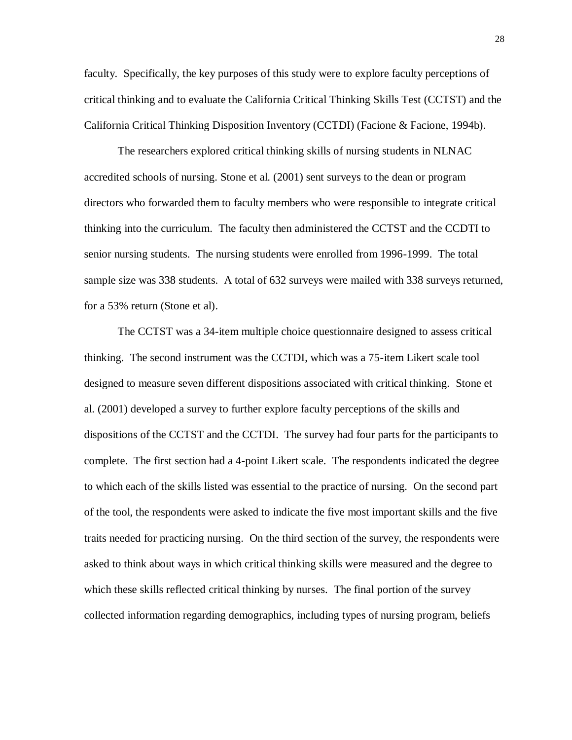faculty. Specifically, the key purposes of this study were to explore faculty perceptions of critical thinking and to evaluate the California Critical Thinking Skills Test (CCTST) and the California Critical Thinking Disposition Inventory (CCTDI) (Facione & Facione, 1994b).

The researchers explored critical thinking skills of nursing students in NLNAC accredited schools of nursing. Stone et al. (2001) sent surveys to the dean or program directors who forwarded them to faculty members who were responsible to integrate critical thinking into the curriculum. The faculty then administered the CCTST and the CCDTI to senior nursing students. The nursing students were enrolled from 1996-1999. The total sample size was 338 students. A total of 632 surveys were mailed with 338 surveys returned, for a 53% return (Stone et al).

The CCTST was a 34-item multiple choice questionnaire designed to assess critical thinking. The second instrument was the CCTDI, which was a 75-item Likert scale tool designed to measure seven different dispositions associated with critical thinking. Stone et al. (2001) developed a survey to further explore faculty perceptions of the skills and dispositions of the CCTST and the CCTDI. The survey had four parts for the participants to complete. The first section had a 4-point Likert scale. The respondents indicated the degree to which each of the skills listed was essential to the practice of nursing. On the second part of the tool, the respondents were asked to indicate the five most important skills and the five traits needed for practicing nursing. On the third section of the survey, the respondents were asked to think about ways in which critical thinking skills were measured and the degree to which these skills reflected critical thinking by nurses. The final portion of the survey collected information regarding demographics, including types of nursing program, beliefs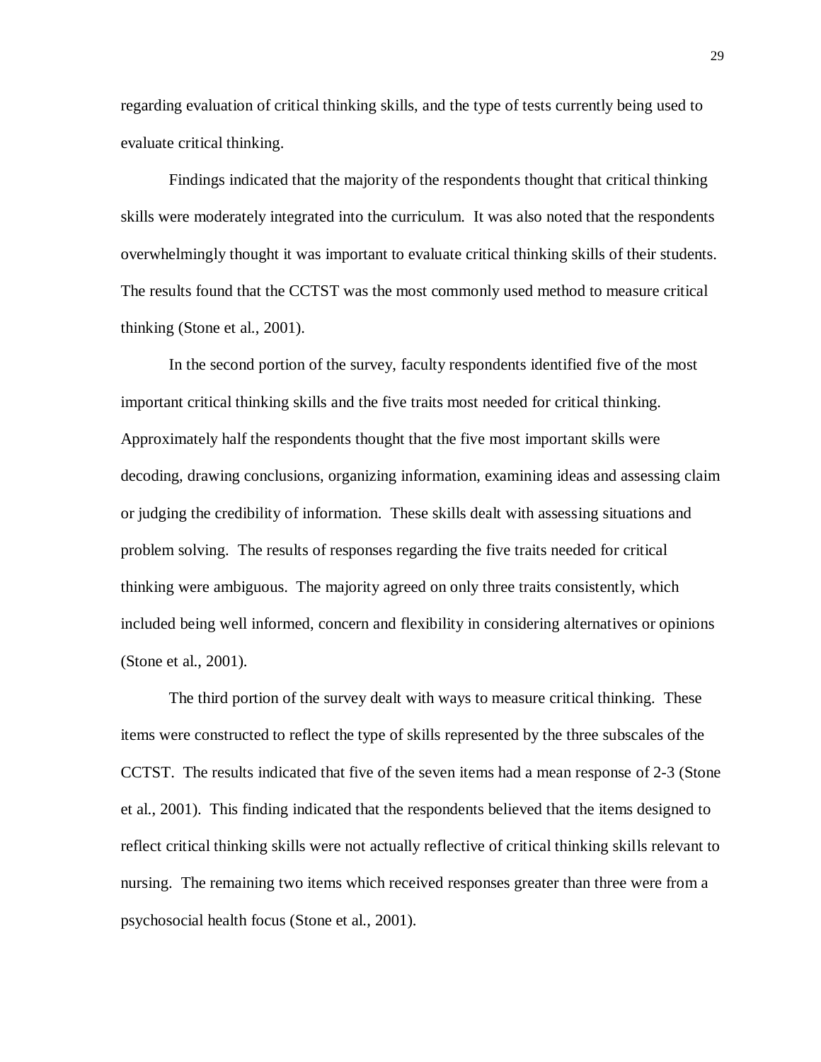regarding evaluation of critical thinking skills, and the type of tests currently being used to evaluate critical thinking.

Findings indicated that the majority of the respondents thought that critical thinking skills were moderately integrated into the curriculum. It was also noted that the respondents overwhelmingly thought it was important to evaluate critical thinking skills of their students. The results found that the CCTST was the most commonly used method to measure critical thinking (Stone et al., 2001).

In the second portion of the survey, faculty respondents identified five of the most important critical thinking skills and the five traits most needed for critical thinking. Approximately half the respondents thought that the five most important skills were decoding, drawing conclusions, organizing information, examining ideas and assessing claim or judging the credibility of information. These skills dealt with assessing situations and problem solving. The results of responses regarding the five traits needed for critical thinking were ambiguous. The majority agreed on only three traits consistently, which included being well informed, concern and flexibility in considering alternatives or opinions (Stone et al., 2001).

The third portion of the survey dealt with ways to measure critical thinking. These items were constructed to reflect the type of skills represented by the three subscales of the CCTST. The results indicated that five of the seven items had a mean response of 2-3 (Stone et al., 2001). This finding indicated that the respondents believed that the items designed to reflect critical thinking skills were not actually reflective of critical thinking skills relevant to nursing. The remaining two items which received responses greater than three were from a psychosocial health focus (Stone et al., 2001).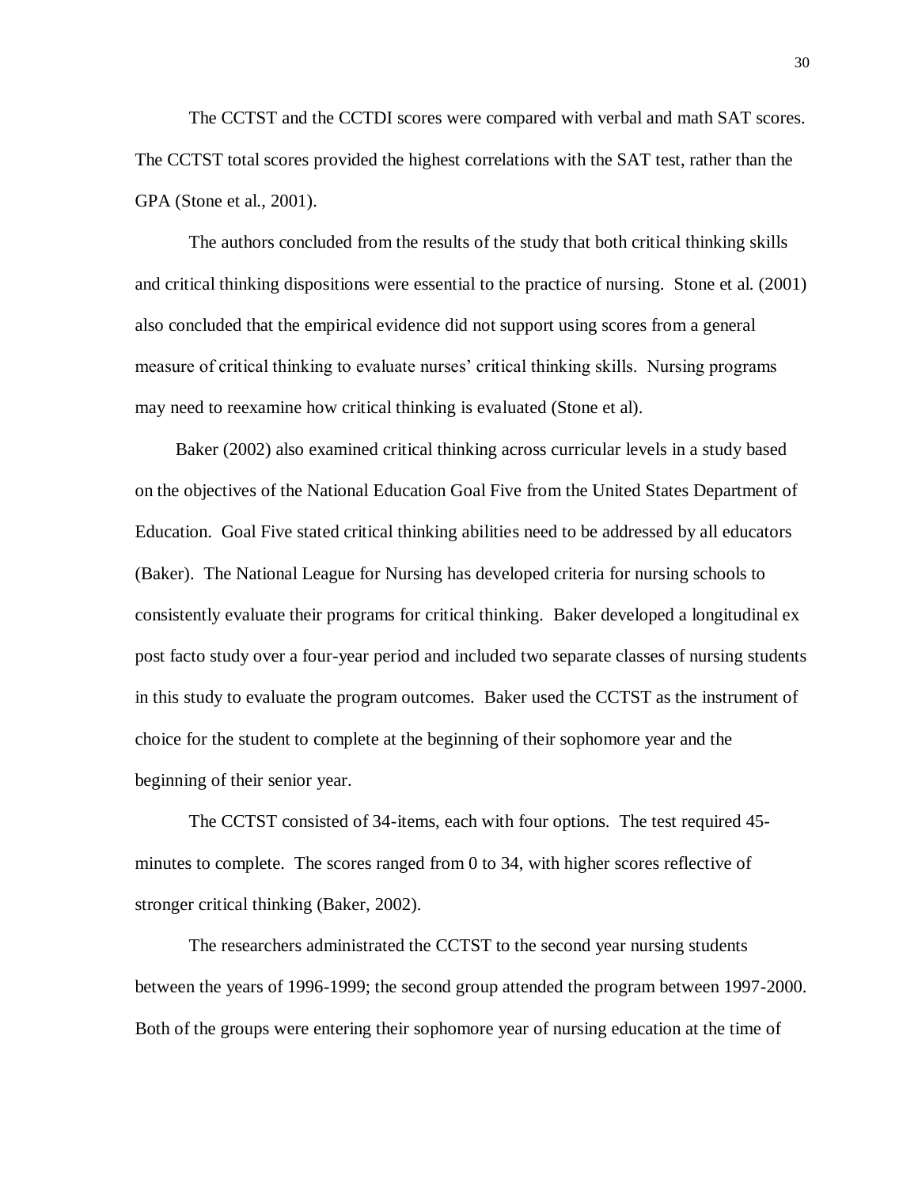The CCTST and the CCTDI scores were compared with verbal and math SAT scores. The CCTST total scores provided the highest correlations with the SAT test, rather than the GPA (Stone et al., 2001).

The authors concluded from the results of the study that both critical thinking skills and critical thinking dispositions were essential to the practice of nursing. Stone et al. (2001) also concluded that the empirical evidence did not support using scores from a general measure of critical thinking to evaluate nurses' critical thinking skills. Nursing programs may need to reexamine how critical thinking is evaluated (Stone et al).

Baker (2002) also examined critical thinking across curricular levels in a study based on the objectives of the National Education Goal Five from the United States Department of Education. Goal Five stated critical thinking abilities need to be addressed by all educators (Baker). The National League for Nursing has developed criteria for nursing schools to consistently evaluate their programs for critical thinking. Baker developed a longitudinal ex post facto study over a four-year period and included two separate classes of nursing students in this study to evaluate the program outcomes. Baker used the CCTST as the instrument of choice for the student to complete at the beginning of their sophomore year and the beginning of their senior year.

The CCTST consisted of 34-items, each with four options. The test required 45-minutes to complete. The scores ranged from 0 to 34, with higher scores reflective of stronger critical thinking (Baker, 2002).

The researchers administrated the CCTST to the second year nursing students between the years of 1996-1999; the second group attended the program between 1997-2000. Both of the groups were entering their sophomore year of nursing education at the time of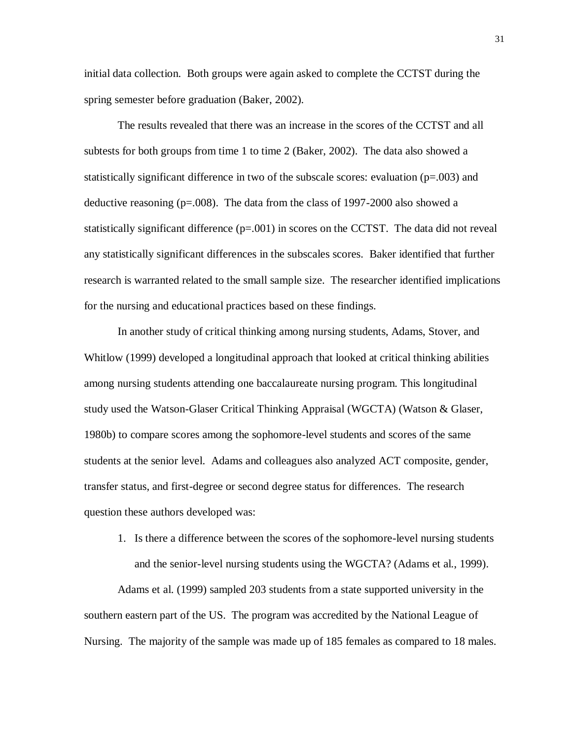initial data collection. Both groups were again asked to complete the CCTST during the spring semester before graduation (Baker, 2002).

The results revealed that there was an increase in the scores of the CCTST and all subtests for both groups from time 1 to time 2 (Baker, 2002). The data also showed a statistically significant difference in two of the subscale scores: evaluation ($p=.003$) and deductive reasoning ($p=.008$). The data from the class of 1997-2000 also showed a statistically significant difference ($p=.001$) in scores on the CCTST. The data did not reveal any statistically significant differences in the subscales scores. Baker identified that further research is warranted related to the small sample size. The researcher identified implications for the nursing and educational practices based on these findings.

In another study of critical thinking among nursing students, Adams, Stover, and Whitlow (1999) developed a longitudinal approach that looked at critical thinking abilities among nursing students attending one baccalaureate nursing program. This longitudinal study used the Watson-Glaser Critical Thinking Appraisal (WGCTA) (Watson & Glaser, 1980b) to compare scores among the sophomore-level students and scores of the same students at the senior level. Adams and colleagues also analyzed ACT composite, gender, transfer status, and first-degree or second degree status for differences. The research question these authors developed was:

1. Is there a difference between the scores of the sophomore-level nursing students and the senior-level nursing students using the WGCTA? (Adams et al., 1999).

Adams et al. (1999) sampled 203 students from a state supported university in the southern eastern part of the US. The program was accredited by the National League of Nursing. The majority of the sample was made up of 185 females as compared to 18 males.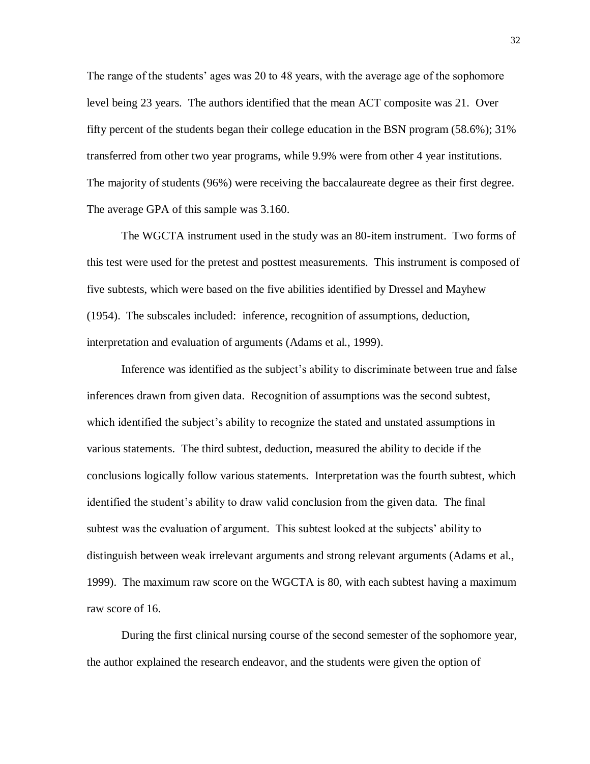The range of the students' ages was 20 to 48 years, with the average age of the sophomore level being 23 years. The authors identified that the mean ACT composite was 21. Over fifty percent of the students began their college education in the BSN program (58.6%); 31% transferred from other two year programs, while 9.9% were from other 4 year institutions. The majority of students (96%) were receiving the baccalaureate degree as their first degree. The average GPA of this sample was 3.160.

The WGCTA instrument used in the study was an 80-item instrument. Two forms of this test were used for the pretest and posttest measurements. This instrument is composed of five subtests, which were based on the five abilities identified by Dressel and Mayhew (1954). The subscales included: inference, recognition of assumptions, deduction, interpretation and evaluation of arguments (Adams et al., 1999).

Inference was identified as the subject's ability to discriminate between true and false inferences drawn from given data. Recognition of assumptions was the second subtest, which identified the subject's ability to recognize the stated and unstated assumptions in various statements. The third subtest, deduction, measured the ability to decide if the conclusions logically follow various statements. Interpretation was the fourth subtest, which identified the student's ability to draw valid conclusion from the given data. The final subtest was the evaluation of argument. This subtest looked at the subjects' ability to distinguish between weak irrelevant arguments and strong relevant arguments (Adams et al., 1999). The maximum raw score on the WGCTA is 80, with each subtest having a maximum raw score of 16.

During the first clinical nursing course of the second semester of the sophomore year, the author explained the research endeavor, and the students were given the option of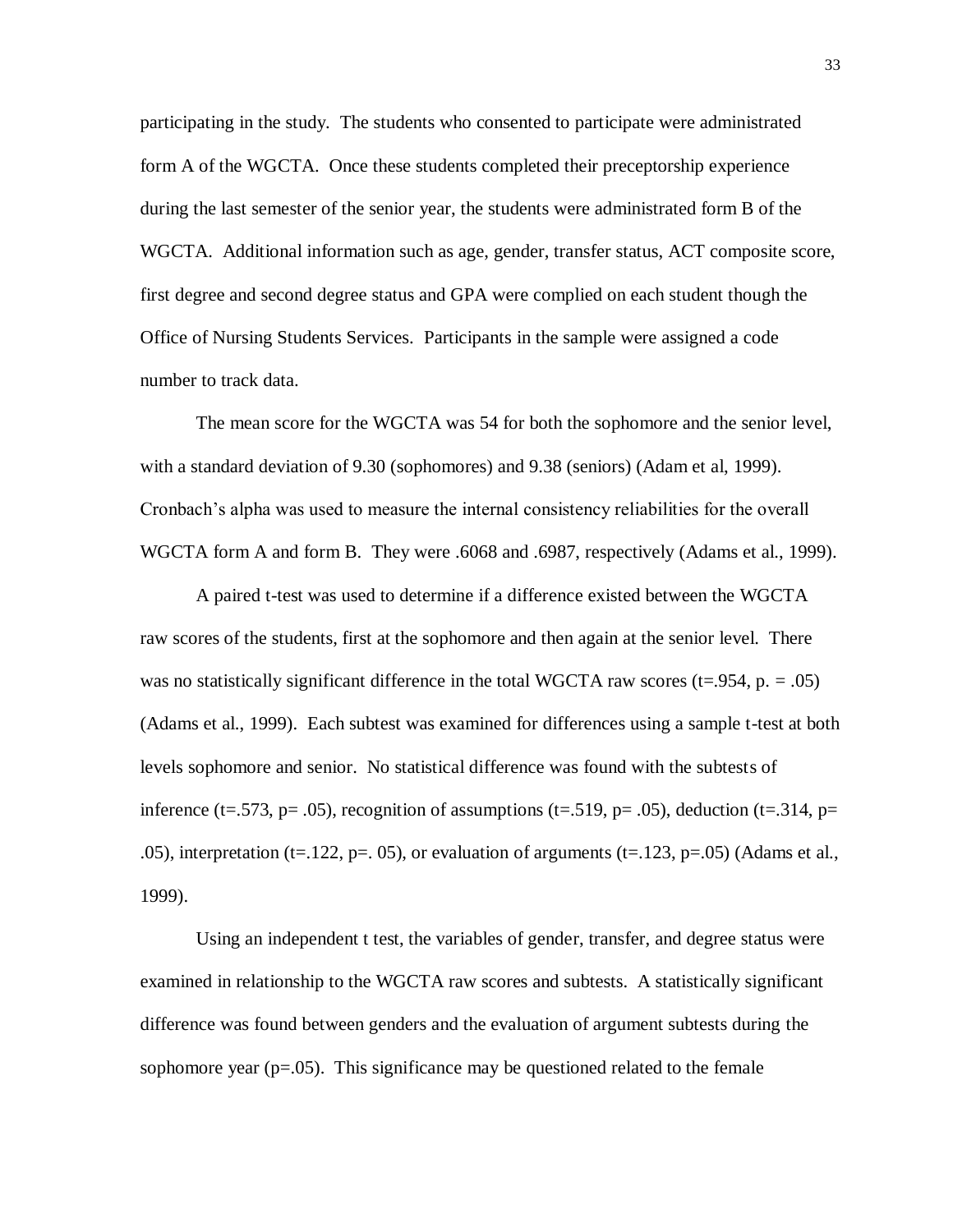participating in the study. The students who consented to participate were administrated form A of the WGCTA. Once these students completed their preceptorship experience during the last semester of the senior year, the students were administrated form B of the WGCTA. Additional information such as age, gender, transfer status, ACT composite score, first degree and second degree status and GPA were complied on each student though the Office of Nursing Students Services. Participants in the sample were assigned a code number to track data.

The mean score for the WGCTA was 54 for both the sophomore and the senior level, with a standard deviation of 9.30 (sophomores) and 9.38 (seniors) (Adam et al, 1999). Cronbach's alpha was used to measure the internal consistency reliabilities for the overall WGCTA form A and form B. They were .6068 and .6987, respectively (Adams et al., 1999).

A paired t-test was used to determine if a difference existed between the WGCTA raw scores of the students, first at the sophomore and then again at the senior level. There was no statistically significant difference in the total WGCTA raw scores ($t$=.954, p. = .05) (Adams et al., 1999). Each subtest was examined for differences using a sample t-test at both levels sophomore and senior. No statistical difference was found with the subtests of inference ($t$=.573, p= .05), recognition of assumptions ($t$=.519, p= .05), deduction ($t$=.314, p= .05), interpretation ($t$=.122, p=. 05), or evaluation of arguments ($t$=.123, p=.05) (Adams et al., 1999).

Using an independent t test, the variables of gender, transfer, and degree status were examined in relationship to the WGCTA raw scores and subtests. A statistically significant difference was found between genders and the evaluation of argument subtests during the sophomore year (p=.05). This significance may be questioned related to the female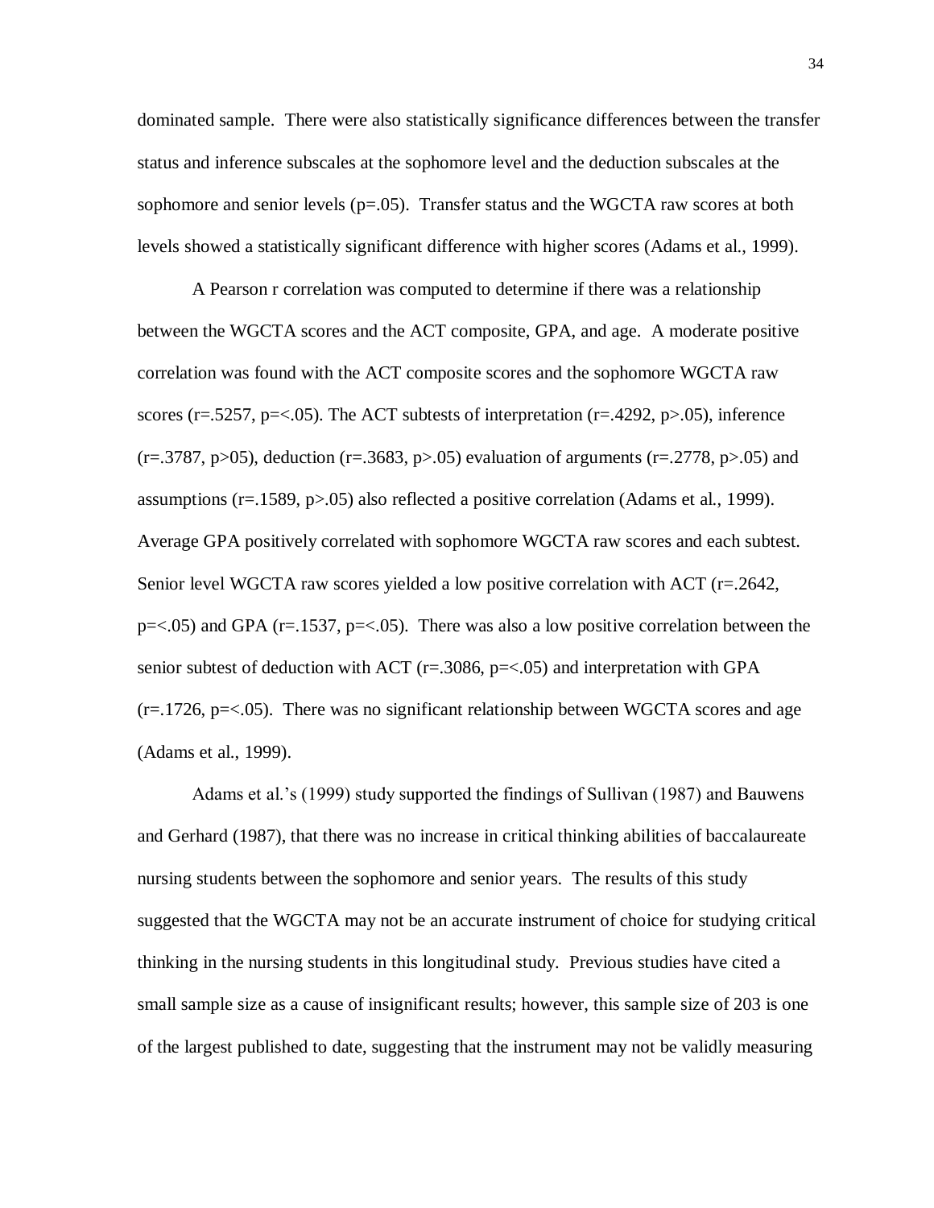dominated sample. There were also statistically significance differences between the transfer status and inference subscales at the sophomore level and the deduction subscales at the sophomore and senior levels ($p=.05$). Transfer status and the WGCTA raw scores at both levels showed a statistically significant difference with higher scores (Adams et al., 1999).

A Pearson r correlation was computed to determine if there was a relationship between the WGCTA scores and the ACT composite, GPA, and age. A moderate positive correlation was found with the ACT composite scores and the sophomore WGCTA raw scores ($r=.5257$, $p=<.05$). The ACT subtests of interpretation ($r=.4292$, $p>.05$), inference ($r=.3787$, $p>05$), deduction ($r=.3683$, $p>.05$) evaluation of arguments ($r=.2778$, $p>.05$) and assumptions ($r=.1589$, $p>.05$) also reflected a positive correlation (Adams et al., 1999). Average GPA positively correlated with sophomore WGCTA raw scores and each subtest. Senior level WGCTA raw scores yielded a low positive correlation with ACT ($r=.2642$, $p=<.05$) and GPA ($r=.1537$, $p=<.05$). There was also a low positive correlation between the senior subtest of deduction with ACT ($r=.3086$, $p=<.05$) and interpretation with GPA ($r=.1726$, $p=<.05$). There was no significant relationship between WGCTA scores and age (Adams et al., 1999).

Adams et al.'s (1999) study supported the findings of Sullivan (1987) and Bauwens and Gerhard (1987), that there was no increase in critical thinking abilities of baccalaureate nursing students between the sophomore and senior years. The results of this study suggested that the WGCTA may not be an accurate instrument of choice for studying critical thinking in the nursing students in this longitudinal study. Previous studies have cited a small sample size as a cause of insignificant results; however, this sample size of 203 is one of the largest published to date, suggesting that the instrument may not be validly measuring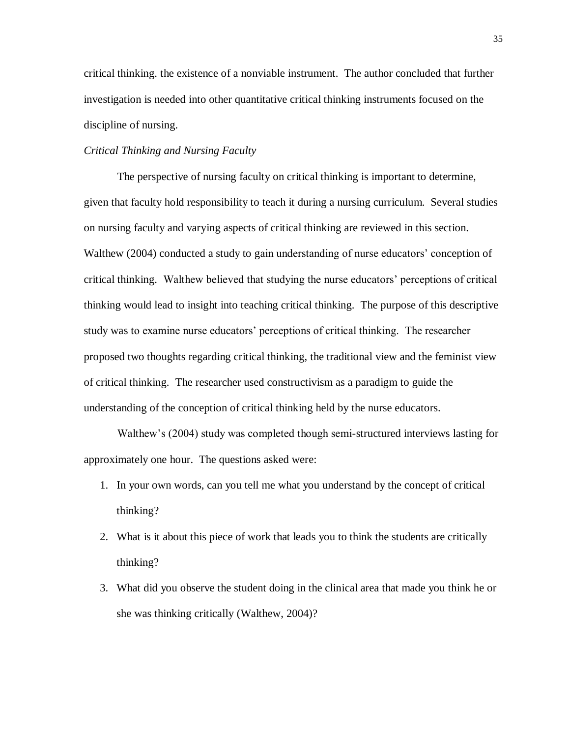critical thinking. the existence of a nonviable instrument. The author concluded that further investigation is needed into other quantitative critical thinking instruments focused on the discipline of nursing.

*Critical Thinking and Nursing Faculty*

The perspective of nursing faculty on critical thinking is important to determine, given that faculty hold responsibility to teach it during a nursing curriculum. Several studies on nursing faculty and varying aspects of critical thinking are reviewed in this section. Walthew (2004) conducted a study to gain understanding of nurse educators' conception of critical thinking. Walthew believed that studying the nurse educators' perceptions of critical thinking would lead to insight into teaching critical thinking. The purpose of this descriptive study was to examine nurse educators' perceptions of critical thinking. The researcher proposed two thoughts regarding critical thinking, the traditional view and the feminist view of critical thinking. The researcher used constructivism as a paradigm to guide the understanding of the conception of critical thinking held by the nurse educators.

Walthew's (2004) study was completed though semi-structured interviews lasting for approximately one hour. The questions asked were:

1. In your own words, can you tell me what you understand by the concept of critical thinking?
2. What is it about this piece of work that leads you to think the students are critically thinking?
3. What did you observe the student doing in the clinical area that made you think he or she was thinking critically (Walthew, 2004)?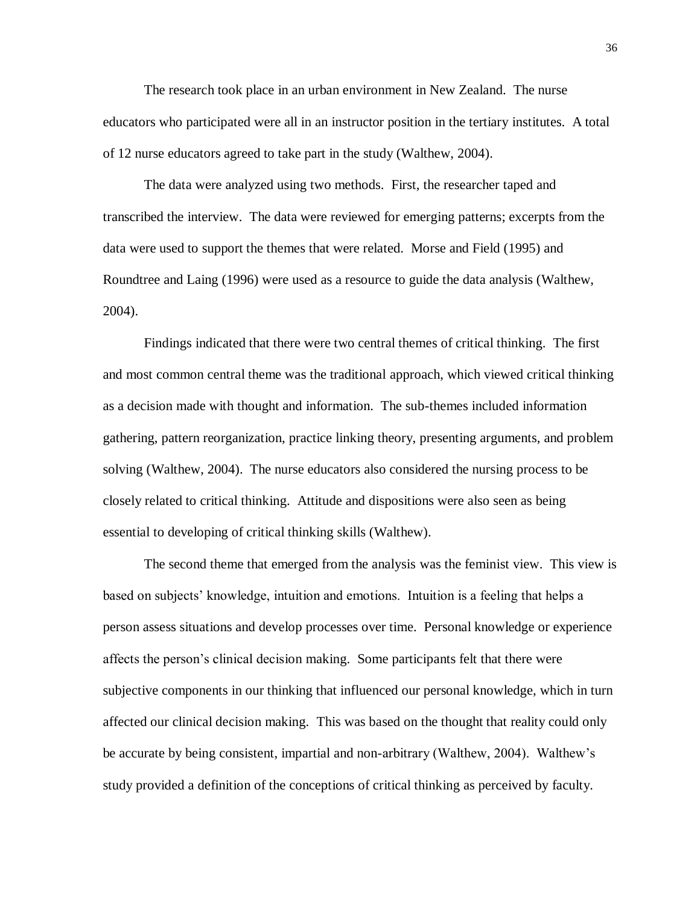The research took place in an urban environment in New Zealand. The nurse educators who participated were all in an instructor position in the tertiary institutes. A total of 12 nurse educators agreed to take part in the study (Walthew, 2004).

The data were analyzed using two methods. First, the researcher taped and transcribed the interview. The data were reviewed for emerging patterns; excerpts from the data were used to support the themes that were related. Morse and Field (1995) and Roundtree and Laing (1996) were used as a resource to guide the data analysis (Walthew, 2004).

Findings indicated that there were two central themes of critical thinking. The first and most common central theme was the traditional approach, which viewed critical thinking as a decision made with thought and information. The sub-themes included information gathering, pattern reorganization, practice linking theory, presenting arguments, and problem solving (Walthew, 2004). The nurse educators also considered the nursing process to be closely related to critical thinking. Attitude and dispositions were also seen as being essential to developing of critical thinking skills (Walthew).

The second theme that emerged from the analysis was the feminist view. This view is based on subjects' knowledge, intuition and emotions. Intuition is a feeling that helps a person assess situations and develop processes over time. Personal knowledge or experience affects the person's clinical decision making. Some participants felt that there were subjective components in our thinking that influenced our personal knowledge, which in turn affected our clinical decision making. This was based on the thought that reality could only be accurate by being consistent, impartial and non-arbitrary (Walthew, 2004). Walthew's study provided a definition of the conceptions of critical thinking as perceived by faculty.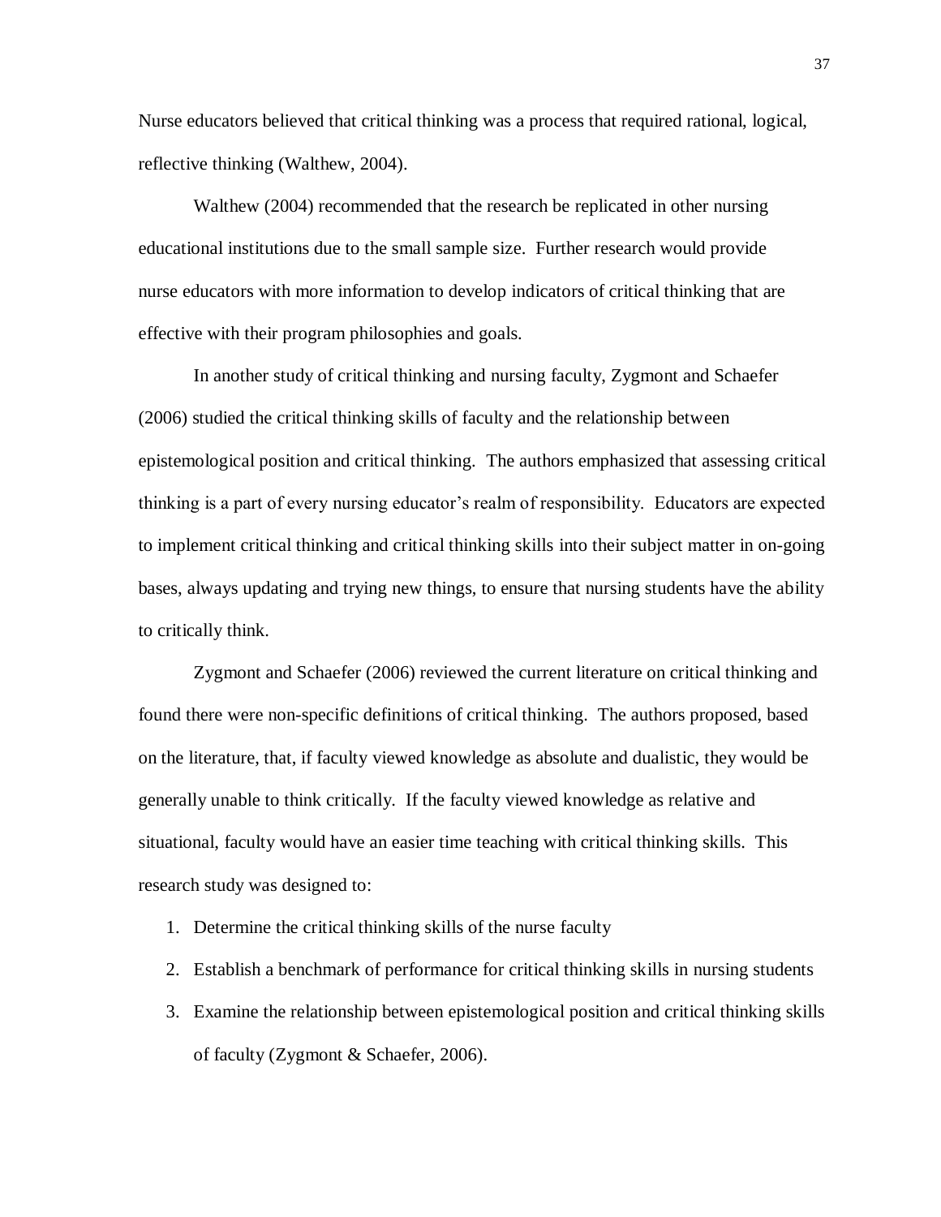Nurse educators believed that critical thinking was a process that required rational, logical, reflective thinking (Walthew, 2004).

Walthew (2004) recommended that the research be replicated in other nursing educational institutions due to the small sample size. Further research would provide nurse educators with more information to develop indicators of critical thinking that are effective with their program philosophies and goals.

In another study of critical thinking and nursing faculty, Zygmont and Schaefer (2006) studied the critical thinking skills of faculty and the relationship between epistemological position and critical thinking. The authors emphasized that assessing critical thinking is a part of every nursing educator's realm of responsibility. Educators are expected to implement critical thinking and critical thinking skills into their subject matter in on-going bases, always updating and trying new things, to ensure that nursing students have the ability to critically think.

Zygmont and Schaefer (2006) reviewed the current literature on critical thinking and found there were non-specific definitions of critical thinking. The authors proposed, based on the literature, that, if faculty viewed knowledge as absolute and dualistic, they would be generally unable to think critically. If the faculty viewed knowledge as relative and situational, faculty would have an easier time teaching with critical thinking skills. This research study was designed to:

1. Determine the critical thinking skills of the nurse faculty
2. Establish a benchmark of performance for critical thinking skills in nursing students
3. Examine the relationship between epistemological position and critical thinking skills of faculty (Zygmont & Schaefer, 2006).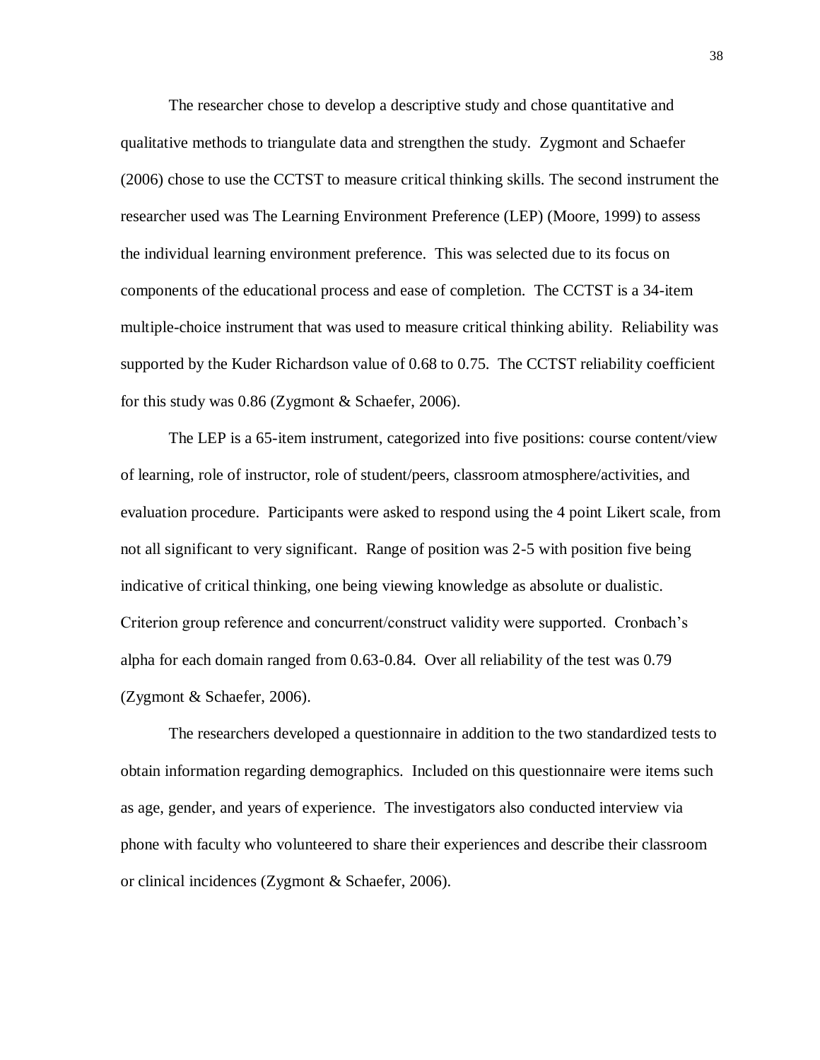The researcher chose to develop a descriptive study and chose quantitative and qualitative methods to triangulate data and strengthen the study. Zygmont and Schaefer (2006) chose to use the CCTST to measure critical thinking skills. The second instrument the researcher used was The Learning Environment Preference (LEP) (Moore, 1999) to assess the individual learning environment preference. This was selected due to its focus on components of the educational process and ease of completion. The CCTST is a 34-item multiple-choice instrument that was used to measure critical thinking ability. Reliability was supported by the Kuder Richardson value of 0.68 to 0.75. The CCTST reliability coefficient for this study was 0.86 (Zygmont & Schaefer, 2006).

The LEP is a 65-item instrument, categorized into five positions: course content/view of learning, role of instructor, role of student/peers, classroom atmosphere/activities, and evaluation procedure. Participants were asked to respond using the 4 point Likert scale, from not all significant to very significant. Range of position was 2-5 with position five being indicative of critical thinking, one being viewing knowledge as absolute or dualistic. Criterion group reference and concurrent/construct validity were supported. Cronbach's alpha for each domain ranged from 0.63-0.84. Over all reliability of the test was 0.79 (Zygmont & Schaefer, 2006).

The researchers developed a questionnaire in addition to the two standardized tests to obtain information regarding demographics. Included on this questionnaire were items such as age, gender, and years of experience. The investigators also conducted interview via phone with faculty who volunteered to share their experiences and describe their classroom or clinical incidences (Zygmont & Schaefer, 2006).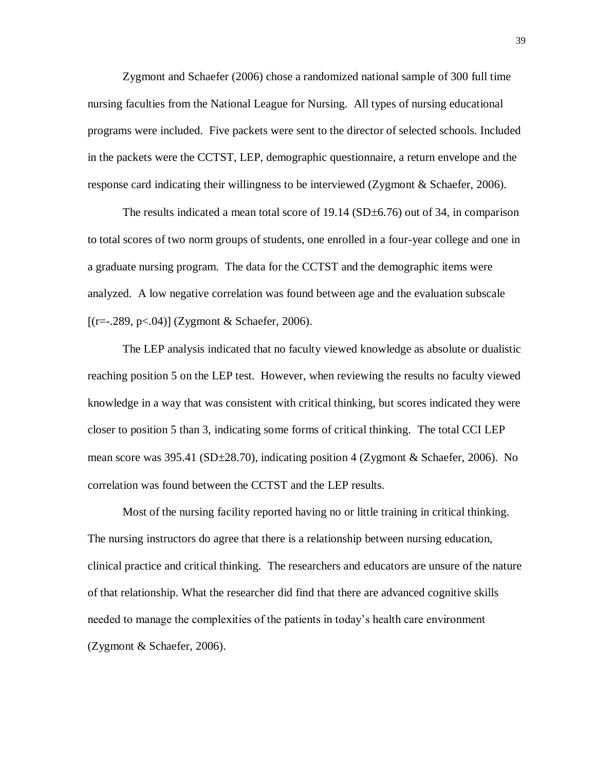Zygmont and Schaefer (2006) chose a randomized national sample of 300 full time nursing faculties from the National League for Nursing. All types of nursing educational programs were included. Five packets were sent to the director of selected schools. Included in the packets were the CCTST, LEP, demographic questionnaire, a return envelope and the response card indicating their willingness to be interviewed (Zygmont & Schaefer, 2006).

The results indicated a mean total score of 19.14 (SD±6.76) out of 34, in comparison to total scores of two norm groups of students, one enrolled in a four-year college and one in a graduate nursing program. The data for the CCTST and the demographic items were analyzed. A low negative correlation was found between age and the evaluation subscale [(r=-.289, p<.04)] (Zygmont & Schaefer, 2006).

The LEP analysis indicated that no faculty viewed knowledge as absolute or dualistic reaching position 5 on the LEP test. However, when reviewing the results no faculty viewed knowledge in a way that was consistent with critical thinking, but scores indicated they were closer to position 5 than 3, indicating some forms of critical thinking. The total CCI LEP mean score was 395.41 (SD±28.70), indicating position 4 (Zygmont & Schaefer, 2006). No correlation was found between the CCTST and the LEP results.

Most of the nursing facility reported having no or little training in critical thinking. The nursing instructors do agree that there is a relationship between nursing education, clinical practice and critical thinking. The researchers and educators are unsure of the nature of that relationship. What the researcher did find that there are advanced cognitive skills needed to manage the complexities of the patients in today's health care environment (Zygmont & Schaefer, 2006).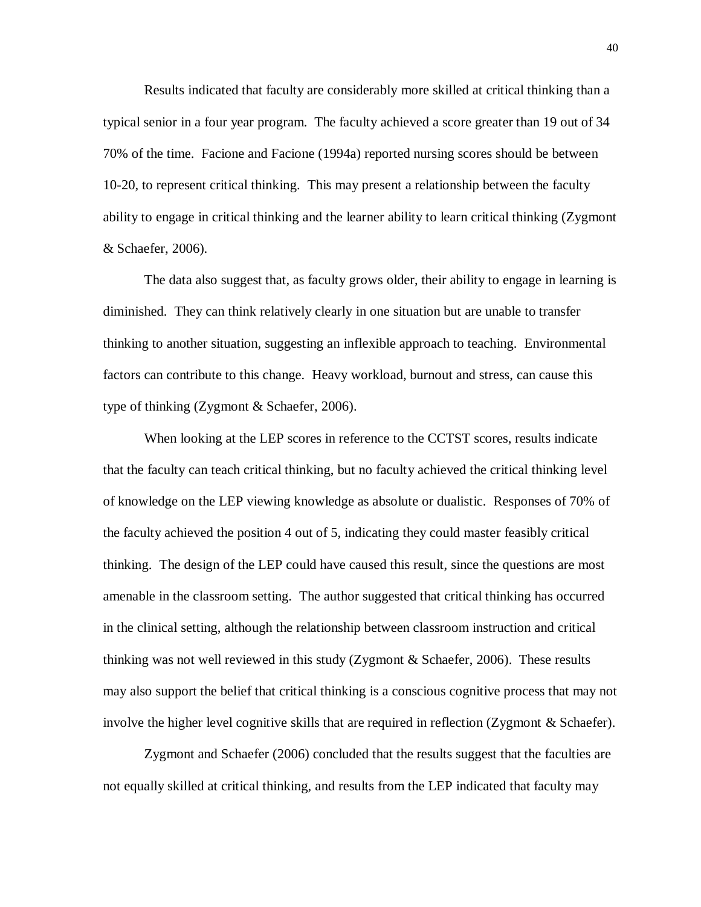Results indicated that faculty are considerably more skilled at critical thinking than a typical senior in a four year program. The faculty achieved a score greater than 19 out of 34 70% of the time. Facione and Facione (1994a) reported nursing scores should be between 10-20, to represent critical thinking. This may present a relationship between the faculty ability to engage in critical thinking and the learner ability to learn critical thinking (Zygmont & Schaefer, 2006).

The data also suggest that, as faculty grows older, their ability to engage in learning is diminished. They can think relatively clearly in one situation but are unable to transfer thinking to another situation, suggesting an inflexible approach to teaching. Environmental factors can contribute to this change. Heavy workload, burnout and stress, can cause this type of thinking (Zygmont & Schaefer, 2006).

When looking at the LEP scores in reference to the CCTST scores, results indicate that the faculty can teach critical thinking, but no faculty achieved the critical thinking level of knowledge on the LEP viewing knowledge as absolute or dualistic. Responses of 70% of the faculty achieved the position 4 out of 5, indicating they could master feasibly critical thinking. The design of the LEP could have caused this result, since the questions are most amenable in the classroom setting. The author suggested that critical thinking has occurred in the clinical setting, although the relationship between classroom instruction and critical thinking was not well reviewed in this study (Zygmont & Schaefer, 2006). These results may also support the belief that critical thinking is a conscious cognitive process that may not involve the higher level cognitive skills that are required in reflection (Zygmont & Schaefer).

Zygmont and Schaefer (2006) concluded that the results suggest that the faculties are not equally skilled at critical thinking, and results from the LEP indicated that faculty may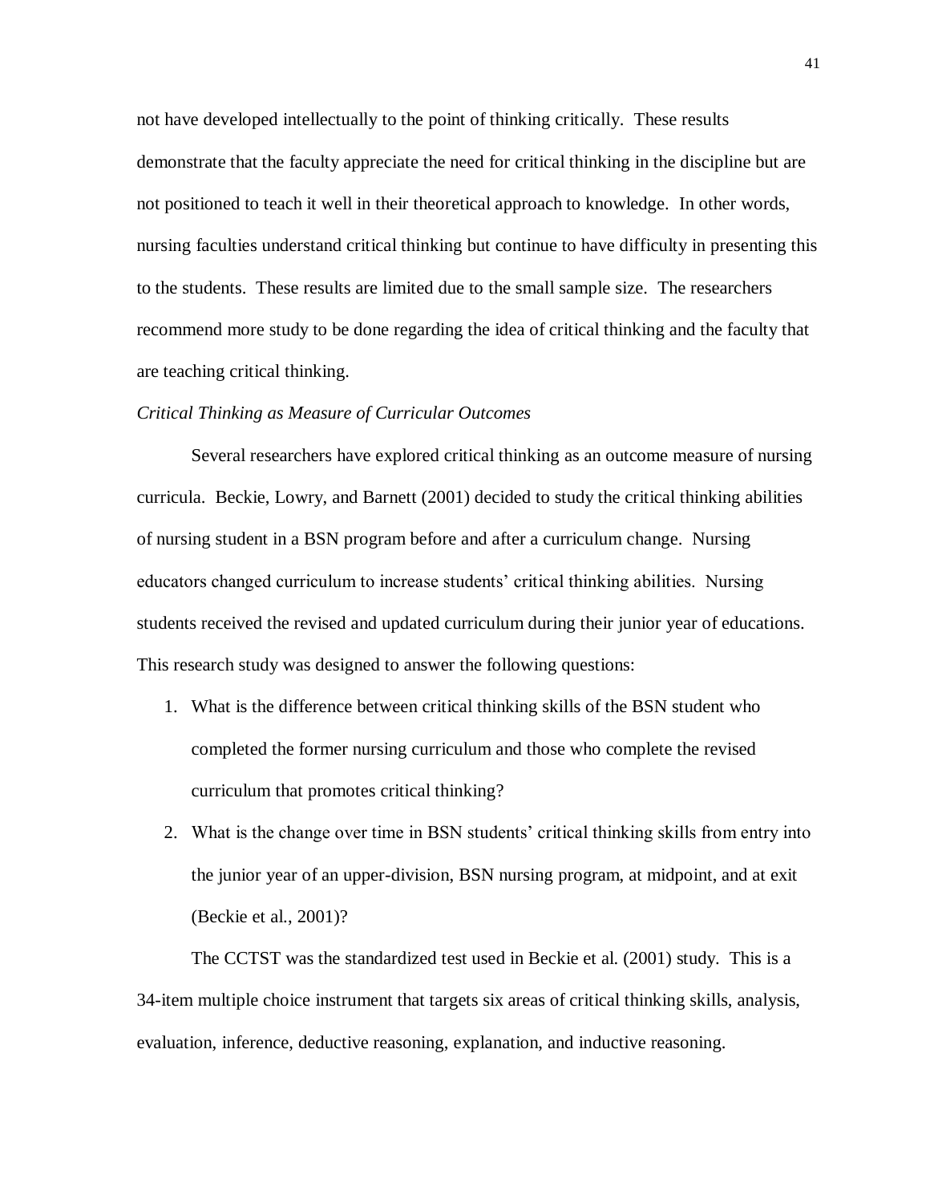not have developed intellectually to the point of thinking critically. These results demonstrate that the faculty appreciate the need for critical thinking in the discipline but are not positioned to teach it well in their theoretical approach to knowledge. In other words, nursing faculties understand critical thinking but continue to have difficulty in presenting this to the students. These results are limited due to the small sample size. The researchers recommend more study to be done regarding the idea of critical thinking and the faculty that are teaching critical thinking.

*Critical Thinking as Measure of Curricular Outcomes*

Several researchers have explored critical thinking as an outcome measure of nursing curricula. Beckie, Lowry, and Barnett (2001) decided to study the critical thinking abilities of nursing student in a BSN program before and after a curriculum change. Nursing educators changed curriculum to increase students' critical thinking abilities. Nursing students received the revised and updated curriculum during their junior year of educations. This research study was designed to answer the following questions:

1. What is the difference between critical thinking skills of the BSN student who completed the former nursing curriculum and those who complete the revised curriculum that promotes critical thinking?
2. What is the change over time in BSN students' critical thinking skills from entry into the junior year of an upper-division, BSN nursing program, at midpoint, and at exit (Beckie et al., 2001)?

The CCTST was the standardized test used in Beckie et al. (2001) study. This is a 34-item multiple choice instrument that targets six areas of critical thinking skills, analysis, evaluation, inference, deductive reasoning, explanation, and inductive reasoning.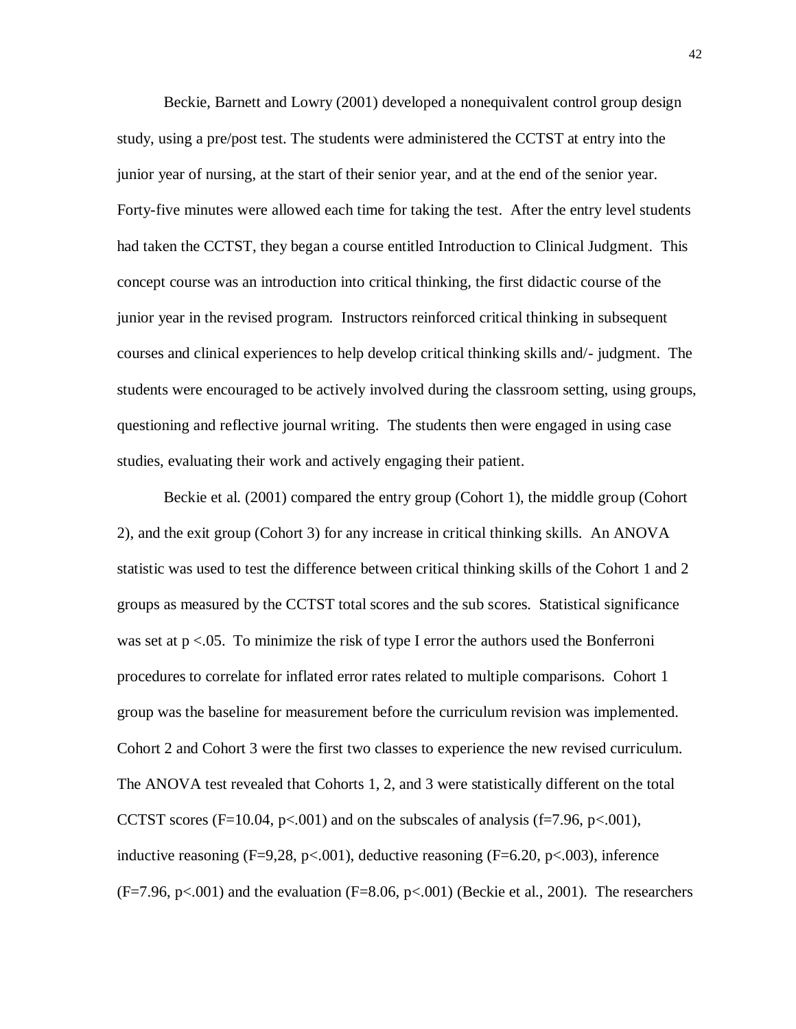Beckie, Barnett and Lowry (2001) developed a nonequivalent control group design study, using a pre/post test. The students were administered the CCTST at entry into the junior year of nursing, at the start of their senior year, and at the end of the senior year. Forty-five minutes were allowed each time for taking the test. After the entry level students had taken the CCTST, they began a course entitled Introduction to Clinical Judgment. This concept course was an introduction into critical thinking, the first didactic course of the junior year in the revised program. Instructors reinforced critical thinking in subsequent courses and clinical experiences to help develop critical thinking skills and/- judgment. The students were encouraged to be actively involved during the classroom setting, using groups, questioning and reflective journal writing. The students then were engaged in using case studies, evaluating their work and actively engaging their patient.

Beckie et al. (2001) compared the entry group (Cohort 1), the middle group (Cohort 2), and the exit group (Cohort 3) for any increase in critical thinking skills. An ANOVA statistic was used to test the difference between critical thinking skills of the Cohort 1 and 2 groups as measured by the CCTST total scores and the sub scores. Statistical significance was set at $p <.05$. To minimize the risk of type I error the authors used the Bonferroni procedures to correlate for inflated error rates related to multiple comparisons. Cohort 1 group was the baseline for measurement before the curriculum revision was implemented. Cohort 2 and Cohort 3 were the first two classes to experience the new revised curriculum. The ANOVA test revealed that Cohorts 1, 2, and 3 were statistically different on the total CCTST scores ($F=10.04$, $p<.001$) and on the subscales of analysis ($f=7.96$, $p<.001$), inductive reasoning ($F=9,28$, $p<.001$), deductive reasoning ($F=6.20$, $p<.003$), inference ($F=7.96$, $p<.001$) and the evaluation ($F=8.06$, $p<.001$) (Beckie et al., 2001). The researchers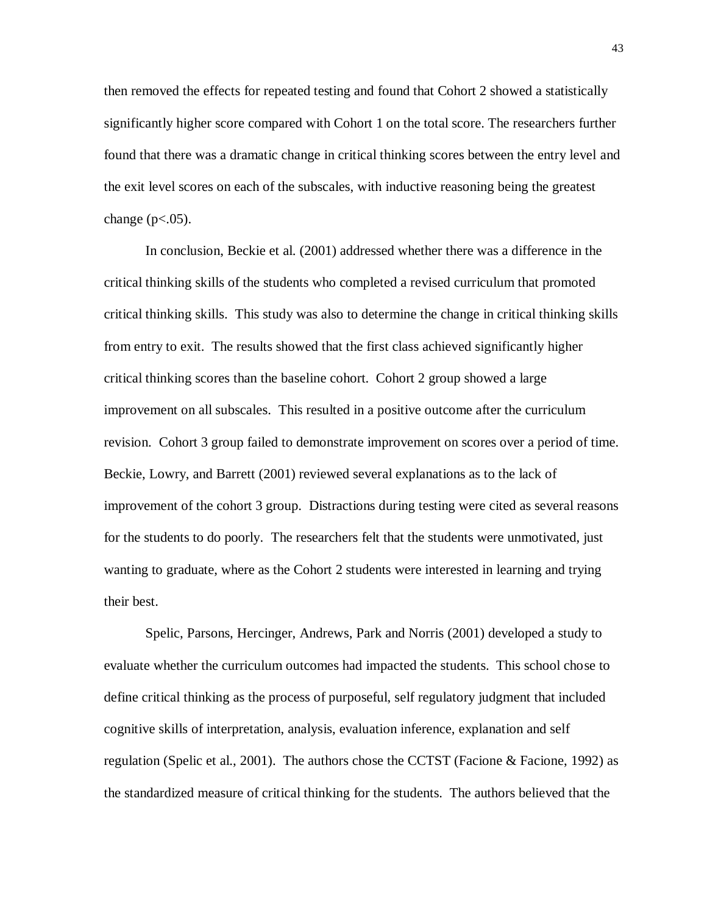then removed the effects for repeated testing and found that Cohort 2 showed a statistically significantly higher score compared with Cohort 1 on the total score. The researchers further found that there was a dramatic change in critical thinking scores between the entry level and the exit level scores on each of the subscales, with inductive reasoning being the greatest change ($p<.05$).

In conclusion, Beckie et al. (2001) addressed whether there was a difference in the critical thinking skills of the students who completed a revised curriculum that promoted critical thinking skills. This study was also to determine the change in critical thinking skills from entry to exit. The results showed that the first class achieved significantly higher critical thinking scores than the baseline cohort. Cohort 2 group showed a large improvement on all subscales. This resulted in a positive outcome after the curriculum revision. Cohort 3 group failed to demonstrate improvement on scores over a period of time. Beckie, Lowry, and Barrett (2001) reviewed several explanations as to the lack of improvement of the cohort 3 group. Distractions during testing were cited as several reasons for the students to do poorly. The researchers felt that the students were unmotivated, just wanting to graduate, where as the Cohort 2 students were interested in learning and trying their best.

Spelic, Parsons, Hercinger, Andrews, Park and Norris (2001) developed a study to evaluate whether the curriculum outcomes had impacted the students. This school chose to define critical thinking as the process of purposeful, self regulatory judgment that included cognitive skills of interpretation, analysis, evaluation inference, explanation and self regulation (Spelic et al., 2001). The authors chose the CCTST (Facione & Facione, 1992) as the standardized measure of critical thinking for the students. The authors believed that the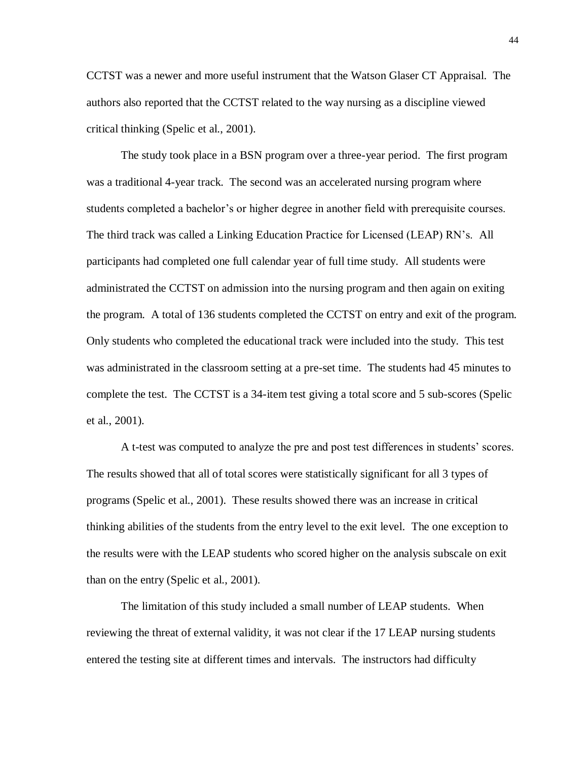CCTST was a newer and more useful instrument that the Watson Glaser CT Appraisal. The authors also reported that the CCTST related to the way nursing as a discipline viewed critical thinking (Spelic et al., 2001).

The study took place in a BSN program over a three-year period. The first program was a traditional 4-year track. The second was an accelerated nursing program where students completed a bachelor's or higher degree in another field with prerequisite courses. The third track was called a Linking Education Practice for Licensed (LEAP) RN's. All participants had completed one full calendar year of full time study. All students were administrated the CCTST on admission into the nursing program and then again on exiting the program. A total of 136 students completed the CCTST on entry and exit of the program. Only students who completed the educational track were included into the study. This test was administrated in the classroom setting at a pre-set time. The students had 45 minutes to complete the test. The CCTST is a 34-item test giving a total score and 5 sub-scores (Spelic et al., 2001).

A t-test was computed to analyze the pre and post test differences in students' scores. The results showed that all of total scores were statistically significant for all 3 types of programs (Spelic et al., 2001). These results showed there was an increase in critical thinking abilities of the students from the entry level to the exit level. The one exception to the results were with the LEAP students who scored higher on the analysis subscale on exit than on the entry (Spelic et al., 2001).

The limitation of this study included a small number of LEAP students. When reviewing the threat of external validity, it was not clear if the 17 LEAP nursing students entered the testing site at different times and intervals. The instructors had difficulty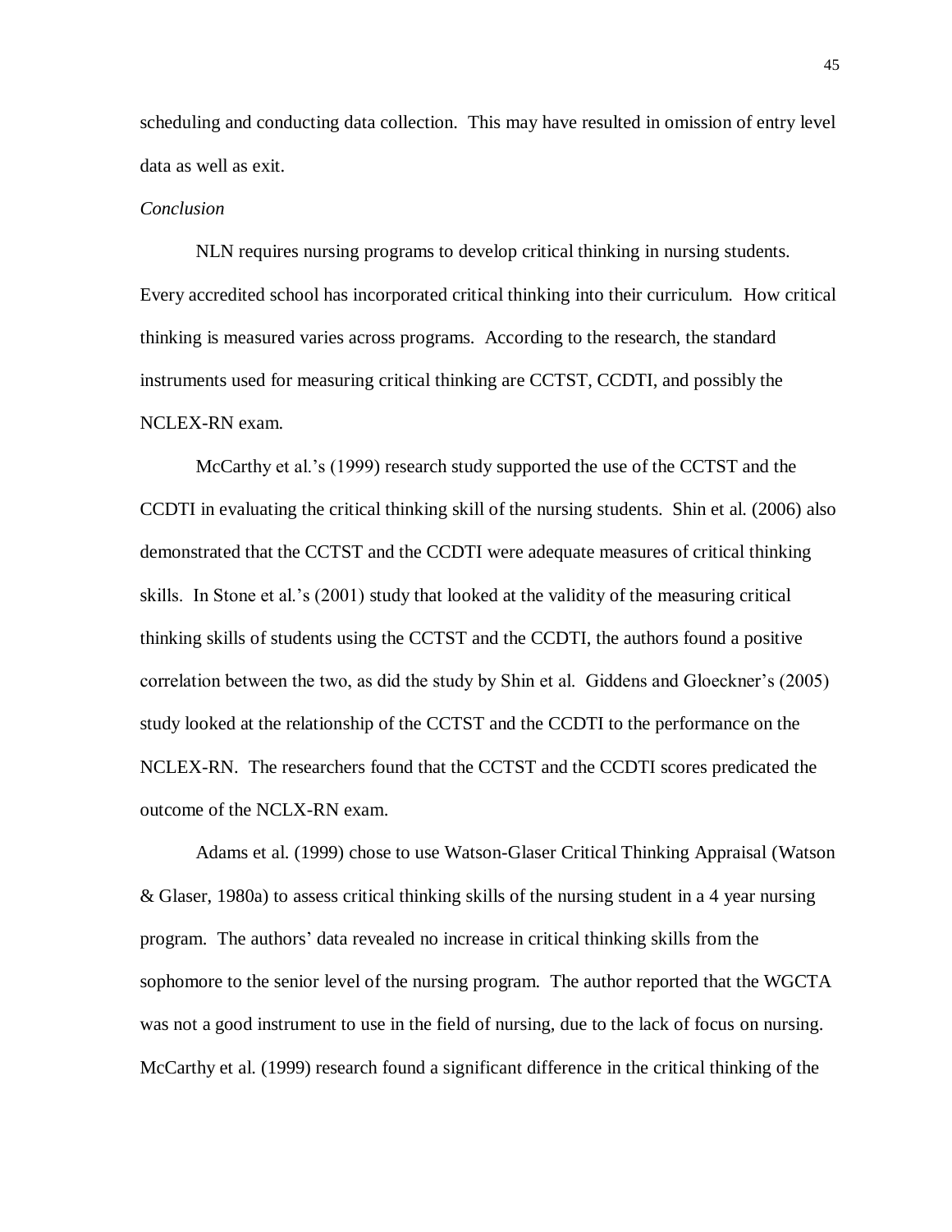scheduling and conducting data collection. This may have resulted in omission of entry level data as well as exit.

*Conclusion*

NLN requires nursing programs to develop critical thinking in nursing students. Every accredited school has incorporated critical thinking into their curriculum. How critical thinking is measured varies across programs. According to the research, the standard instruments used for measuring critical thinking are CCTST, CCDTI, and possibly the NCLEX-RN exam.

McCarthy et al.'s (1999) research study supported the use of the CCTST and the CCDTI in evaluating the critical thinking skill of the nursing students. Shin et al. (2006) also demonstrated that the CCTST and the CCDTI were adequate measures of critical thinking skills. In Stone et al.'s (2001) study that looked at the validity of the measuring critical thinking skills of students using the CCTST and the CCDTI, the authors found a positive correlation between the two, as did the study by Shin et al. Giddens and Gloeckner's (2005) study looked at the relationship of the CCTST and the CCDTI to the performance on the NCLEX-RN. The researchers found that the CCTST and the CCDTI scores predicated the outcome of the NCLX-RN exam.

Adams et al. (1999) chose to use Watson-Glaser Critical Thinking Appraisal (Watson & Glaser, 1980a) to assess critical thinking skills of the nursing student in a 4 year nursing program. The authors' data revealed no increase in critical thinking skills from the sophomore to the senior level of the nursing program. The author reported that the WGCTA was not a good instrument to use in the field of nursing, due to the lack of focus on nursing. McCarthy et al. (1999) research found a significant difference in the critical thinking of the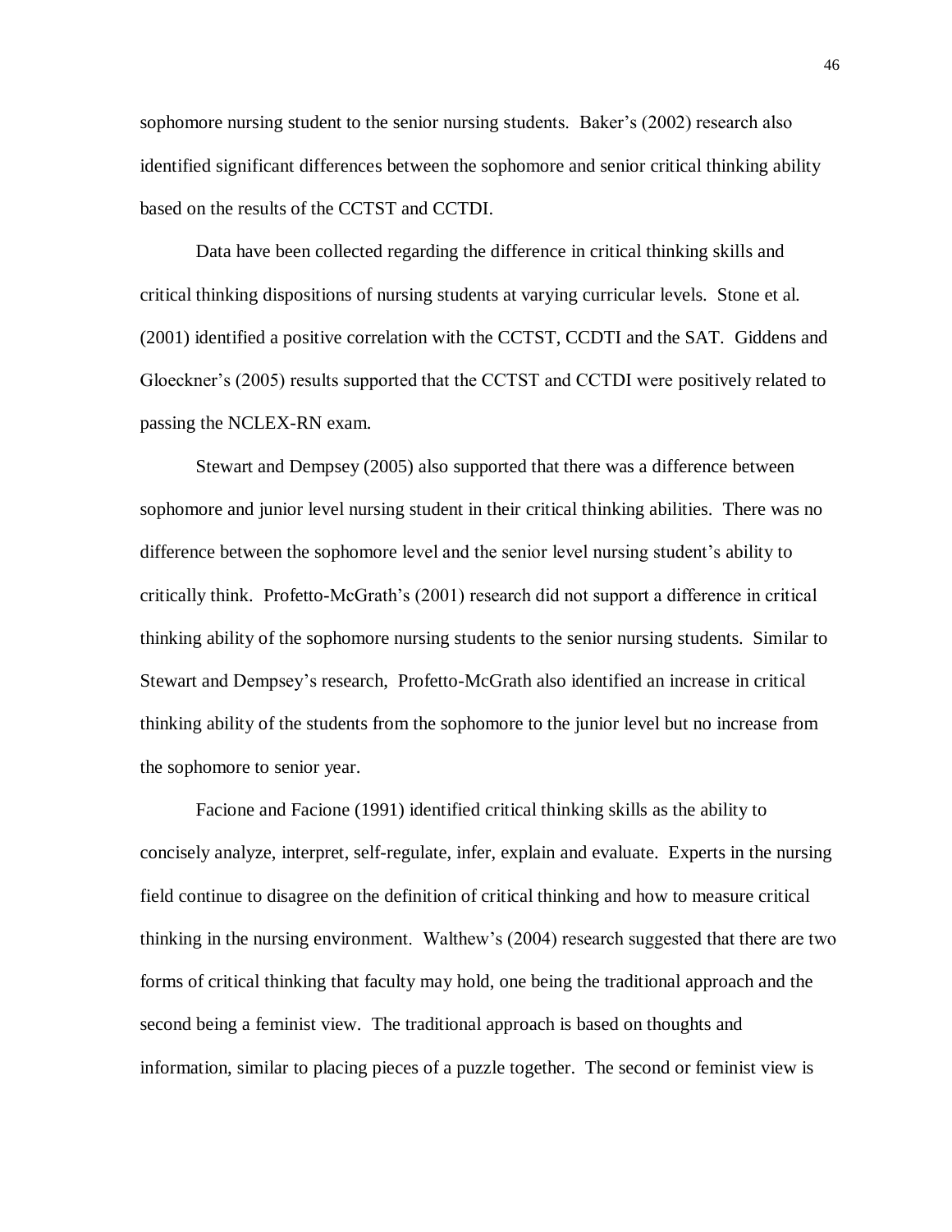sophomore nursing student to the senior nursing students. Baker's (2002) research also identified significant differences between the sophomore and senior critical thinking ability based on the results of the CCTST and CCTDI.

Data have been collected regarding the difference in critical thinking skills and critical thinking dispositions of nursing students at varying curricular levels. Stone et al. (2001) identified a positive correlation with the CCTST, CCDTI and the SAT. Giddens and Gloeckner's (2005) results supported that the CCTST and CCTDI were positively related to passing the NCLEX-RN exam.

Stewart and Dempsey (2005) also supported that there was a difference between sophomore and junior level nursing student in their critical thinking abilities. There was no difference between the sophomore level and the senior level nursing student's ability to critically think. Profetto-McGrath's (2001) research did not support a difference in critical thinking ability of the sophomore nursing students to the senior nursing students. Similar to Stewart and Dempsey's research, Profetto-McGrath also identified an increase in critical thinking ability of the students from the sophomore to the junior level but no increase from the sophomore to senior year.

Facione and Facione (1991) identified critical thinking skills as the ability to concisely analyze, interpret, self-regulate, infer, explain and evaluate. Experts in the nursing field continue to disagree on the definition of critical thinking and how to measure critical thinking in the nursing environment. Walthew's (2004) research suggested that there are two forms of critical thinking that faculty may hold, one being the traditional approach and the second being a feminist view. The traditional approach is based on thoughts and information, similar to placing pieces of a puzzle together. The second or feminist view is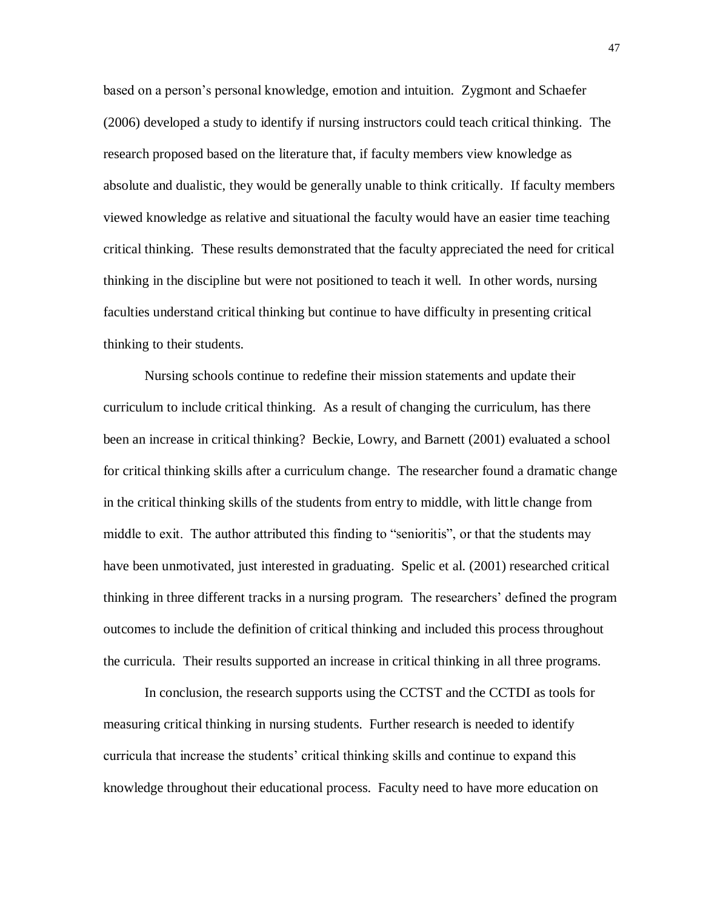based on a person's personal knowledge, emotion and intuition. Zygmont and Schaefer (2006) developed a study to identify if nursing instructors could teach critical thinking. The research proposed based on the literature that, if faculty members view knowledge as absolute and dualistic, they would be generally unable to think critically. If faculty members viewed knowledge as relative and situational the faculty would have an easier time teaching critical thinking. These results demonstrated that the faculty appreciated the need for critical thinking in the discipline but were not positioned to teach it well. In other words, nursing faculties understand critical thinking but continue to have difficulty in presenting critical thinking to their students.

Nursing schools continue to redefine their mission statements and update their curriculum to include critical thinking. As a result of changing the curriculum, has there been an increase in critical thinking? Beckie, Lowry, and Barnett (2001) evaluated a school for critical thinking skills after a curriculum change. The researcher found a dramatic change in the critical thinking skills of the students from entry to middle, with little change from middle to exit. The author attributed this finding to "senioritis", or that the students may have been unmotivated, just interested in graduating. Spelic et al. (2001) researched critical thinking in three different tracks in a nursing program. The researchers' defined the program outcomes to include the definition of critical thinking and included this process throughout the curricula. Their results supported an increase in critical thinking in all three programs.

In conclusion, the research supports using the CCTST and the CCTDI as tools for measuring critical thinking in nursing students. Further research is needed to identify curricula that increase the students' critical thinking skills and continue to expand this knowledge throughout their educational process. Faculty need to have more education on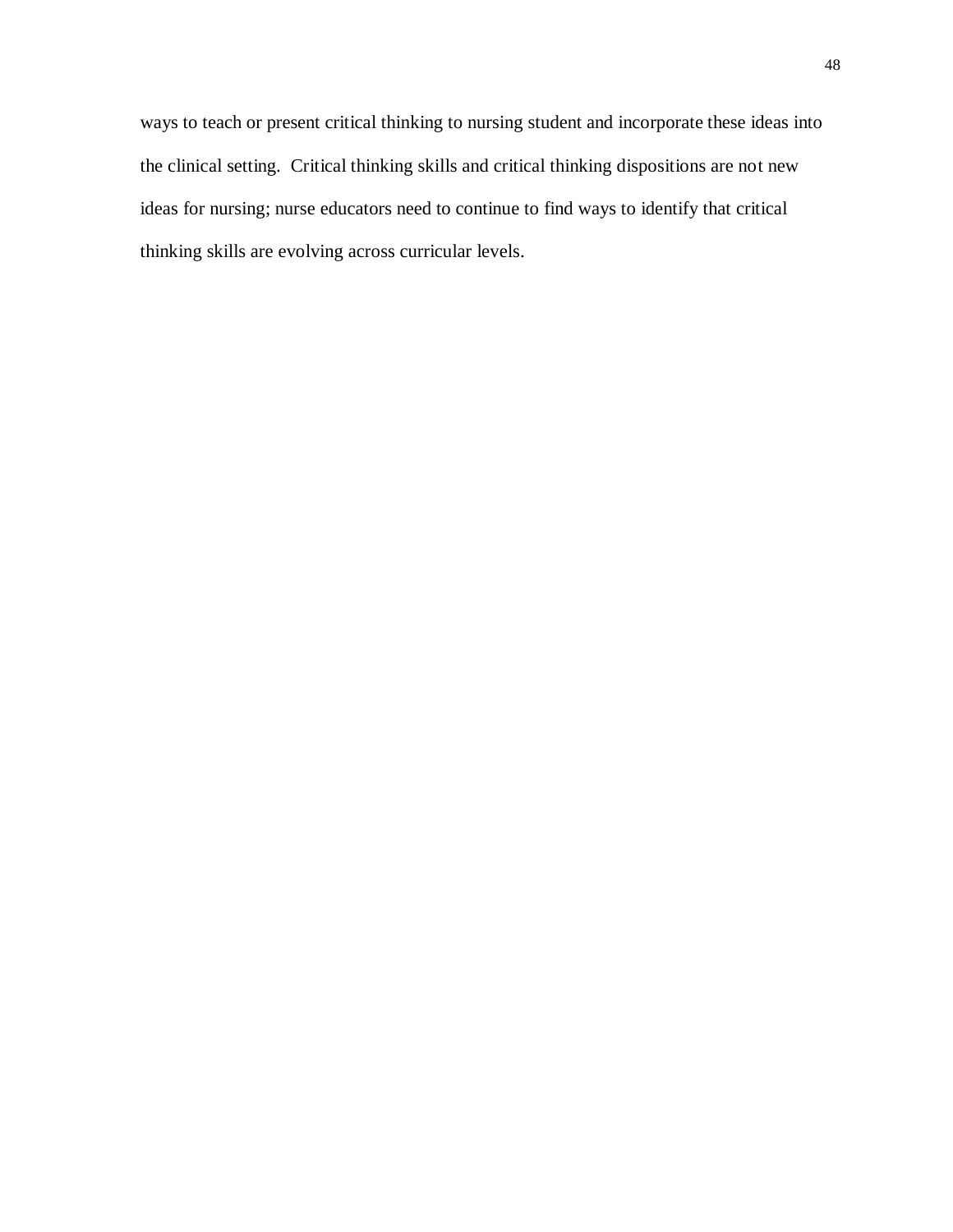ways to teach or present critical thinking to nursing student and incorporate these ideas into the clinical setting. Critical thinking skills and critical thinking dispositions are not new ideas for nursing; nurse educators need to continue to find ways to identify that critical thinking skills are evolving across curricular levels.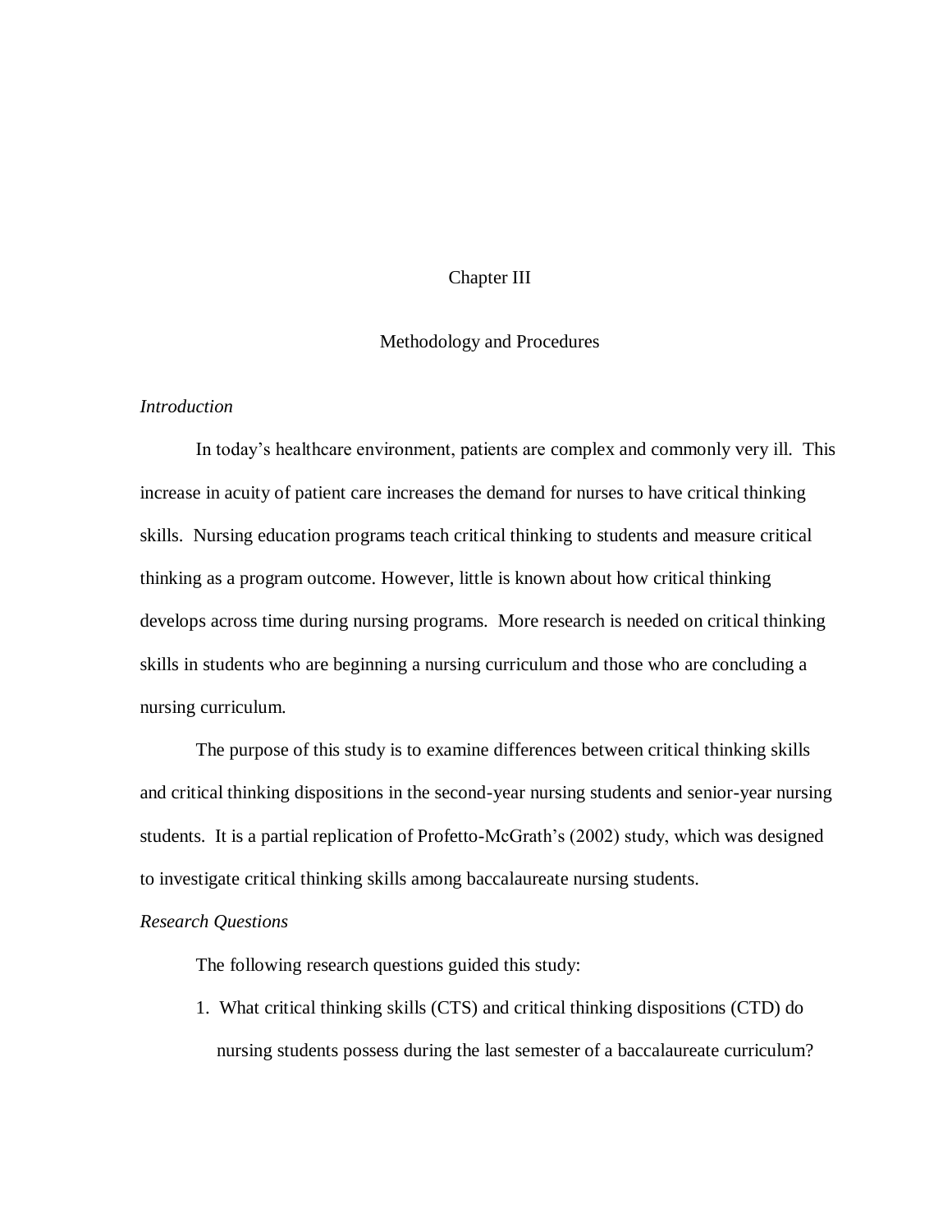# Chapter III

## Methodology and Procedures

*Introduction*

In today's healthcare environment, patients are complex and commonly very ill. This increase in acuity of patient care increases the demand for nurses to have critical thinking skills. Nursing education programs teach critical thinking to students and measure critical thinking as a program outcome. However, little is known about how critical thinking develops across time during nursing programs. More research is needed on critical thinking skills in students who are beginning a nursing curriculum and those who are concluding a nursing curriculum.

The purpose of this study is to examine differences between critical thinking skills and critical thinking dispositions in the second-year nursing students and senior-year nursing students. It is a partial replication of Profetto-McGrath's (2002) study, which was designed to investigate critical thinking skills among baccalaureate nursing students.

*Research Questions*

The following research questions guided this study:

1. What critical thinking skills (CTS) and critical thinking dispositions (CTD) do nursing students possess during the last semester of a baccalaureate curriculum?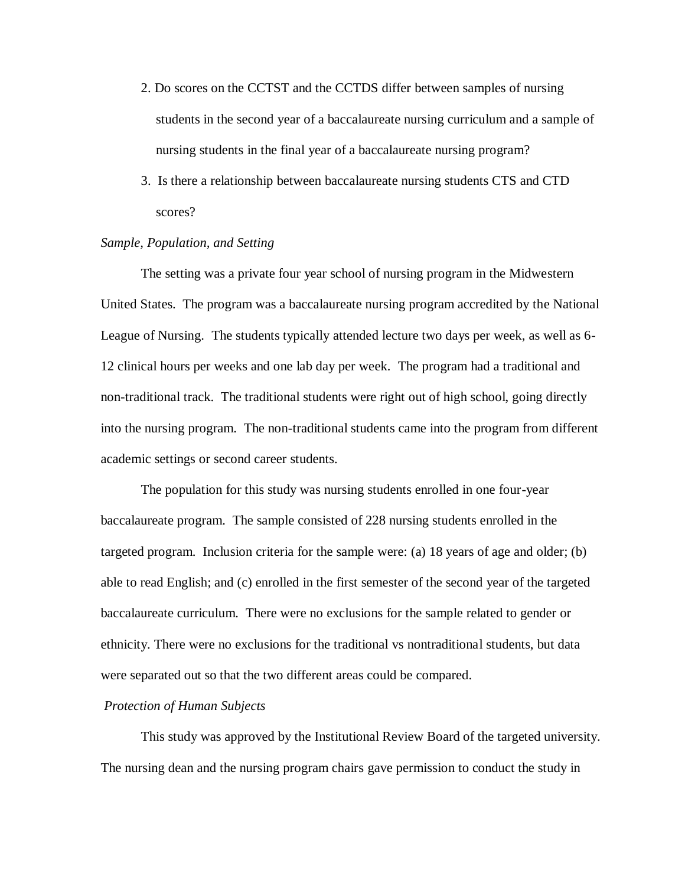2. Do scores on the CCTST and the CCTDS differ between samples of nursing students in the second year of a baccalaureate nursing curriculum and a sample of nursing students in the final year of a baccalaureate nursing program?
3. Is there a relationship between baccalaureate nursing students CTS and CTD scores?

*Sample, Population, and Setting*

The setting was a private four year school of nursing program in the Midwestern United States. The program was a baccalaureate nursing program accredited by the National League of Nursing. The students typically attended lecture two days per week, as well as 6-12 clinical hours per weeks and one lab day per week. The program had a traditional and non-traditional track. The traditional students were right out of high school, going directly into the nursing program. The non-traditional students came into the program from different academic settings or second career students.

The population for this study was nursing students enrolled in one four-year baccalaureate program. The sample consisted of 228 nursing students enrolled in the targeted program. Inclusion criteria for the sample were: (a) 18 years of age and older; (b) able to read English; and (c) enrolled in the first semester of the second year of the targeted baccalaureate curriculum. There were no exclusions for the sample related to gender or ethnicity. There were no exclusions for the traditional vs nontraditional students, but data were separated out so that the two different areas could be compared.

*Protection of Human Subjects*

This study was approved by the Institutional Review Board of the targeted university. The nursing dean and the nursing program chairs gave permission to conduct the study in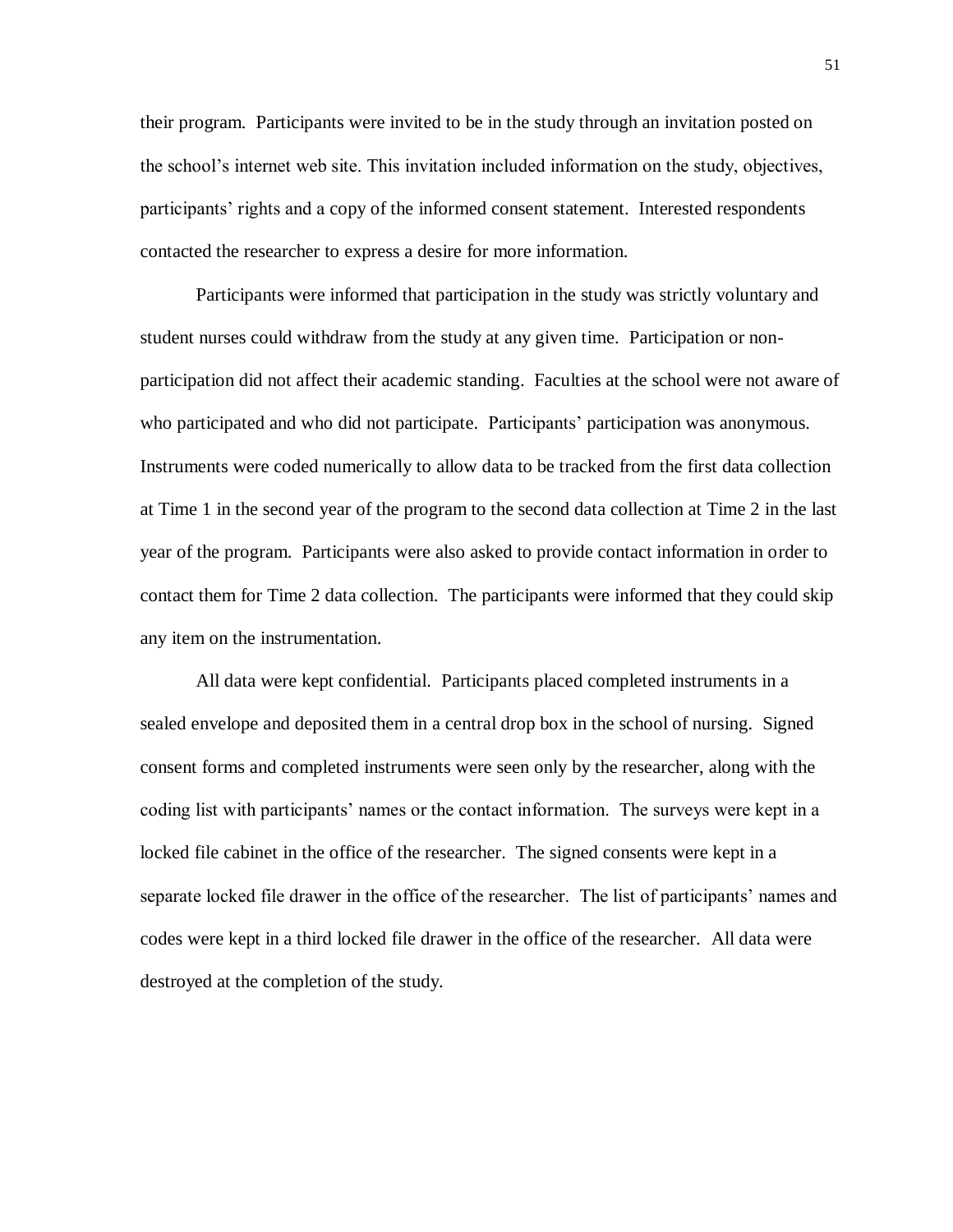their program. Participants were invited to be in the study through an invitation posted on the school's internet web site. This invitation included information on the study, objectives, participants' rights and a copy of the informed consent statement. Interested respondents contacted the researcher to express a desire for more information.

Participants were informed that participation in the study was strictly voluntary and student nurses could withdraw from the study at any given time. Participation or non-participation did not affect their academic standing. Faculties at the school were not aware of who participated and who did not participate. Participants' participation was anonymous. Instruments were coded numerically to allow data to be tracked from the first data collection at Time 1 in the second year of the program to the second data collection at Time 2 in the last year of the program. Participants were also asked to provide contact information in order to contact them for Time 2 data collection. The participants were informed that they could skip any item on the instrumentation.

All data were kept confidential. Participants placed completed instruments in a sealed envelope and deposited them in a central drop box in the school of nursing. Signed consent forms and completed instruments were seen only by the researcher, along with the coding list with participants' names or the contact information. The surveys were kept in a locked file cabinet in the office of the researcher. The signed consents were kept in a separate locked file drawer in the office of the researcher. The list of participants' names and codes were kept in a third locked file drawer in the office of the researcher. All data were destroyed at the completion of the study.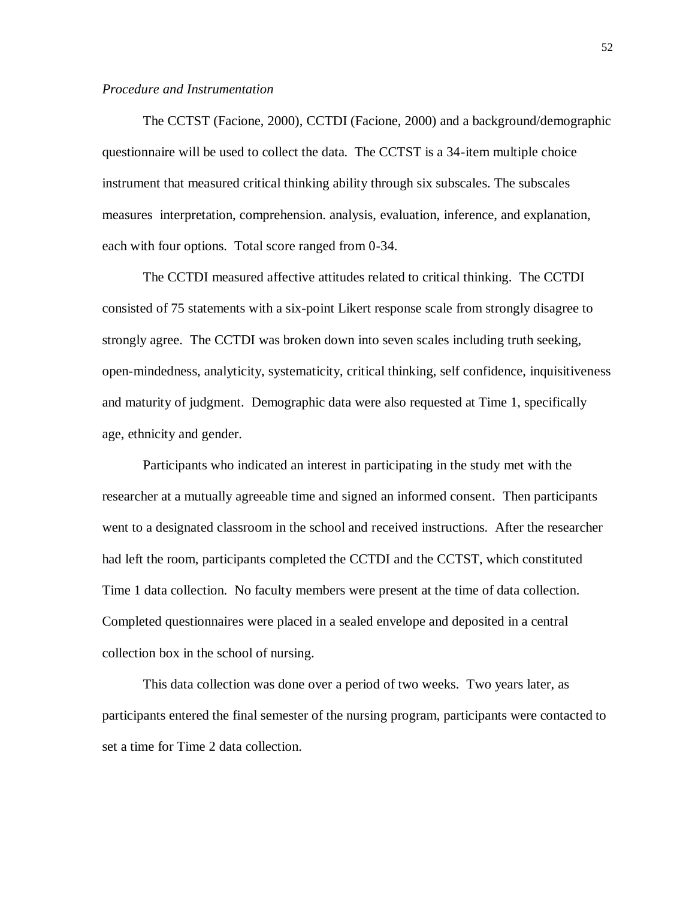*Procedure and Instrumentation*

The CCTST (Facione, 2000), CCTDI (Facione, 2000) and a background/demographic questionnaire will be used to collect the data. The CCTST is a 34-item multiple choice instrument that measured critical thinking ability through six subscales. The subscales measures interpretation, comprehension. analysis, evaluation, inference, and explanation, each with four options. Total score ranged from 0-34.

The CCTDI measured affective attitudes related to critical thinking. The CCTDI consisted of 75 statements with a six-point Likert response scale from strongly disagree to strongly agree. The CCTDI was broken down into seven scales including truth seeking, open-mindedness, analyticity, systematicity, critical thinking, self confidence, inquisitiveness and maturity of judgment. Demographic data were also requested at Time 1, specifically age, ethnicity and gender.

Participants who indicated an interest in participating in the study met with the researcher at a mutually agreeable time and signed an informed consent. Then participants went to a designated classroom in the school and received instructions. After the researcher had left the room, participants completed the CCTDI and the CCTST, which constituted Time 1 data collection. No faculty members were present at the time of data collection. Completed questionnaires were placed in a sealed envelope and deposited in a central collection box in the school of nursing.

This data collection was done over a period of two weeks. Two years later, as participants entered the final semester of the nursing program, participants were contacted to set a time for Time 2 data collection.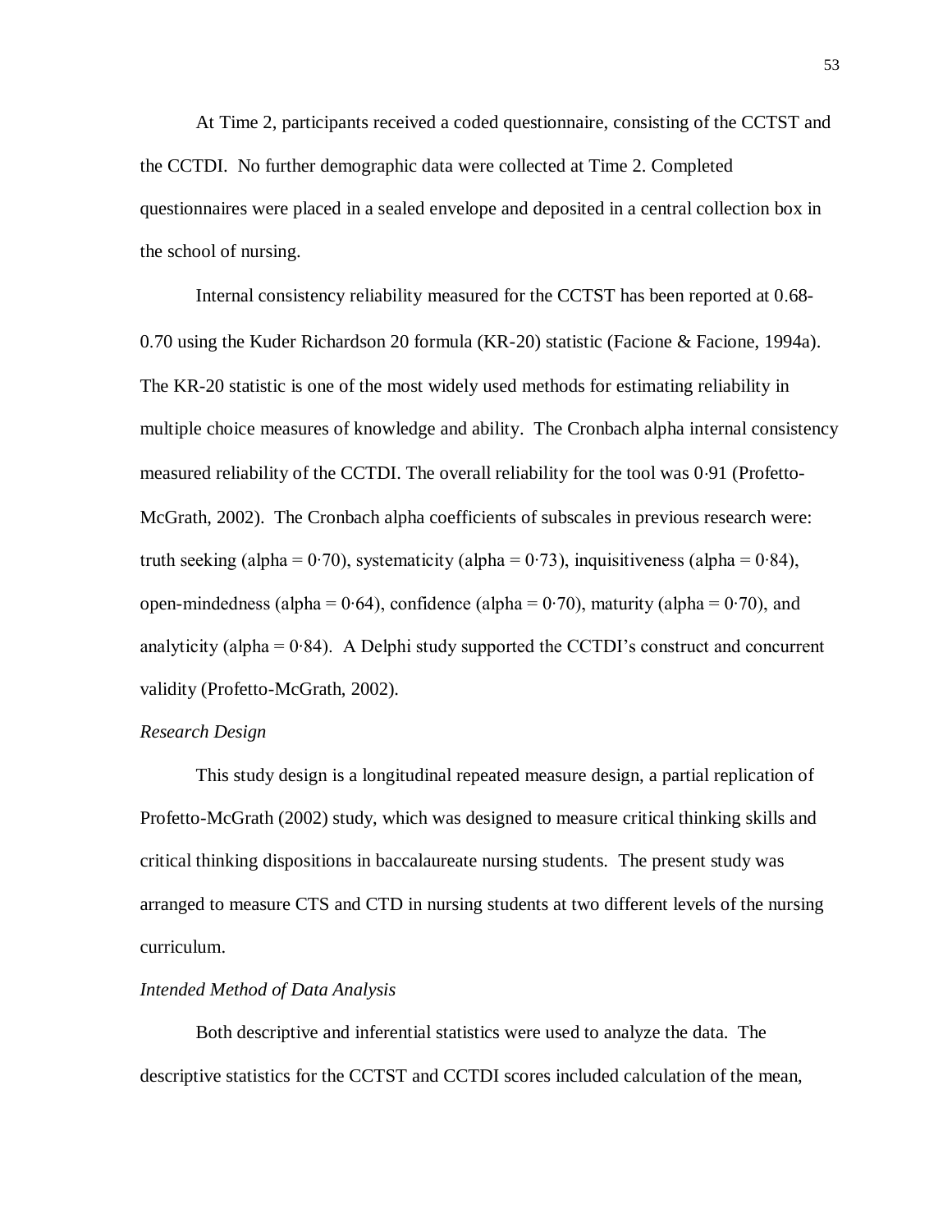At Time 2, participants received a coded questionnaire, consisting of the CCTST and the CCTDI. No further demographic data were collected at Time 2. Completed questionnaires were placed in a sealed envelope and deposited in a central collection box in the school of nursing.

Internal consistency reliability measured for the CCTST has been reported at 0.68-0.70 using the Kuder Richardson 20 formula (KR-20) statistic (Facione & Facione, 1994a). The KR-20 statistic is one of the most widely used methods for estimating reliability in multiple choice measures of knowledge and ability. The Cronbach alpha internal consistency measured reliability of the CCTDI. The overall reliability for the tool was 0·91 (Profetto-McGrath, 2002). The Cronbach alpha coefficients of subscales in previous research were: truth seeking (alpha = 0·70), systematicity (alpha = 0·73), inquisitiveness (alpha = 0·84), open-mindedness (alpha = 0·64), confidence (alpha = 0·70), maturity (alpha = 0·70), and analyticity (alpha = 0·84). A Delphi study supported the CCTDI's construct and concurrent validity (Profetto-McGrath, 2002).

*Research Design*

This study design is a longitudinal repeated measure design, a partial replication of Profetto-McGrath (2002) study, which was designed to measure critical thinking skills and critical thinking dispositions in baccalaureate nursing students. The present study was arranged to measure CTS and CTD in nursing students at two different levels of the nursing curriculum.

*Intended Method of Data Analysis*

Both descriptive and inferential statistics were used to analyze the data. The descriptive statistics for the CCTST and CCTDI scores included calculation of the mean,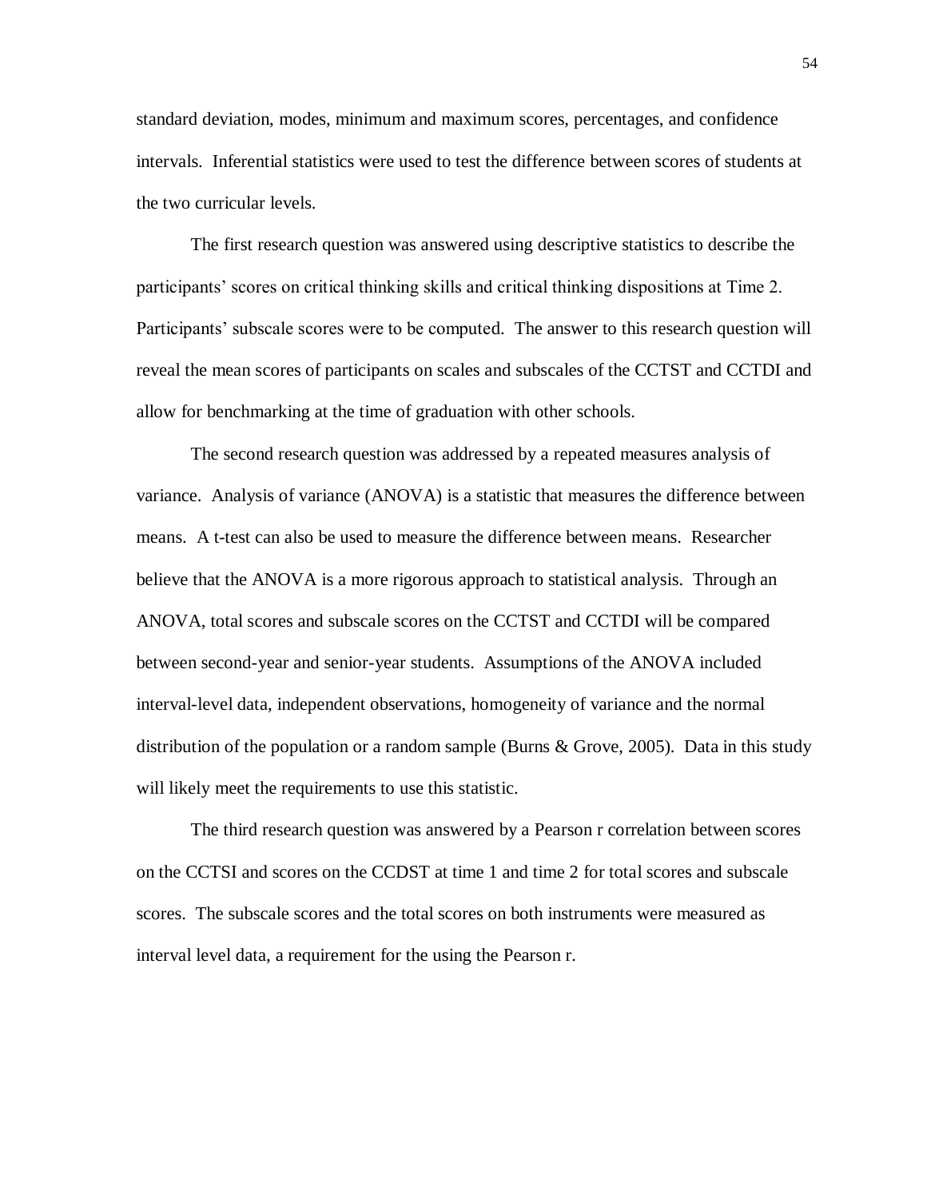standard deviation, modes, minimum and maximum scores, percentages, and confidence intervals. Inferential statistics were used to test the difference between scores of students at the two curricular levels.

The first research question was answered using descriptive statistics to describe the participants' scores on critical thinking skills and critical thinking dispositions at Time 2. Participants' subscale scores were to be computed. The answer to this research question will reveal the mean scores of participants on scales and subscales of the CCTST and CCTDI and allow for benchmarking at the time of graduation with other schools.

The second research question was addressed by a repeated measures analysis of variance. Analysis of variance (ANOVA) is a statistic that measures the difference between means. A t-test can also be used to measure the difference between means. Researcher believe that the ANOVA is a more rigorous approach to statistical analysis. Through an ANOVA, total scores and subscale scores on the CCTST and CCTDI will be compared between second-year and senior-year students. Assumptions of the ANOVA included interval-level data, independent observations, homogeneity of variance and the normal distribution of the population or a random sample (Burns & Grove, 2005). Data in this study will likely meet the requirements to use this statistic.

The third research question was answered by a Pearson r correlation between scores on the CCTSI and scores on the CCDST at time 1 and time 2 for total scores and subscale scores. The subscale scores and the total scores on both instruments were measured as interval level data, a requirement for the using the Pearson r.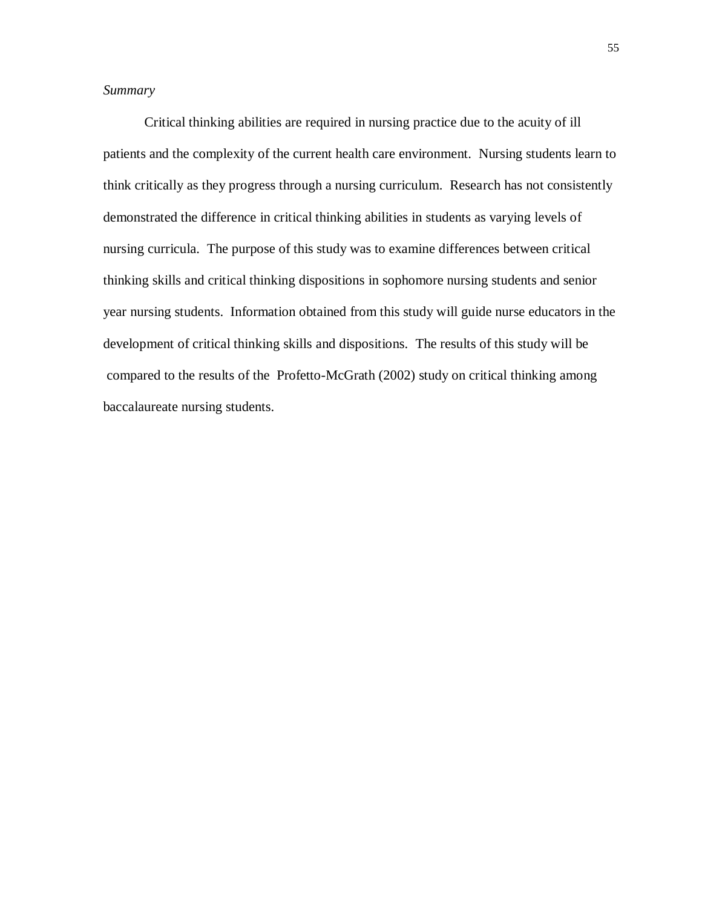*Summary*

Critical thinking abilities are required in nursing practice due to the acuity of ill patients and the complexity of the current health care environment. Nursing students learn to think critically as they progress through a nursing curriculum. Research has not consistently demonstrated the difference in critical thinking abilities in students as varying levels of nursing curricula. The purpose of this study was to examine differences between critical thinking skills and critical thinking dispositions in sophomore nursing students and senior year nursing students. Information obtained from this study will guide nurse educators in the development of critical thinking skills and dispositions. The results of this study will be compared to the results of the Profetto-McGrath (2002) study on critical thinking among baccalaureate nursing students.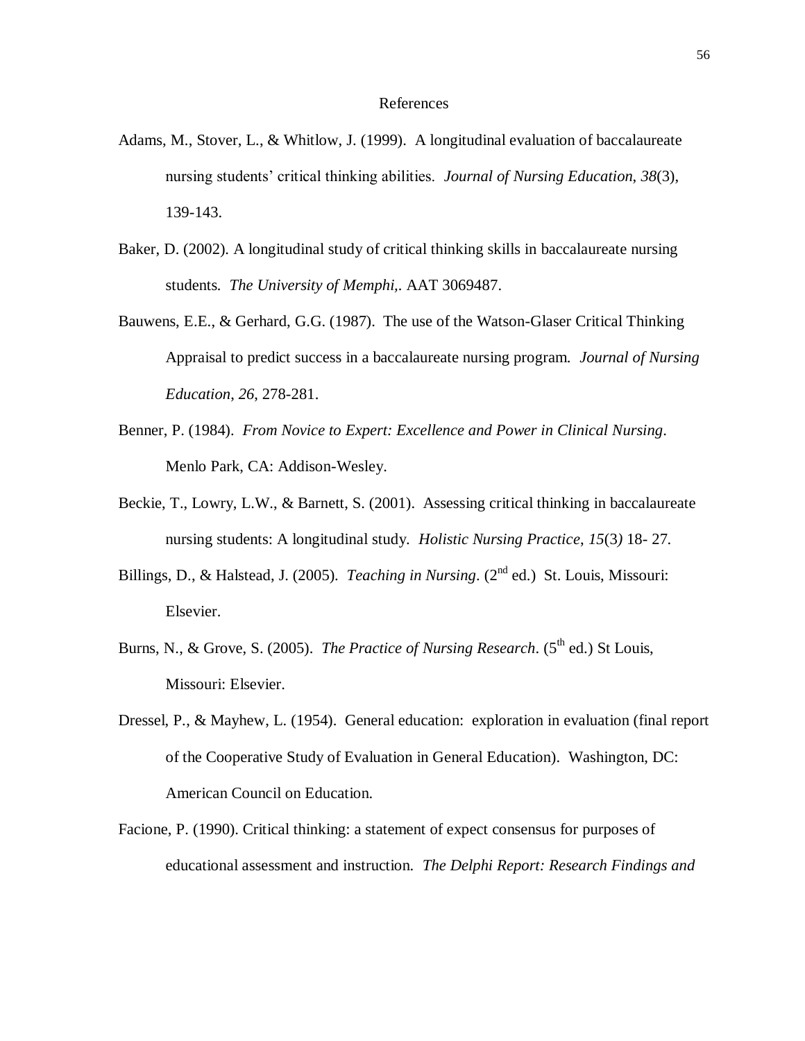# References

Adams, M., Stover, L., & Whitlow, J. (1999). A longitudinal evaluation of baccalaureate nursing students' critical thinking abilities. *Journal of Nursing Education*, *38*(3), 139-143.

Baker, D. (2002). A longitudinal study of critical thinking skills in baccalaureate nursing students. *The University of Memphi,*. AAT 3069487.

Bauwens, E.E., & Gerhard, G.G. (1987). The use of the Watson-Glaser Critical Thinking Appraisal to predict success in a baccalaureate nursing program. *Journal of Nursing Education*, *26*, 278-281.

Benner, P. (1984). *From Novice to Expert: Excellence and Power in Clinical Nursing*. Menlo Park, CA: Addison-Wesley.

Beckie, T., Lowry, L.W., & Barnett, S. (2001). Assessing critical thinking in baccalaureate nursing students: A longitudinal study. *Holistic Nursing Practice*, *15*(3*)* 18- 27.

Billings, D., & Halstead, J. (2005). *Teaching in Nursing*. (2nd ed.) St. Louis, Missouri: Elsevier.

Burns, N., & Grove, S. (2005). *The Practice of Nursing Research*. (5th ed.) St Louis, Missouri: Elsevier.

Dressel, P., & Mayhew, L. (1954). General education: exploration in evaluation (final report of the Cooperative Study of Evaluation in General Education). Washington, DC: American Council on Education.

Facione, P. (1990). Critical thinking: a statement of expect consensus for purposes of educational assessment and instruction. *The Delphi Report: Research Findings and*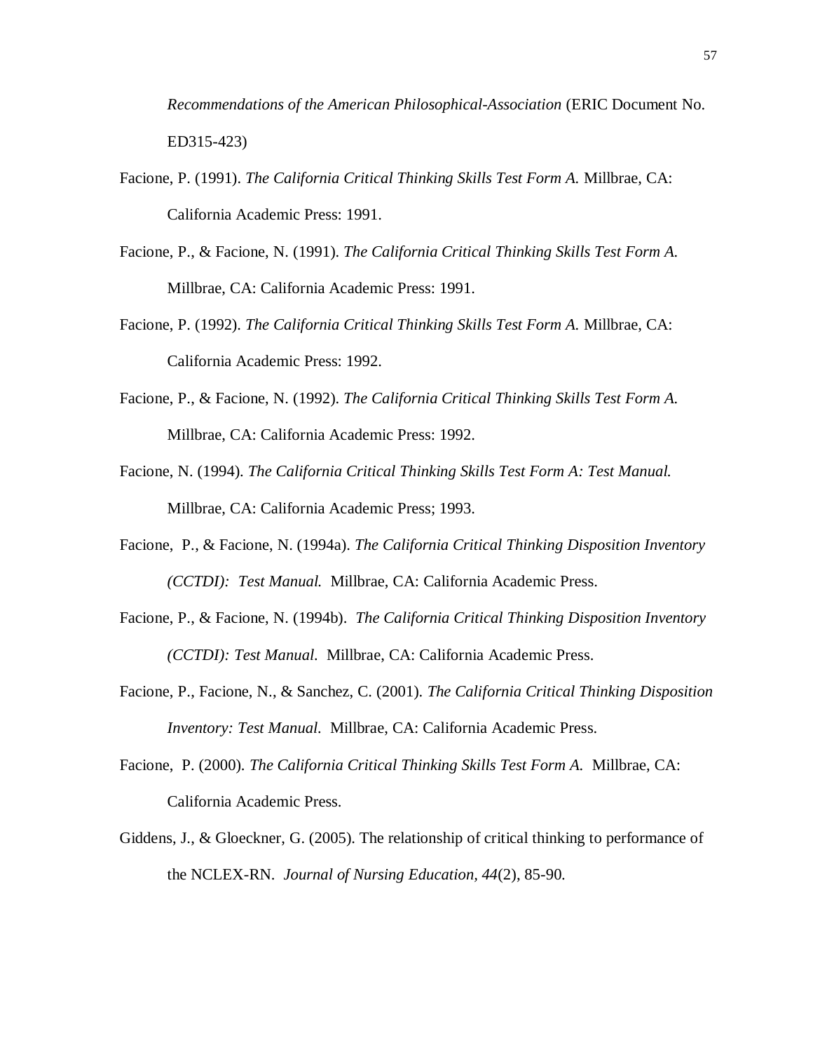*Recommendations of the American Philosophical-Association* (ERIC Document No. ED315-423)

Facione, P. (1991). *The California Critical Thinking Skills Test Form A.* Millbrae, CA: California Academic Press: 1991.

Facione, P., & Facione, N. (1991). *The California Critical Thinking Skills Test Form A.* Millbrae, CA: California Academic Press: 1991.

Facione, P. (1992). *The California Critical Thinking Skills Test Form A.* Millbrae, CA: California Academic Press: 1992.

Facione, P., & Facione, N. (1992). *The California Critical Thinking Skills Test Form A.* Millbrae, CA: California Academic Press: 1992.

Facione, N. (1994). *The California Critical Thinking Skills Test Form A: Test Manual.* Millbrae, CA: California Academic Press; 1993.

Facione, P., & Facione, N. (1994a). *The California Critical Thinking Disposition Inventory (CCTDI): Test Manual.* Millbrae, CA: California Academic Press.

Facione, P., & Facione, N. (1994b). *The California Critical Thinking Disposition Inventory (CCTDI): Test Manual.* Millbrae, CA: California Academic Press.

Facione, P., Facione, N., & Sanchez, C. (2001). *The California Critical Thinking Disposition Inventory: Test Manual.* Millbrae, CA: California Academic Press.

Facione, P. (2000). *The California Critical Thinking Skills Test Form A.* Millbrae, CA: California Academic Press.

Giddens, J., & Gloeckner, G. (2005). The relationship of critical thinking to performance of the NCLEX-RN. *Journal of Nursing Education, 44*(2), 85-90.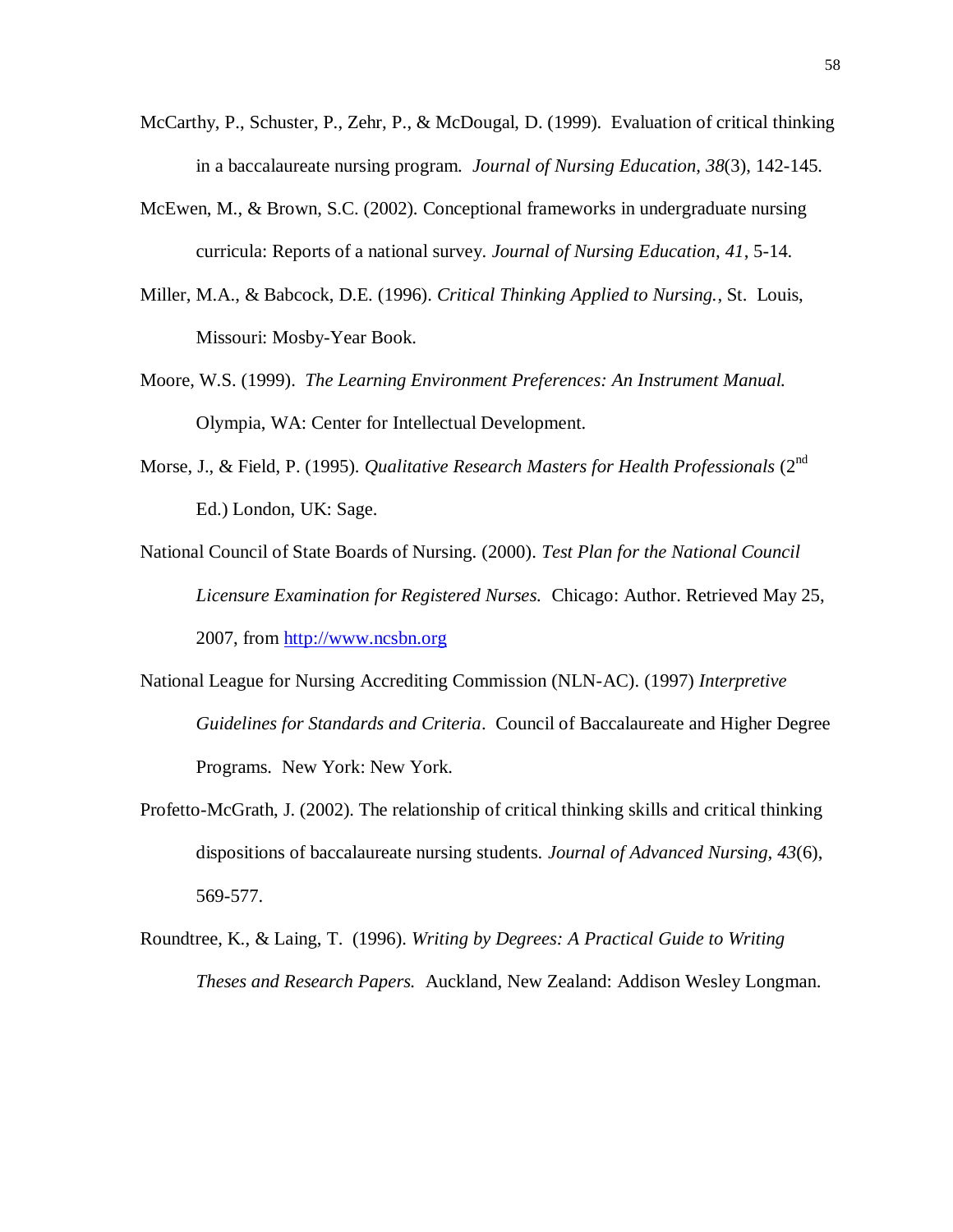McCarthy, P., Schuster, P., Zehr, P., & McDougal, D. (1999). Evaluation of critical thinking in a baccalaureate nursing program. *Journal of Nursing Education, 38*(3), 142-145.

McEwen, M., & Brown, S.C. (2002). Conceptional frameworks in undergraduate nursing curricula: Reports of a national survey. *Journal of Nursing Education, 41*, 5-14.

Miller, M.A., & Babcock, D.E. (1996). *Critical Thinking Applied to Nursing.*, St. Louis, Missouri: Mosby-Year Book.

Moore, W.S. (1999). *The Learning Environment Preferences: An Instrument Manual.* Olympia, WA: Center for Intellectual Development.

Morse, J., & Field, P. (1995). *Qualitative Research Masters for Health Professionals* (2nd Ed.) London, UK: Sage.

National Council of State Boards of Nursing. (2000). *Test Plan for the National Council Licensure Examination for Registered Nurses.* Chicago: Author. Retrieved May 25, 2007, from http://www.ncsbn.org

National League for Nursing Accrediting Commission (NLN-AC). (1997) *Interpretive Guidelines for Standards and Criteria*. Council of Baccalaureate and Higher Degree Programs. New York: New York.

Profetto-McGrath, J. (2002). The relationship of critical thinking skills and critical thinking dispositions of baccalaureate nursing students. *Journal of Advanced Nursing, 43*(6), 569-577.

Roundtree, K., & Laing, T. (1996). *Writing by Degrees: A Practical Guide to Writing Theses and Research Papers.* Auckland, New Zealand: Addison Wesley Longman.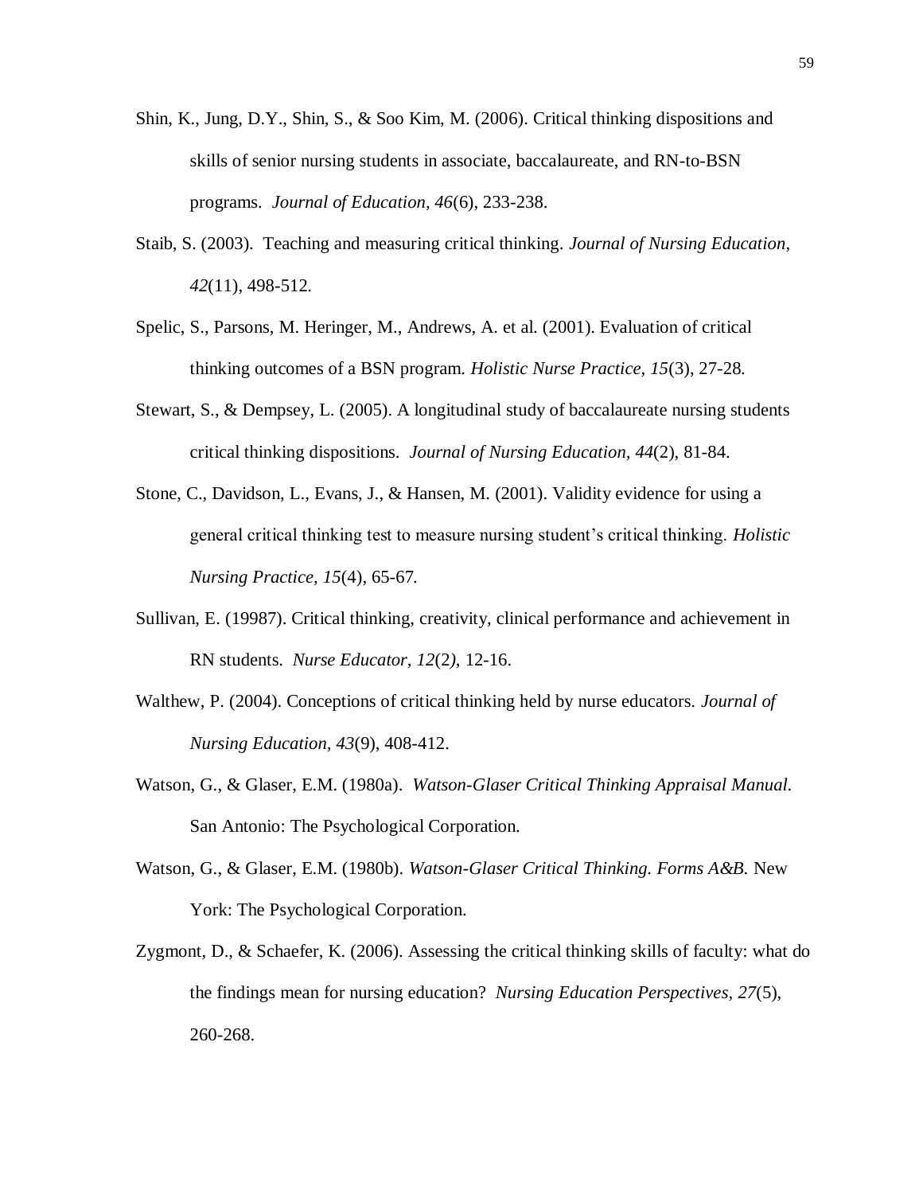Shin, K., Jung, D.Y., Shin, S., & Soo Kim, M. (2006). Critical thinking dispositions and skills of senior nursing students in associate, baccalaureate, and RN-to-BSN programs. *Journal of Education*, *46*(6), 233-238.

Staib, S. (2003). Teaching and measuring critical thinking. *Journal of Nursing Education*, *42*(11), 498-512.

Spelic, S., Parsons, M. Heringer, M., Andrews, A. et al. (2001). Evaluation of critical thinking outcomes of a BSN program. *Holistic Nurse Practice, 15*(3), 27-28.

Stewart, S., & Dempsey, L. (2005). A longitudinal study of baccalaureate nursing students critical thinking dispositions. *Journal of Nursing Education*, *44*(2), 81-84.

Stone, C., Davidson, L., Evans, J., & Hansen, M. (2001). Validity evidence for using a general critical thinking test to measure nursing student's critical thinking. *Holistic Nursing Practice, 15*(4), 65-67.

Sullivan, E. (19987). Critical thinking, creativity, clinical performance and achievement in RN students. *Nurse Educator, 12*(2*)*, 12-16.

Walthew, P. (2004). Conceptions of critical thinking held by nurse educators. *Journal of Nursing Education, 43*(9), 408-412.

Watson, G., & Glaser, E.M. (1980a). *Watson-Glaser Critical Thinking Appraisal Manual*. San Antonio: The Psychological Corporation.

Watson, G., & Glaser, E.M. (1980b). *Watson-Glaser Critical Thinking. Forms A&B.* New York: The Psychological Corporation.

Zygmont, D., & Schaefer, K. (2006). Assessing the critical thinking skills of faculty: what do the findings mean for nursing education? *Nursing Education Perspectives, 27*(5), 260-268.